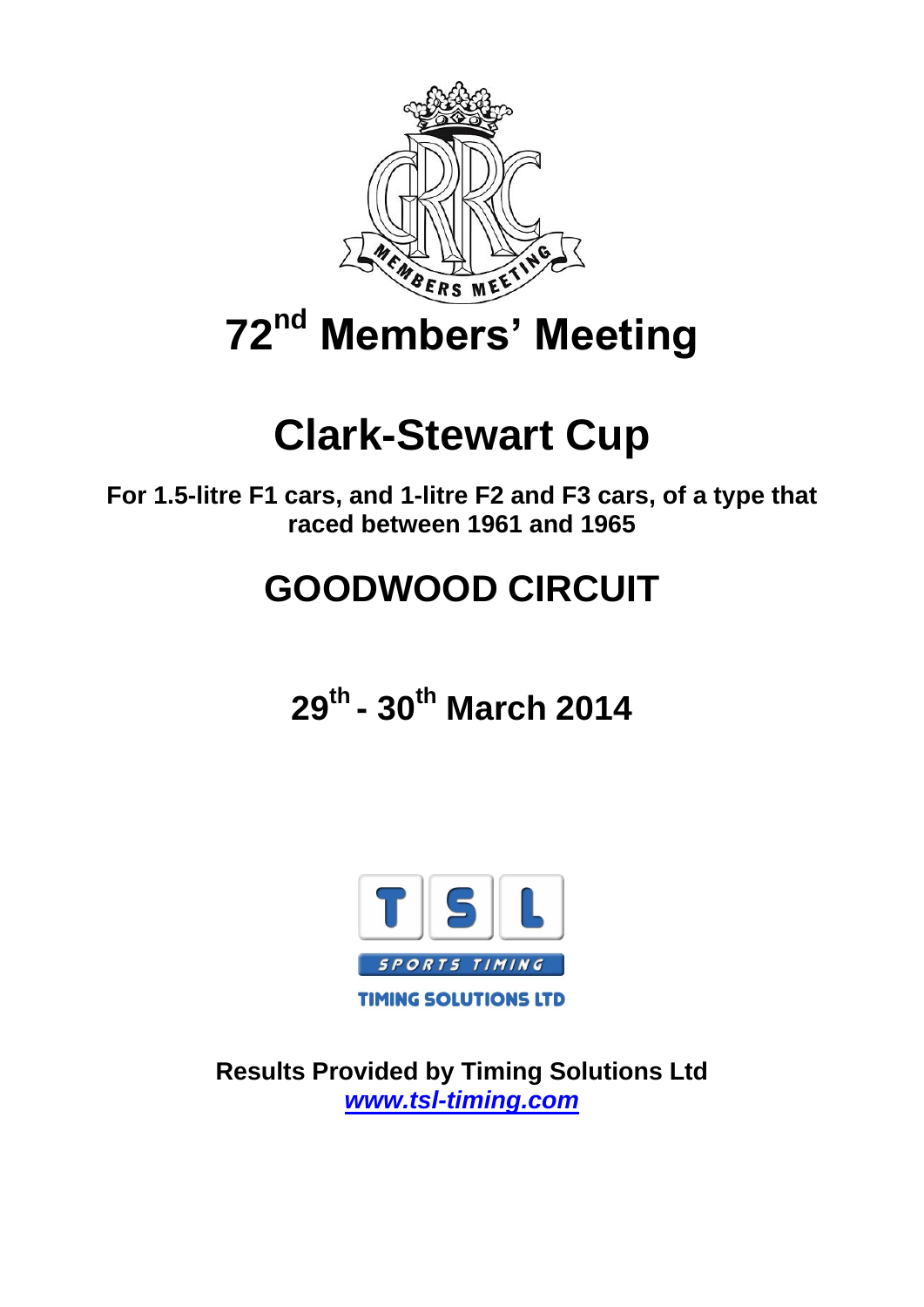# 72nd Members' Meeting

# Clark-Stewart Cup

**For 1.5-litre F1 cars, and 1-litre F2 and F3 cars, of a type that raced between 1961 and 1965**

## GOODWOOD CIRCUIT

## 29th - 30th March 2014

**Results Provided by Timing Solutions Ltd**
***www.tsl-timing.com***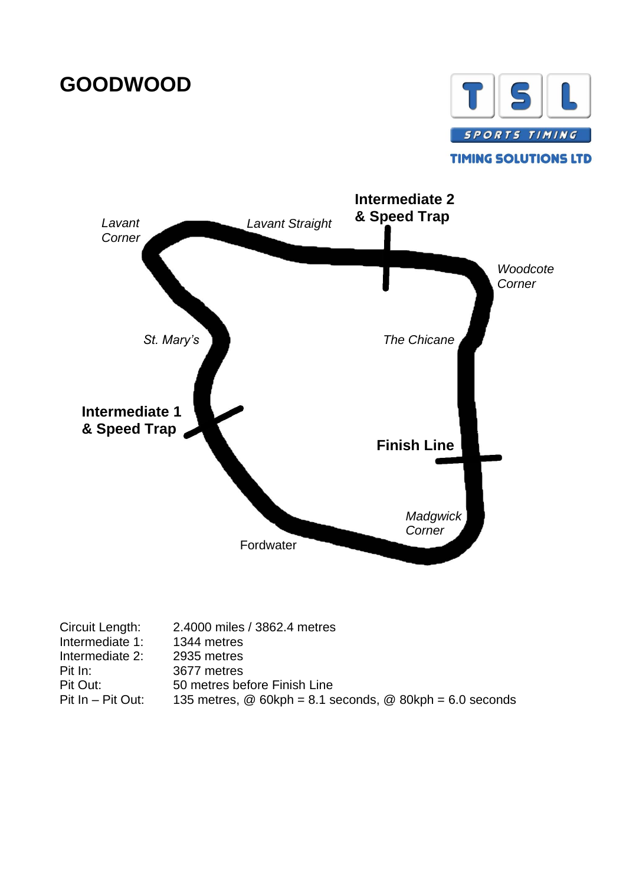# GOODWOOD

TSL SPORTS TIMING
TIMING SOLUTIONS LTD

*Lavant Corner*

*Lavant Straight*

**Intermediate 2 & Speed Trap**

*Woodcote Corner*

*St. Mary's*

*The Chicane*

**Intermediate 1 & Speed Trap**

**Finish Line**

*Madgwick Corner*

Fordwater

| | |
|---|---|
| Circuit Length: | 2.4000 miles / 3862.4 metres |
| Intermediate 1: | 1344 metres |
| Intermediate 2: | 2935 metres |
| Pit In: | 3677 metres |
| Pit Out: | 50 metres before Finish Line |
| Pit In – Pit Out: | 135 metres, @ 60kph = 8.1 seconds, @ 80kph = 6.0 seconds |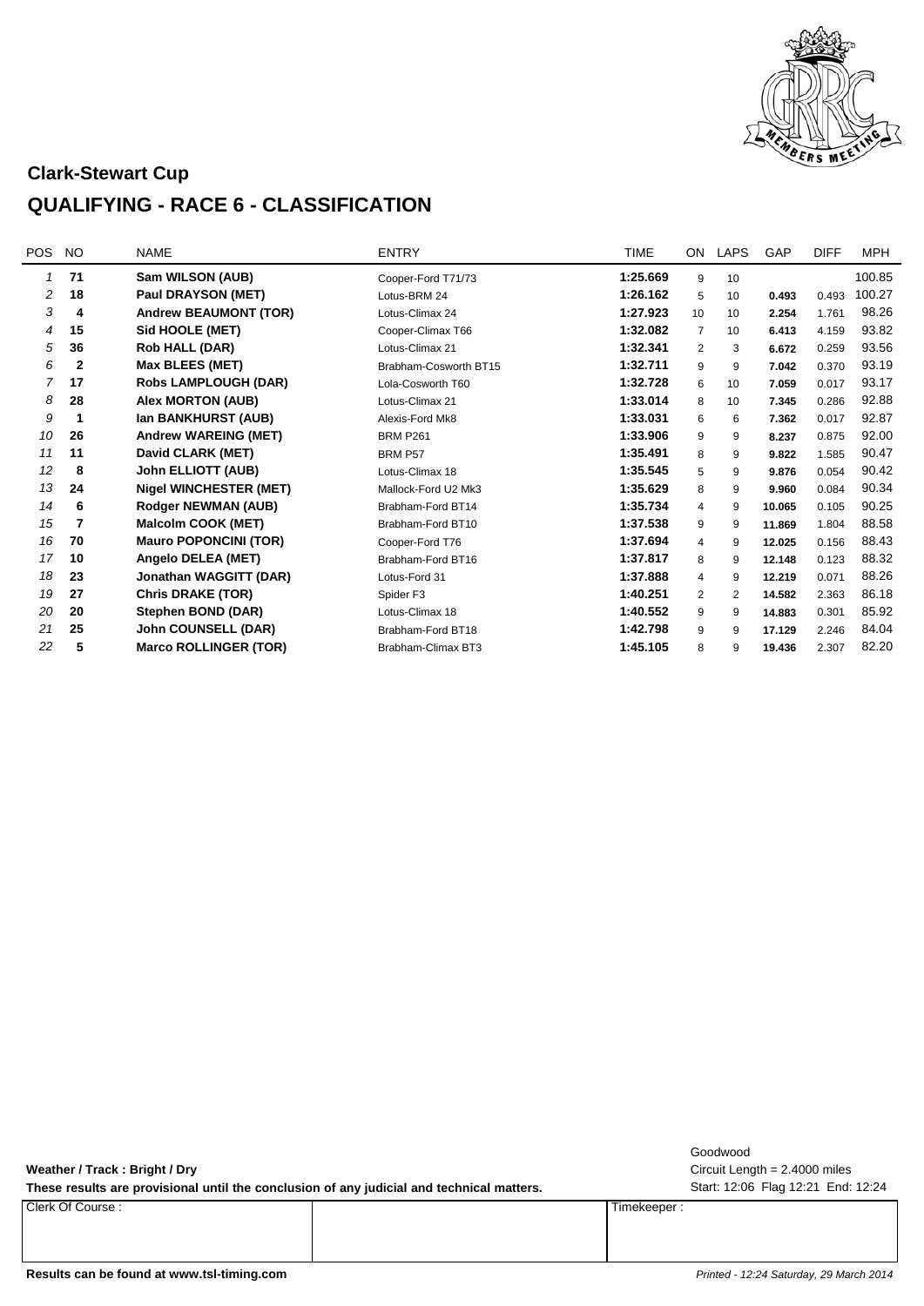## Clark-Stewart Cup

# QUALIFYING - RACE 6 - CLASSIFICATION

| POS | NO | NAME | ENTRY | TIME | ON | LAPS | GAP | DIFF | MPH |
|---|---|---|---|---|---|---|---|---|---|
| 1 | 71 | **Sam WILSON (AUB)** | Cooper-Ford T71/73 | **1:25.669** | 9 | 10 | | | 100.85 |
| 2 | 18 | **Paul DRAYSON (MET)** | Lotus-BRM 24 | **1:26.162** | 5 | 10 | **0.493** | 0.493 | 100.27 |
| 3 | 4 | **Andrew BEAUMONT (TOR)** | Lotus-Climax 24 | **1:27.923** | 10 | 10 | **2.254** | 1.761 | 98.26 |
| 4 | 15 | **Sid HOOLE (MET)** | Cooper-Climax T66 | **1:32.082** | 7 | 10 | **6.413** | 4.159 | 93.82 |
| 5 | 36 | **Rob HALL (DAR)** | Lotus-Climax 21 | **1:32.341** | 2 | 3 | **6.672** | 0.259 | 93.56 |
| 6 | 2 | **Max BLEES (MET)** | Brabham-Cosworth BT15 | **1:32.711** | 9 | 9 | **7.042** | 0.370 | 93.19 |
| 7 | 17 | **Robs LAMPLOUGH (DAR)** | Lola-Cosworth T60 | **1:32.728** | 6 | 10 | **7.059** | 0.017 | 93.17 |
| 8 | 28 | **Alex MORTON (AUB)** | Lotus-Climax 21 | **1:33.014** | 8 | 10 | **7.345** | 0.286 | 92.88 |
| 9 | 1 | **Ian BANKHURST (AUB)** | Alexis-Ford Mk8 | **1:33.031** | 6 | 6 | **7.362** | 0.017 | 92.87 |
| 10 | 26 | **Andrew WAREING (MET)** | BRM P261 | **1:33.906** | 9 | 9 | **8.237** | 0.875 | 92.00 |
| 11 | 11 | **David CLARK (MET)** | BRM P57 | **1:35.491** | 8 | 9 | **9.822** | 1.585 | 90.47 |
| 12 | 8 | **John ELLIOTT (AUB)** | Lotus-Climax 18 | **1:35.545** | 5 | 9 | **9.876** | 0.054 | 90.42 |
| 13 | 24 | **Nigel WINCHESTER (MET)** | Mallock-Ford U2 Mk3 | **1:35.629** | 8 | 9 | **9.960** | 0.084 | 90.34 |
| 14 | 6 | **Rodger NEWMAN (AUB)** | Brabham-Ford BT14 | **1:35.734** | 4 | 9 | **10.065** | 0.105 | 90.25 |
| 15 | 7 | **Malcolm COOK (MET)** | Brabham-Ford BT10 | **1:37.538** | 9 | 9 | **11.869** | 1.804 | 88.58 |
| 16 | 70 | **Mauro POPONCINI (TOR)** | Cooper-Ford T76 | **1:37.694** | 4 | 9 | **12.025** | 0.156 | 88.43 |
| 17 | 10 | **Angelo DELEA (MET)** | Brabham-Ford BT16 | **1:37.817** | 8 | 9 | **12.148** | 0.123 | 88.32 |
| 18 | 23 | **Jonathan WAGGITT (DAR)** | Lotus-Ford 31 | **1:37.888** | 4 | 9 | **12.219** | 0.071 | 88.26 |
| 19 | 27 | **Chris DRAKE (TOR)** | Spider F3 | **1:40.251** | 2 | 2 | **14.582** | 2.363 | 86.18 |
| 20 | 20 | **Stephen BOND (DAR)** | Lotus-Climax 18 | **1:40.552** | 9 | 9 | **14.883** | 0.301 | 85.92 |
| 21 | 25 | **John COUNSELL (DAR)** | Brabham-Ford BT18 | **1:42.798** | 9 | 9 | **17.129** | 2.246 | 84.04 |
| 22 | 5 | **Marco ROLLINGER (TOR)** | Brabham-Climax BT3 | **1:45.105** | 8 | 9 | **19.436** | 2.307 | 82.20 |

**Weather / Track : Bright / Dry**

**These results are provisional until the conclusion of any judicial and technical matters.**

Goodwood
Circuit Length = 2.4000 miles
Start: 12:06 Flag 12:21 End: 12:24

| Clerk Of Course : | | Timekeeper : |
|---|---|---|

**Results can be found at www.tsl-timing.com**

*Printed - 12:24 Saturday, 29 March 2014*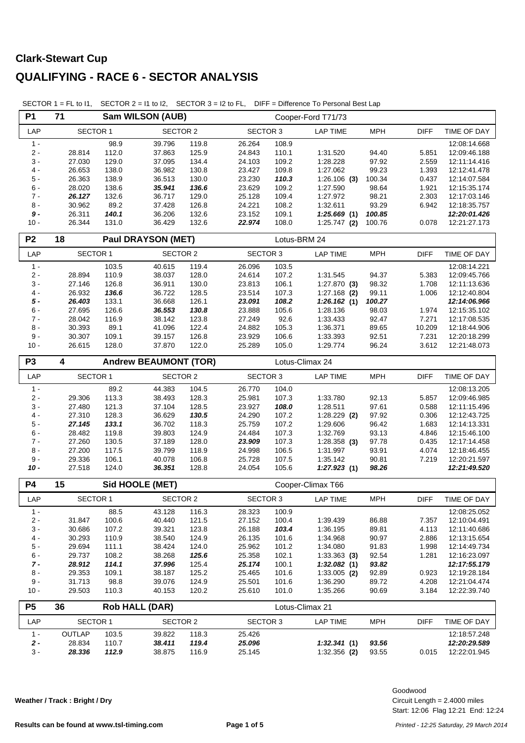# Clark-Stewart Cup

# QUALIFYING - RACE 6 - SECTOR ANALYSIS

SECTOR 1 = FL to I1, SECTOR 2 = I1 to I2, SECTOR 3 = I2 to FL, DIFF = Difference To Personal Best Lap

## P1 71 Sam WILSON (AUB) — Cooper-Ford T71/73

| LAP | SECTOR 1 | | SECTOR 2 | | SECTOR 3 | | LAP TIME | MPH | DIFF | TIME OF DAY |
|---|---|---|---|---|---|---|---|---|---|---|
| 1 - | | 98.9 | 39.796 | 119.8 | 26.264 | 108.9 | | | | 12:08:14.668 |
| 2 - | 28.814 | 112.0 | 37.863 | 125.9 | 24.843 | 110.1 | 1:31.520 | 94.40 | 5.851 | 12:09:46.188 |
| 3 - | 27.030 | 129.0 | 37.095 | 134.4 | 24.103 | 109.2 | 1:28.228 | 97.92 | 2.559 | 12:11:14.416 |
| 4 - | 26.653 | 138.0 | 36.982 | 130.8 | 23.427 | 109.8 | 1:27.062 | 99.23 | 1.393 | 12:12:41.478 |
| 5 - | 26.363 | 138.9 | 36.513 | 130.0 | 23.230 | ***110.3*** | 1:26.106 **(3)** | 100.34 | 0.437 | 12:14:07.584 |
| 6 - | 28.020 | 138.6 | ***35.941*** | ***136.6*** | 23.629 | 109.2 | 1:27.590 | 98.64 | 1.921 | 12:15:35.174 |
| 7 - | ***26.127*** | 132.6 | 36.717 | 129.0 | 25.128 | 109.4 | 1:27.972 | 98.21 | 2.303 | 12:17:03.146 |
| 8 - | 30.962 | 89.2 | 37.428 | 126.8 | 24.221 | 108.2 | 1:32.611 | 93.29 | 6.942 | 12:18:35.757 |
| ***9 -*** | 26.311 | ***140.1*** | 36.206 | 132.6 | 23.152 | 109.1 | ***1:25.669*** **(1)** | ***100.85*** | | ***12:20:01.426*** |
| 10 - | 26.344 | 131.0 | 36.429 | 132.6 | ***22.974*** | 108.0 | 1:25.747 **(2)** | 100.76 | 0.078 | 12:21:27.173 |

## P2 18 Paul DRAYSON (MET) — Lotus-BRM 24

| LAP | SECTOR 1 | | SECTOR 2 | | SECTOR 3 | | LAP TIME | MPH | DIFF | TIME OF DAY |
|---|---|---|---|---|---|---|---|---|---|---|
| 1 - | | 103.5 | 40.615 | 119.4 | 26.096 | 103.5 | | | | 12:08:14.221 |
| 2 - | 28.894 | 110.9 | 38.037 | 128.0 | 24.614 | 107.2 | 1:31.545 | 94.37 | 5.383 | 12:09:45.766 |
| 3 - | 27.146 | 126.8 | 36.911 | 130.0 | 23.813 | 106.1 | 1:27.870 **(3)** | 98.32 | 1.708 | 12:11:13.636 |
| 4 - | 26.932 | ***136.6*** | 36.722 | 128.5 | 23.514 | 107.3 | 1:27.168 **(2)** | 99.11 | 1.006 | 12:12:40.804 |
| ***5 -*** | ***26.403*** | 133.1 | 36.668 | 126.1 | ***23.091*** | ***108.2*** | ***1:26.162*** **(1)** | ***100.27*** | | ***12:14:06.966*** |
| 6 - | 27.695 | 126.6 | ***36.553*** | ***130.8*** | 23.888 | 105.6 | 1:28.136 | 98.03 | 1.974 | 12:15:35.102 |
| 7 - | 28.042 | 116.9 | 38.142 | 123.8 | 27.249 | 92.6 | 1:33.433 | 92.47 | 7.271 | 12:17:08.535 |
| 8 - | 30.393 | 89.1 | 41.096 | 122.4 | 24.882 | 105.3 | 1:36.371 | 89.65 | 10.209 | 12:18:44.906 |
| 9 - | 30.307 | 109.1 | 39.157 | 126.8 | 23.929 | 106.6 | 1:33.393 | 92.51 | 7.231 | 12:20:18.299 |
| 10 - | 26.615 | 128.0 | 37.870 | 122.0 | 25.289 | 105.0 | 1:29.774 | 96.24 | 3.612 | 12:21:48.073 |

## P3 4 Andrew BEAUMONT (TOR) — Lotus-Climax 24

| LAP | SECTOR 1 | | SECTOR 2 | | SECTOR 3 | | LAP TIME | MPH | DIFF | TIME OF DAY |
|---|---|---|---|---|---|---|---|---|---|---|
| 1 - | | 89.2 | 44.383 | 104.5 | 26.770 | 104.0 | | | | 12:08:13.205 |
| 2 - | 29.306 | 113.3 | 38.493 | 128.3 | 25.981 | 107.3 | 1:33.780 | 92.13 | 5.857 | 12:09:46.985 |
| 3 - | 27.480 | 121.3 | 37.104 | 128.5 | 23.927 | ***108.0*** | 1:28.511 | 97.61 | 0.588 | 12:11:15.496 |
| 4 - | 27.310 | 128.3 | 36.629 | ***130.5*** | 24.290 | 107.2 | 1:28.229 **(2)** | 97.92 | 0.306 | 12:12:43.725 |
| 5 - | ***27.145*** | ***133.1*** | 36.702 | 118.3 | 25.759 | 107.2 | 1:29.606 | 96.42 | 1.683 | 12:14:13.331 |
| 6 - | 28.482 | 119.8 | 39.803 | 124.9 | 24.484 | 107.3 | 1:32.769 | 93.13 | 4.846 | 12:15:46.100 |
| 7 - | 27.260 | 130.5 | 37.189 | 128.0 | ***23.909*** | 107.3 | 1:28.358 **(3)** | 97.78 | 0.435 | 12:17:14.458 |
| 8 - | 27.200 | 117.5 | 39.799 | 118.9 | 24.998 | 106.5 | 1:31.997 | 93.91 | 4.074 | 12:18:46.455 |
| 9 - | 29.336 | 106.1 | 40.078 | 106.8 | 25.728 | 107.5 | 1:35.142 | 90.81 | 7.219 | 12:20:21.597 |
| ***10 -*** | 27.518 | 124.0 | ***36.351*** | 128.8 | 24.054 | 105.6 | ***1:27.923*** **(1)** | ***98.26*** | | ***12:21:49.520*** |

## P4 15 Sid HOOLE (MET) — Cooper-Climax T66

| LAP | SECTOR 1 | | SECTOR 2 | | SECTOR 3 | | LAP TIME | MPH | DIFF | TIME OF DAY |
|---|---|---|---|---|---|---|---|---|---|---|
| 1 - | | 88.5 | 43.128 | 116.3 | 28.323 | 100.9 | | | | 12:08:25.052 |
| 2 - | 31.847 | 100.6 | 40.440 | 121.5 | 27.152 | 100.4 | 1:39.439 | 86.88 | 7.357 | 12:10:04.491 |
| 3 - | 30.686 | 107.2 | 39.321 | 123.8 | 26.188 | ***103.4*** | 1:36.195 | 89.81 | 4.113 | 12:11:40.686 |
| 4 - | 30.293 | 110.9 | 38.540 | 124.9 | 26.135 | 101.6 | 1:34.968 | 90.97 | 2.886 | 12:13:15.654 |
| 5 - | 29.694 | 111.1 | 38.424 | 124.0 | 25.962 | 101.2 | 1:34.080 | 91.83 | 1.998 | 12:14:49.734 |
| 6 - | 29.737 | 108.2 | 38.268 | ***125.6*** | 25.358 | 102.1 | 1:33.363 **(3)** | 92.54 | 1.281 | 12:16:23.097 |
| ***7 -*** | ***28.912*** | ***114.1*** | ***37.996*** | 125.4 | ***25.174*** | 100.1 | ***1:32.082*** **(1)** | ***93.82*** | | ***12:17:55.179*** |
| 8 - | 29.353 | 109.1 | 38.187 | 125.2 | 25.465 | 101.6 | 1:33.005 **(2)** | 92.89 | 0.923 | 12:19:28.184 |
| 9 - | 31.713 | 98.8 | 39.076 | 124.9 | 25.501 | 101.6 | 1:36.290 | 89.72 | 4.208 | 12:21:04.474 |
| 10 - | 29.503 | 110.3 | 40.153 | 120.2 | 25.610 | 101.0 | 1:35.266 | 90.69 | 3.184 | 12:22:39.740 |

## P5 36 Rob HALL (DAR) — Lotus-Climax 21

| LAP | SECTOR 1 | | SECTOR 2 | | SECTOR 3 | | LAP TIME | MPH | DIFF | TIME OF DAY |
|---|---|---|---|---|---|---|---|---|---|---|
| 1 - | OUTLAP | 103.5 | 39.822 | 118.3 | 25.426 | | | | | 12:18:57.248 |
| ***2 -*** | 28.834 | 110.7 | ***38.411*** | ***119.4*** | ***25.096*** | | ***1:32.341*** **(1)** | ***93.56*** | | ***12:20:29.589*** |
| 3 - | ***28.336*** | ***112.9*** | 38.875 | 116.9 | 25.145 | | 1:32.356 **(2)** | 93.55 | 0.015 | 12:22:01.945 |

**Weather / Track : Bright / Dry**

Goodwood
Circuit Length = 2.4000 miles
Start: 12:06 Flag 12:21 End: 12:24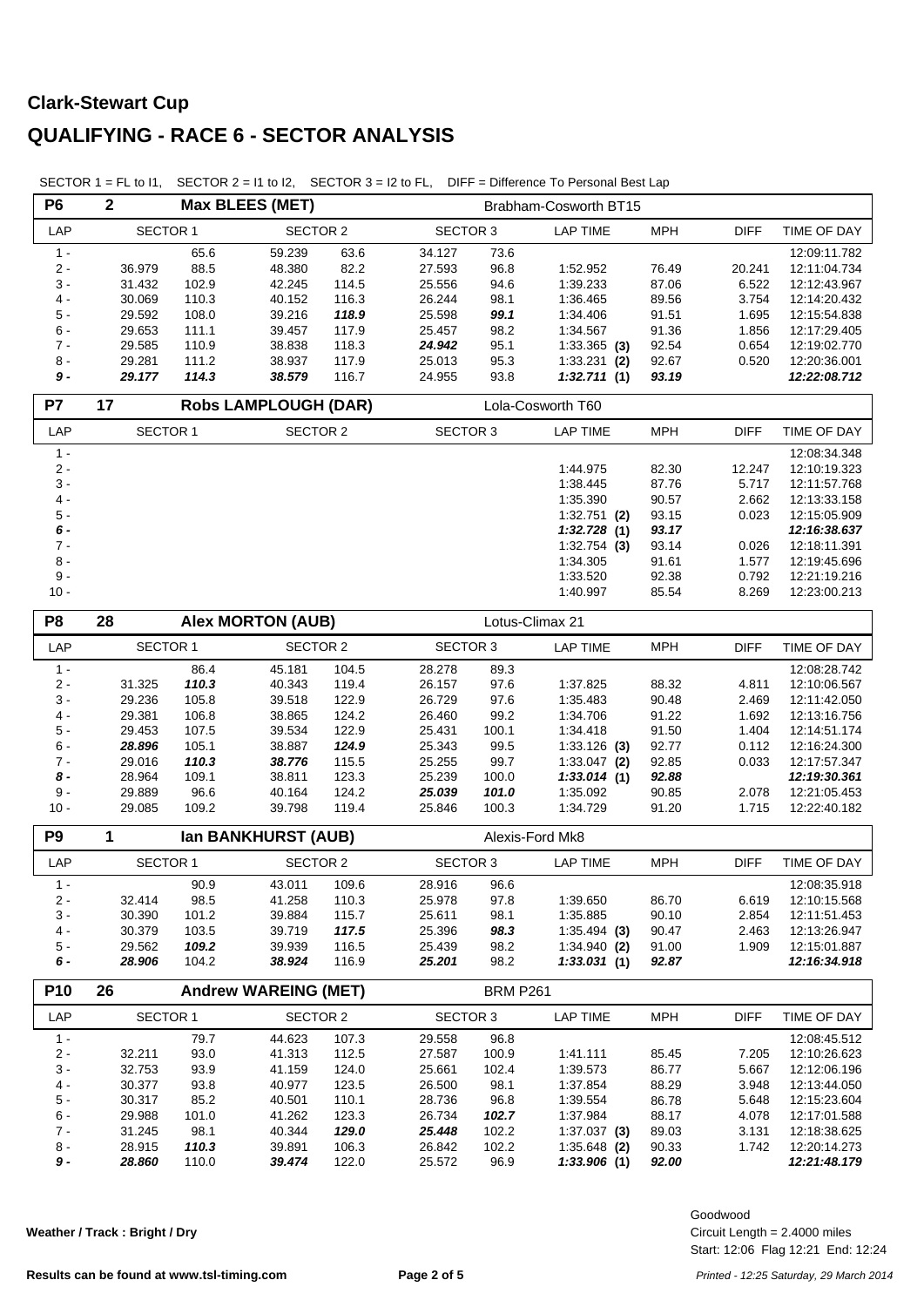# Clark-Stewart Cup

## QUALIFYING - RACE 6 - SECTOR ANALYSIS

SECTOR 1 = FL to I1, SECTOR 2 = I1 to I2, SECTOR 3 = I2 to FL, DIFF = Difference To Personal Best Lap

**P6 | 2 | Max BLEES (MET) | Brabham-Cosworth BT15**

| LAP | SECTOR 1 | | SECTOR 2 | | SECTOR 3 | | LAP TIME | MPH | DIFF | TIME OF DAY |
|---|---|---|---|---|---|---|---|---|---|---|
| 1 - | | 65.6 | 59.239 | 63.6 | 34.127 | 73.6 | | | | 12:09:11.782 |
| 2 - | 36.979 | 88.5 | 48.380 | 82.2 | 27.593 | 96.8 | 1:52.952 | 76.49 | 20.241 | 12:11:04.734 |
| 3 - | 31.432 | 102.9 | 42.245 | 114.5 | 25.556 | 94.6 | 1:39.233 | 87.06 | 6.522 | 12:12:43.967 |
| 4 - | 30.069 | 110.3 | 40.152 | 116.3 | 26.244 | 98.1 | 1:36.465 | 89.56 | 3.754 | 12:14:20.432 |
| 5 - | 29.592 | 108.0 | 39.216 | ***118.9*** | 25.598 | ***99.1*** | 1:34.406 | 91.51 | 1.695 | 12:15:54.838 |
| 6 - | 29.653 | 111.1 | 39.457 | 117.9 | 25.457 | 98.2 | 1:34.567 | 91.36 | 1.856 | 12:17:29.405 |
| 7 - | 29.585 | 110.9 | 38.838 | 118.3 | ***24.942*** | 95.1 | 1:33.365 **(3)** | 92.54 | 0.654 | 12:19:02.770 |
| 8 - | 29.281 | 111.2 | 38.937 | 117.9 | 25.013 | 95.3 | 1:33.231 **(2)** | 92.67 | 0.520 | 12:20:36.001 |
| ***9 -*** | ***29.177*** | ***114.3*** | ***38.579*** | 116.7 | 24.955 | 93.8 | ***1:32.711* (1)** | ***93.19*** | | ***12:22:08.712*** |

**P7 | 17 | Robs LAMPLOUGH (DAR) | Lola-Cosworth T60**

| LAP | SECTOR 1 | | SECTOR 2 | | SECTOR 3 | | LAP TIME | MPH | DIFF | TIME OF DAY |
|---|---|---|---|---|---|---|---|---|---|---|
| 1 - | | | | | | | | | | 12:08:34.348 |
| 2 - | | | | | | | 1:44.975 | 82.30 | 12.247 | 12:10:19.323 |
| 3 - | | | | | | | 1:38.445 | 87.76 | 5.717 | 12:11:57.768 |
| 4 - | | | | | | | 1:35.390 | 90.57 | 2.662 | 12:13:33.158 |
| 5 - | | | | | | | 1:32.751 **(2)** | 93.15 | 0.023 | 12:15:05.909 |
| ***6 -*** | | | | | | | ***1:32.728* (1)** | ***93.17*** | | ***12:16:38.637*** |
| 7 - | | | | | | | 1:32.754 **(3)** | 93.14 | 0.026 | 12:18:11.391 |
| 8 - | | | | | | | 1:34.305 | 91.61 | 1.577 | 12:19:45.696 |
| 9 - | | | | | | | 1:33.520 | 92.38 | 0.792 | 12:21:19.216 |
| 10 - | | | | | | | 1:40.997 | 85.54 | 8.269 | 12:23:00.213 |

**P8 | 28 | Alex MORTON (AUB) | Lotus-Climax 21**

| LAP | SECTOR 1 | | SECTOR 2 | | SECTOR 3 | | LAP TIME | MPH | DIFF | TIME OF DAY |
|---|---|---|---|---|---|---|---|---|---|---|
| 1 - | | 86.4 | 45.181 | 104.5 | 28.278 | 89.3 | | | | 12:08:28.742 |
| 2 - | 31.325 | ***110.3*** | 40.343 | 119.4 | 26.157 | 97.6 | 1:37.825 | 88.32 | 4.811 | 12:10:06.567 |
| 3 - | 29.236 | 105.8 | 39.518 | 122.9 | 26.729 | 97.6 | 1:35.483 | 90.48 | 2.469 | 12:11:42.050 |
| 4 - | 29.381 | 106.8 | 38.865 | 124.2 | 26.460 | 99.2 | 1:34.706 | 91.22 | 1.692 | 12:13:16.756 |
| 5 - | 29.453 | 107.5 | 39.534 | 122.9 | 25.431 | 100.1 | 1:34.418 | 91.50 | 1.404 | 12:14:51.174 |
| 6 - | ***28.896*** | 105.1 | 38.887 | ***124.9*** | 25.343 | 99.5 | 1:33.126 **(3)** | 92.77 | 0.112 | 12:16:24.300 |
| 7 - | 29.016 | ***110.3*** | ***38.776*** | 115.5 | 25.255 | 99.7 | 1:33.047 **(2)** | 92.85 | 0.033 | 12:17:57.347 |
| ***8 -*** | 28.964 | 109.1 | 38.811 | 123.3 | 25.239 | 100.0 | ***1:33.014* (1)** | ***92.88*** | | ***12:19:30.361*** |
| 9 - | 29.889 | 96.6 | 40.164 | 124.2 | ***25.039*** | ***101.0*** | 1:35.092 | 90.85 | 2.078 | 12:21:05.453 |
| 10 - | 29.085 | 109.2 | 39.798 | 119.4 | 25.846 | 100.3 | 1:34.729 | 91.20 | 1.715 | 12:22:40.182 |

**P9 | 1 | Ian BANKHURST (AUB) | Alexis-Ford Mk8**

| LAP | SECTOR 1 | | SECTOR 2 | | SECTOR 3 | | LAP TIME | MPH | DIFF | TIME OF DAY |
|---|---|---|---|---|---|---|---|---|---|---|
| 1 - | | 90.9 | 43.011 | 109.6 | 28.916 | 96.6 | | | | 12:08:35.918 |
| 2 - | 32.414 | 98.5 | 41.258 | 110.3 | 25.978 | 97.8 | 1:39.650 | 86.70 | 6.619 | 12:10:15.568 |
| 3 - | 30.390 | 101.2 | 39.884 | 115.7 | 25.611 | 98.1 | 1:35.885 | 90.10 | 2.854 | 12:11:51.453 |
| 4 - | 30.379 | 103.5 | 39.719 | ***117.5*** | 25.396 | ***98.3*** | 1:35.494 **(3)** | 90.47 | 2.463 | 12:13:26.947 |
| 5 - | 29.562 | ***109.2*** | 39.939 | 116.5 | 25.439 | 98.2 | 1:34.940 **(2)** | 91.00 | 1.909 | 12:15:01.887 |
| ***6 -*** | ***28.906*** | 104.2 | ***38.924*** | 116.9 | ***25.201*** | 98.2 | ***1:33.031* (1)** | ***92.87*** | | ***12:16:34.918*** |

**P10 | 26 | Andrew WAREING (MET) | BRM P261**

| LAP | SECTOR 1 | | SECTOR 2 | | SECTOR 3 | | LAP TIME | MPH | DIFF | TIME OF DAY |
|---|---|---|---|---|---|---|---|---|---|---|
| 1 - | | 79.7 | 44.623 | 107.3 | 29.558 | 96.8 | | | | 12:08:45.512 |
| 2 - | 32.211 | 93.0 | 41.313 | 112.5 | 27.587 | 100.9 | 1:41.111 | 85.45 | 7.205 | 12:10:26.623 |
| 3 - | 32.753 | 93.9 | 41.159 | 124.0 | 25.661 | 102.4 | 1:39.573 | 86.77 | 5.667 | 12:12:06.196 |
| 4 - | 30.377 | 93.8 | 40.977 | 123.5 | 26.500 | 98.1 | 1:37.854 | 88.29 | 3.948 | 12:13:44.050 |
| 5 - | 30.317 | 85.2 | 40.501 | 110.1 | 28.736 | 96.8 | 1:39.554 | 86.78 | 5.648 | 12:15:23.604 |
| 6 - | 29.988 | 101.0 | 41.262 | 123.3 | 26.734 | ***102.7*** | 1:37.984 | 88.17 | 4.078 | 12:17:01.588 |
| 7 - | 31.245 | 98.1 | 40.344 | ***129.0*** | ***25.448*** | 102.2 | 1:37.037 **(3)** | 89.03 | 3.131 | 12:18:38.625 |
| 8 - | 28.915 | ***110.3*** | 39.891 | 106.3 | 26.842 | 102.2 | 1:35.648 **(2)** | 90.33 | 1.742 | 12:20:14.273 |
| ***9 -*** | ***28.860*** | 110.0 | ***39.474*** | 122.0 | 25.572 | 96.9 | ***1:33.906* (1)** | ***92.00*** | | ***12:21:48.179*** |

**Weather / Track : Bright / Dry**

Goodwood
Circuit Length = 2.4000 miles
Start: 12:06 Flag 12:21 End: 12:24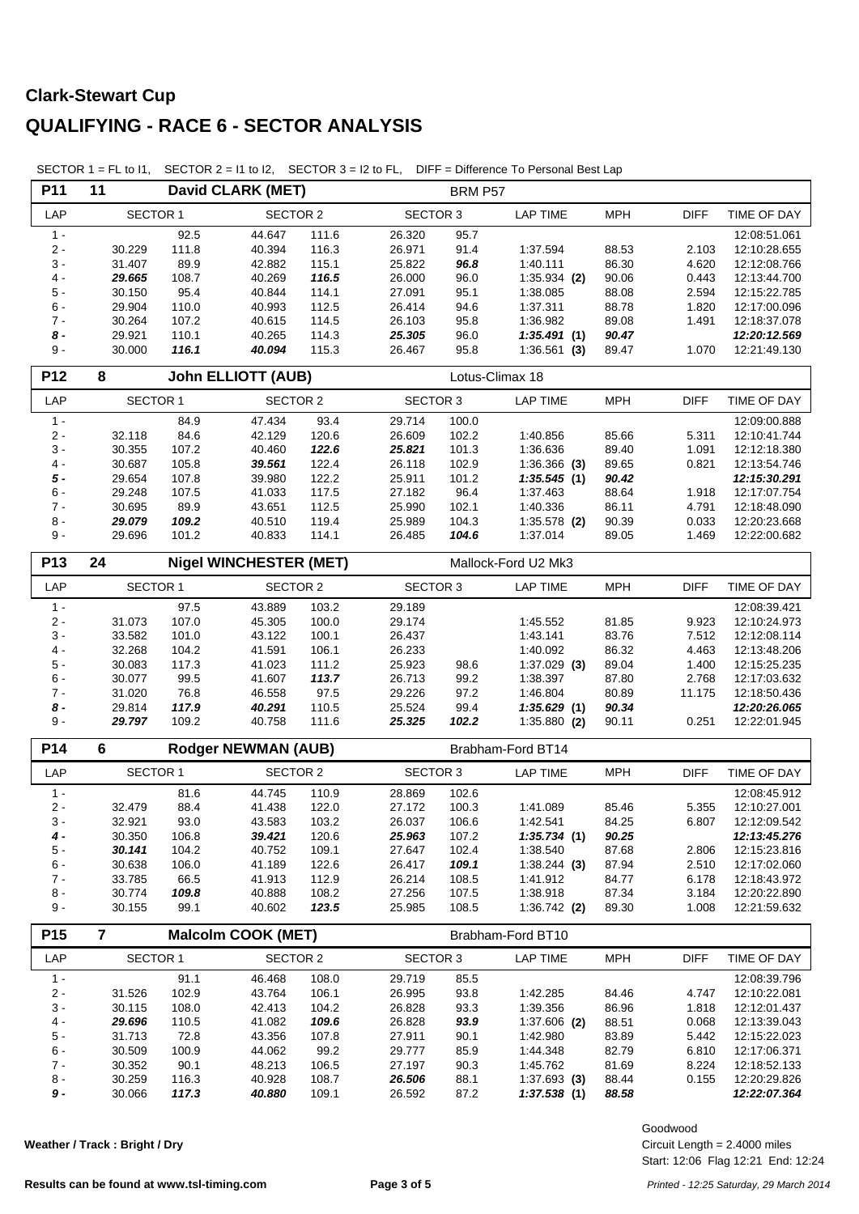# Clark-Stewart Cup

## QUALIFYING - RACE 6 - SECTOR ANALYSIS

SECTOR 1 = FL to I1, SECTOR 2 = I1 to I2, SECTOR 3 = I2 to FL, DIFF = Difference To Personal Best Lap

| P11 | 11 | David CLARK (MET) | | | | BRM P57 | | | | |
|---|---|---|---|---|---|---|---|---|---|---|
| LAP | SECTOR 1 | | SECTOR 2 | | SECTOR 3 | | LAP TIME | MPH | DIFF | TIME OF DAY |
| 1 - | | 92.5 | 44.647 | 111.6 | 26.320 | 95.7 | | | | 12:08:51.061 |
| 2 - | 30.229 | 111.8 | 40.394 | 116.3 | 26.971 | 91.4 | 1:37.594 | 88.53 | 2.103 | 12:10:28.655 |
| 3 - | 31.407 | 89.9 | 42.882 | 115.1 | 25.822 | ***96.8*** | 1:40.111 | 86.30 | 4.620 | 12:12:08.766 |
| 4 - | ***29.665*** | 108.7 | 40.269 | ***116.5*** | 26.000 | 96.0 | 1:35.934 **(2)** | 90.06 | 0.443 | 12:13:44.700 |
| 5 - | 30.150 | 95.4 | 40.844 | 114.1 | 27.091 | 95.1 | 1:38.085 | 88.08 | 2.594 | 12:15:22.785 |
| 6 - | 29.904 | 110.0 | 40.993 | 112.5 | 26.414 | 94.6 | 1:37.311 | 88.78 | 1.820 | 12:17:00.096 |
| 7 - | 30.264 | 107.2 | 40.615 | 114.5 | 26.103 | 95.8 | 1:36.982 | 89.08 | 1.491 | 12:18:37.078 |
| ***8 -*** | 29.921 | 110.1 | 40.265 | 114.3 | ***25.305*** | 96.0 | ***1:35.491*** **(1)** | ***90.47*** | | ***12:20:12.569*** |
| 9 - | 30.000 | ***116.1*** | ***40.094*** | 115.3 | 26.467 | 95.8 | 1:36.561 **(3)** | 89.47 | 1.070 | 12:21:49.130 |

| P12 | 8 | John ELLIOTT (AUB) | | | | Lotus-Climax 18 | | | | |
|---|---|---|---|---|---|---|---|---|---|---|
| LAP | SECTOR 1 | | SECTOR 2 | | SECTOR 3 | | LAP TIME | MPH | DIFF | TIME OF DAY |
| 1 - | | 84.9 | 47.434 | 93.4 | 29.714 | 100.0 | | | | 12:09:00.888 |
| 2 - | 32.118 | 84.6 | 42.129 | 120.6 | 26.609 | 102.2 | 1:40.856 | 85.66 | 5.311 | 12:10:41.744 |
| 3 - | 30.355 | 107.2 | 40.460 | ***122.6*** | ***25.821*** | 101.3 | 1:36.636 | 89.40 | 1.091 | 12:12:18.380 |
| 4 - | 30.687 | 105.8 | ***39.561*** | 122.4 | 26.118 | 102.9 | 1:36.366 **(3)** | 89.65 | 0.821 | 12:13:54.746 |
| ***5 -*** | 29.654 | 107.8 | 39.980 | 122.2 | 25.911 | 101.2 | ***1:35.545*** **(1)** | ***90.42*** | | ***12:15:30.291*** |
| 6 - | 29.248 | 107.5 | 41.033 | 117.5 | 27.182 | 96.4 | 1:37.463 | 88.64 | 1.918 | 12:17:07.754 |
| 7 - | 30.695 | 89.9 | 43.651 | 112.5 | 25.990 | 102.1 | 1:40.336 | 86.11 | 4.791 | 12:18:48.090 |
| 8 - | ***29.079*** | ***109.2*** | 40.510 | 119.4 | 25.989 | 104.3 | 1:35.578 **(2)** | 90.39 | 0.033 | 12:20:23.668 |
| 9 - | 29.696 | 101.2 | 40.833 | 114.1 | 26.485 | ***104.6*** | 1:37.014 | 89.05 | 1.469 | 12:22:00.682 |

| P13 | 24 | Nigel WINCHESTER (MET) | | | | Mallock-Ford U2 Mk3 | | | | |
|---|---|---|---|---|---|---|---|---|---|---|
| LAP | SECTOR 1 | | SECTOR 2 | | SECTOR 3 | | LAP TIME | MPH | DIFF | TIME OF DAY |
| 1 - | | 97.5 | 43.889 | 103.2 | 29.189 | | | | | 12:08:39.421 |
| 2 - | 31.073 | 107.0 | 45.305 | 100.0 | 29.174 | | 1:45.552 | 81.85 | 9.923 | 12:10:24.973 |
| 3 - | 33.582 | 101.0 | 43.122 | 100.1 | 26.437 | | 1:43.141 | 83.76 | 7.512 | 12:12:08.114 |
| 4 - | 32.268 | 104.2 | 41.591 | 106.1 | 26.233 | | 1:40.092 | 86.32 | 4.463 | 12:13:48.206 |
| 5 - | 30.083 | 117.3 | 41.023 | 111.2 | 25.923 | 98.6 | 1:37.029 **(3)** | 89.04 | 1.400 | 12:15:25.235 |
| 6 - | 30.077 | 99.5 | 41.607 | ***113.7*** | 26.713 | 99.2 | 1:38.397 | 87.80 | 2.768 | 12:17:03.632 |
| 7 - | 31.020 | 76.8 | 46.558 | 97.5 | 29.226 | 97.2 | 1:46.804 | 80.89 | 11.175 | 12:18:50.436 |
| ***8 -*** | 29.814 | ***117.9*** | ***40.291*** | 110.5 | 25.524 | 99.4 | ***1:35.629*** **(1)** | ***90.34*** | | ***12:20:26.065*** |
| 9 - | ***29.797*** | 109.2 | 40.758 | 111.6 | ***25.325*** | ***102.2*** | 1:35.880 **(2)** | 90.11 | 0.251 | 12:22:01.945 |

| P14 | 6 | Rodger NEWMAN (AUB) | | | | Brabham-Ford BT14 | | | | |
|---|---|---|---|---|---|---|---|---|---|---|
| LAP | SECTOR 1 | | SECTOR 2 | | SECTOR 3 | | LAP TIME | MPH | DIFF | TIME OF DAY |
| 1 - | | 81.6 | 44.745 | 110.9 | 28.869 | 102.6 | | | | 12:08:45.912 |
| 2 - | 32.479 | 88.4 | 41.438 | 122.0 | 27.172 | 100.3 | 1:41.089 | 85.46 | 5.355 | 12:10:27.001 |
| 3 - | 32.921 | 93.0 | 43.583 | 103.2 | 26.037 | 106.6 | 1:42.541 | 84.25 | 6.807 | 12:12:09.542 |
| ***4 -*** | 30.350 | 106.8 | ***39.421*** | 120.6 | ***25.963*** | 107.2 | ***1:35.734*** **(1)** | ***90.25*** | | ***12:13:45.276*** |
| 5 - | ***30.141*** | 104.2 | 40.752 | 109.1 | 27.647 | 102.4 | 1:38.540 | 87.68 | 2.806 | 12:15:23.816 |
| 6 - | 30.638 | 106.0 | 41.189 | 122.6 | 26.417 | ***109.1*** | 1:38.244 **(3)** | 87.94 | 2.510 | 12:17:02.060 |
| 7 - | 33.785 | 66.5 | 41.913 | 112.9 | 26.214 | 108.5 | 1:41.912 | 84.77 | 6.178 | 12:18:43.972 |
| 8 - | 30.774 | ***109.8*** | 40.888 | 108.2 | 27.256 | 107.5 | 1:38.918 | 87.34 | 3.184 | 12:20:22.890 |
| 9 - | 30.155 | 99.1 | 40.602 | ***123.5*** | 25.985 | 108.5 | 1:36.742 **(2)** | 89.30 | 1.008 | 12:21:59.632 |

| P15 | 7 | Malcolm COOK (MET) | | | | Brabham-Ford BT10 | | | | |
|---|---|---|---|---|---|---|---|---|---|---|
| LAP | SECTOR 1 | | SECTOR 2 | | SECTOR 3 | | LAP TIME | MPH | DIFF | TIME OF DAY |
| 1 - | | 91.1 | 46.468 | 108.0 | 29.719 | 85.5 | | | | 12:08:39.796 |
| 2 - | 31.526 | 102.9 | 43.764 | 106.1 | 26.995 | 93.8 | 1:42.285 | 84.46 | 4.747 | 12:10:22.081 |
| 3 - | 30.115 | 108.0 | 42.413 | 104.2 | 26.828 | 93.3 | 1:39.356 | 86.96 | 1.818 | 12:12:01.437 |
| 4 - | ***29.696*** | 110.5 | 41.082 | ***109.6*** | 26.828 | ***93.9*** | 1:37.606 **(2)** | 88.51 | 0.068 | 12:13:39.043 |
| 5 - | 31.713 | 72.8 | 43.356 | 107.8 | 27.911 | 90.1 | 1:42.980 | 83.89 | 5.442 | 12:15:22.023 |
| 6 - | 30.509 | 100.9 | 44.062 | 99.2 | 29.777 | 85.9 | 1:44.348 | 82.79 | 6.810 | 12:17:06.371 |
| 7 - | 30.352 | 90.1 | 48.213 | 106.5 | 27.197 | 90.3 | 1:45.762 | 81.69 | 8.224 | 12:18:52.133 |
| 8 - | 30.259 | 116.3 | 40.928 | 108.7 | ***26.506*** | 88.1 | 1:37.693 **(3)** | 88.44 | 0.155 | 12:20:29.826 |
| ***9 -*** | 30.066 | ***117.3*** | ***40.880*** | 109.1 | 26.592 | 87.2 | ***1:37.538*** **(1)** | ***88.58*** | | ***12:22:07.364*** |

**Weather / Track : Bright / Dry**

Goodwood
Circuit Length = 2.4000 miles
Start: 12:06 Flag 12:21 End: 12:24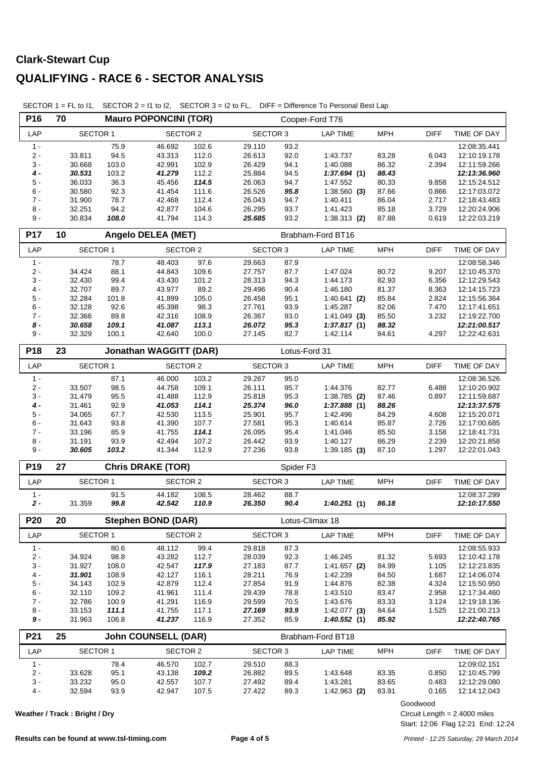# Clark-Stewart Cup

# QUALIFYING - RACE 6 - SECTOR ANALYSIS

SECTOR 1 = FL to I1, SECTOR 2 = I1 to I2, SECTOR 3 = I2 to FL, DIFF = Difference To Personal Best Lap

**P16 — 70 — Mauro POPONCINI (TOR) — Cooper-Ford T76**

| LAP | SECTOR 1 | | SECTOR 2 | | SECTOR 3 | | LAP TIME | MPH | DIFF | TIME OF DAY |
|---|---|---|---|---|---|---|---|---|---|---|
| 1 - | | 75.9 | 46.692 | 102.6 | 29.110 | 93.2 | | | | 12:08:35.441 |
| 2 - | 33.811 | 94.5 | 43.313 | 112.0 | 26.613 | 92.0 | 1:43.737 | 83.28 | 6.043 | 12:10:19.178 |
| 3 - | 30.668 | 103.0 | 42.991 | 102.9 | 26.429 | 94.1 | 1:40.088 | 86.32 | 2.394 | 12:11:59.266 |
| ***4 -*** | ***30.531*** | 103.2 | ***41.279*** | 112.2 | 25.884 | 94.5 | ***1:37.694* (1)** | ***88.43*** | | ***12:13:36.960*** |
| 5 - | 36.033 | 36.3 | 45.456 | ***114.5*** | 26.063 | 94.7 | 1:47.552 | 80.33 | 9.858 | 12:15:24.512 |
| 6 - | 30.580 | 92.3 | 41.454 | 111.6 | 26.526 | ***95.8*** | 1:38.560 **(3)** | 87.66 | 0.866 | 12:17:03.072 |
| 7 - | 31.900 | 78.7 | 42.468 | 112.4 | 26.043 | 94.7 | 1:40.411 | 86.04 | 2.717 | 12:18:43.483 |
| 8 - | 32.251 | 94.2 | 42.877 | 104.6 | 26.295 | 93.7 | 1:41.423 | 85.18 | 3.729 | 12:20:24.906 |
| 9 - | 30.834 | ***108.0*** | 41.794 | 114.3 | ***25.685*** | 93.2 | 1:38.313 **(2)** | 87.88 | 0.619 | 12:22:03.219 |

**P17 — 10 — Angelo DELEA (MET) — Brabham-Ford BT16**

| LAP | SECTOR 1 | | SECTOR 2 | | SECTOR 3 | | LAP TIME | MPH | DIFF | TIME OF DAY |
|---|---|---|---|---|---|---|---|---|---|---|
| 1 - | | 78.7 | 48.403 | 97.6 | 29.663 | 87.9 | | | | 12:08:58.346 |
| 2 - | 34.424 | 88.1 | 44.843 | 109.6 | 27.757 | 87.7 | 1:47.024 | 80.72 | 9.207 | 12:10:45.370 |
| 3 - | 32.430 | 99.4 | 43.430 | 101.2 | 28.313 | 94.3 | 1:44.173 | 82.93 | 6.356 | 12:12:29.543 |
| 4 - | 32.707 | 89.7 | 43.977 | 89.2 | 29.496 | 90.4 | 1:46.180 | 81.37 | 8.363 | 12:14:15.723 |
| 5 - | 32.284 | 101.8 | 41.899 | 105.0 | 26.458 | 95.1 | 1:40.641 **(2)** | 85.84 | 2.824 | 12:15:56.364 |
| 6 - | 32.128 | 92.6 | 45.398 | 98.3 | 27.761 | 93.9 | 1:45.287 | 82.06 | 7.470 | 12:17:41.651 |
| 7 - | 32.366 | 89.8 | 42.316 | 108.9 | 26.367 | 93.0 | 1:41.049 **(3)** | 85.50 | 3.232 | 12:19:22.700 |
| ***8 -*** | ***30.658*** | ***109.1*** | ***41.087*** | ***113.1*** | ***26.072*** | ***95.3*** | ***1:37.817* (1)** | ***88.32*** | | ***12:21:00.517*** |
| 9 - | 32.329 | 100.1 | 42.640 | 100.0 | 27.145 | 82.7 | 1:42.114 | 84.61 | 4.297 | 12:22:42.631 |

**P18 — 23 — Jonathan WAGGITT (DAR) — Lotus-Ford 31**

| LAP | SECTOR 1 | | SECTOR 2 | | SECTOR 3 | | LAP TIME | MPH | DIFF | TIME OF DAY |
|---|---|---|---|---|---|---|---|---|---|---|
| 1 - | | 87.1 | 46.000 | 103.2 | 29.267 | 95.0 | | | | 12:08:36.526 |
| 2 - | 33.507 | 98.5 | 44.758 | 109.1 | 26.111 | 95.7 | 1:44.376 | 82.77 | 6.488 | 12:10:20.902 |
| 3 - | 31.479 | 95.5 | 41.488 | 112.9 | 25.818 | 95.3 | 1:38.785 **(2)** | 87.46 | 0.897 | 12:11:59.687 |
| ***4 -*** | 31.461 | 92.9 | ***41.053*** | ***114.1*** | ***25.374*** | ***96.0*** | ***1:37.888* (1)** | ***88.26*** | | ***12:13:37.575*** |
| 5 - | 34.065 | 67.7 | 42.530 | 113.5 | 25.901 | 95.7 | 1:42.496 | 84.29 | 4.608 | 12:15:20.071 |
| 6 - | 31.643 | 93.8 | 41.390 | 107.7 | 27.581 | 95.3 | 1:40.614 | 85.87 | 2.726 | 12:17:00.685 |
| 7 - | 33.196 | 85.9 | 41.755 | ***114.1*** | 26.095 | 95.4 | 1:41.046 | 85.50 | 3.158 | 12:18:41.731 |
| 8 - | 31.191 | 93.9 | 42.494 | 107.2 | 26.442 | 93.9 | 1:40.127 | 86.29 | 2.239 | 12:20:21.858 |
| 9 - | ***30.605*** | ***103.2*** | 41.344 | 112.9 | 27.236 | 93.8 | 1:39.185 **(3)** | 87.10 | 1.297 | 12:22:01.043 |

**P19 — 27 — Chris DRAKE (TOR) — Spider F3**

| LAP | SECTOR 1 | | SECTOR 2 | | SECTOR 3 | | LAP TIME | MPH | DIFF | TIME OF DAY |
|---|---|---|---|---|---|---|---|---|---|---|
| 1 - | | 91.5 | 44.182 | 108.5 | 28.462 | 88.7 | | | | 12:08:37.299 |
| ***2 -*** | 31.359 | ***99.8*** | ***42.542*** | ***110.9*** | ***26.350*** | ***90.4*** | ***1:40.251* (1)** | ***86.18*** | | ***12:10:17.550*** |

**P20 — 20 — Stephen BOND (DAR) — Lotus-Climax 18**

| LAP | SECTOR 1 | | SECTOR 2 | | SECTOR 3 | | LAP TIME | MPH | DIFF | TIME OF DAY |
|---|---|---|---|---|---|---|---|---|---|---|
| 1 - | | 80.6 | 48.112 | 99.4 | 29.818 | 87.3 | | | | 12:08:55.933 |
| 2 - | 34.924 | 98.8 | 43.282 | 112.7 | 28.039 | 92.3 | 1:46.245 | 81.32 | 5.693 | 12:10:42.178 |
| 3 - | 31.927 | 108.0 | 42.547 | ***117.9*** | 27.183 | 87.7 | 1:41.657 **(2)** | 84.99 | 1.105 | 12:12:23.835 |
| 4 - | ***31.901*** | 108.9 | 42.127 | 116.1 | 28.211 | 76.9 | 1:42.239 | 84.50 | 1.687 | 12:14:06.074 |
| 5 - | 34.143 | 102.9 | 42.879 | 112.4 | 27.854 | 91.9 | 1:44.876 | 82.38 | 4.324 | 12:15:50.950 |
| 6 - | 32.110 | 109.2 | 41.961 | 111.4 | 29.439 | 78.8 | 1:43.510 | 83.47 | 2.958 | 12:17:34.460 |
| 7 - | 32.786 | 100.9 | 41.291 | 116.9 | 29.599 | 70.5 | 1:43.676 | 83.33 | 3.124 | 12:19:18.136 |
| 8 - | 33.153 | ***111.1*** | 41.755 | 117.1 | ***27.169*** | ***93.9*** | 1:42.077 **(3)** | 84.64 | 1.525 | 12:21:00.213 |
| ***9 -*** | 31.963 | 106.8 | ***41.237*** | 116.9 | 27.352 | 85.9 | ***1:40.552* (1)** | ***85.92*** | | ***12:22:40.765*** |

**P21 — 25 — John COUNSELL (DAR) — Brabham-Ford BT18**

| LAP | SECTOR 1 | | SECTOR 2 | | SECTOR 3 | | LAP TIME | MPH | DIFF | TIME OF DAY |
|---|---|---|---|---|---|---|---|---|---|---|
| 1 - | | 78.4 | 46.570 | 102.7 | 29.510 | 88.3 | | | | 12:09:02.151 |
| 2 - | 33.628 | 95.1 | 43.138 | ***109.2*** | 26.882 | 89.5 | 1:43.648 | 83.35 | 0.850 | 12:10:45.799 |
| 3 - | 33.232 | 95.0 | 42.557 | 107.7 | 27.492 | 89.4 | 1:43.281 | 83.65 | 0.483 | 12:12:29.080 |
| 4 - | 32.594 | 93.9 | 42.947 | 107.5 | 27.422 | 89.3 | 1:42.963 **(2)** | 83.91 | 0.165 | 12:14:12.043 |

Weather / Track : Bright / Dry

Goodwood
Circuit Length = 2.4000 miles
Start: 12:06 Flag 12:21 End: 12:24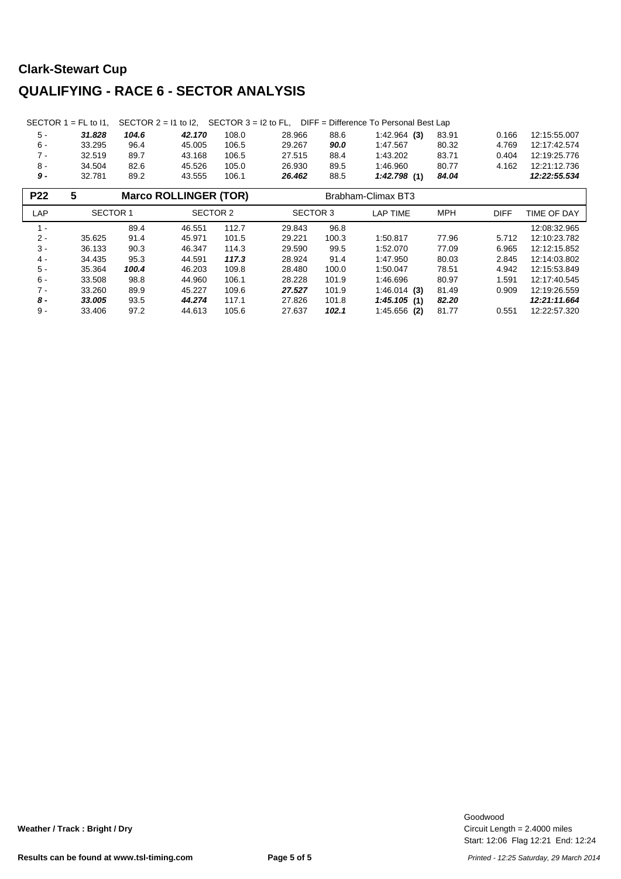## Clark-Stewart Cup

# QUALIFYING - RACE 6 - SECTOR ANALYSIS

SECTOR 1 = FL to I1, SECTOR 2 = I1 to I2, SECTOR 3 = I2 to FL, DIFF = Difference To Personal Best Lap

| LAP | SECTOR 1 | | SECTOR 2 | | SECTOR 3 | | LAP TIME | MPH | DIFF | TIME OF DAY |
|---|---|---|---|---|---|---|---|---|---|---|
| 5 - | ***31.828*** | ***104.6*** | ***42.170*** | 108.0 | 28.966 | 88.6 | 1:42.964 **(3)** | 83.91 | 0.166 | 12:15:55.007 |
| 6 - | 33.295 | 96.4 | 45.005 | 106.5 | 29.267 | ***90.0*** | 1:47.567 | 80.32 | 4.769 | 12:17:42.574 |
| 7 - | 32.519 | 89.7 | 43.168 | 106.5 | 27.515 | 88.4 | 1:43.202 | 83.71 | 0.404 | 12:19:25.776 |
| 8 - | 34.504 | 82.6 | 45.526 | 105.0 | 26.930 | 89.5 | 1:46.960 | 80.77 | 4.162 | 12:21:12.736 |
| ***9 -*** | 32.781 | 89.2 | 43.555 | 106.1 | ***26.462*** | 88.5 | ***1:42.798*** **(1)** | ***84.04*** | | ***12:22:55.534*** |

**P22 | 5 | Marco ROLLINGER (TOR) | Brabham-Climax BT3**

| LAP | SECTOR 1 | | SECTOR 2 | | SECTOR 3 | | LAP TIME | MPH | DIFF | TIME OF DAY |
|---|---|---|---|---|---|---|---|---|---|---|
| 1 - | | 89.4 | 46.551 | 112.7 | 29.843 | 96.8 | | | | 12:08:32.965 |
| 2 - | 35.625 | 91.4 | 45.971 | 101.5 | 29.221 | 100.3 | 1:50.817 | 77.96 | 5.712 | 12:10:23.782 |
| 3 - | 36.133 | 90.3 | 46.347 | 114.3 | 29.590 | 99.5 | 1:52.070 | 77.09 | 6.965 | 12:12:15.852 |
| 4 - | 34.435 | 95.3 | 44.591 | ***117.3*** | 28.924 | 91.4 | 1:47.950 | 80.03 | 2.845 | 12:14:03.802 |
| 5 - | 35.364 | ***100.4*** | 46.203 | 109.8 | 28.480 | 100.0 | 1:50.047 | 78.51 | 4.942 | 12:15:53.849 |
| 6 - | 33.508 | 98.8 | 44.960 | 106.1 | 28.228 | 101.9 | 1:46.696 | 80.97 | 1.591 | 12:17:40.545 |
| 7 - | 33.260 | 89.9 | 45.227 | 109.6 | ***27.527*** | 101.9 | 1:46.014 **(3)** | 81.49 | 0.909 | 12:19:26.559 |
| ***8 -*** | ***33.005*** | 93.5 | ***44.274*** | 117.1 | 27.826 | 101.8 | ***1:45.105*** **(1)** | ***82.20*** | | ***12:21:11.664*** |
| 9 - | 33.406 | 97.2 | 44.613 | 105.6 | 27.637 | ***102.1*** | 1:45.656 **(2)** | 81.77 | 0.551 | 12:22:57.320 |

**Weather / Track : Bright / Dry**

Goodwood
Circuit Length = 2.4000 miles
Start: 12:06 Flag 12:21 End: 12:24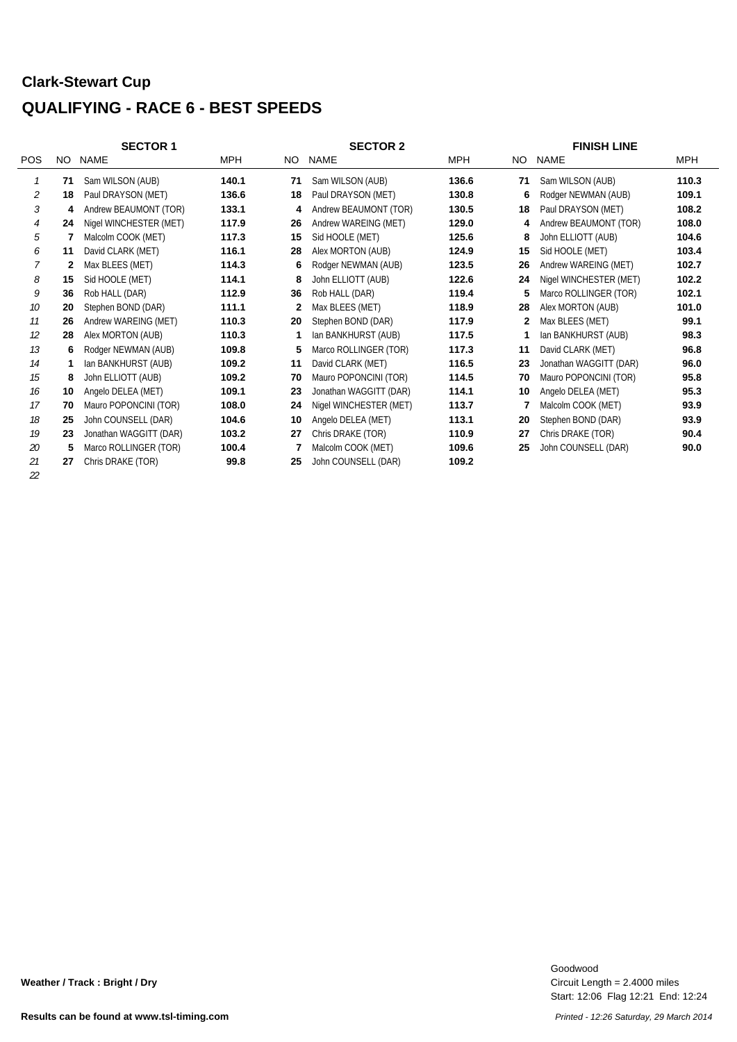## Clark-Stewart Cup

## QUALIFYING - RACE 6 - BEST SPEEDS

| POS | SECTOR 1 NO | NAME | MPH | SECTOR 2 NO | NAME | MPH | FINISH LINE NO | NAME | MPH |
|---|---|---|---|---|---|---|---|---|---|
| 1 | 71 | Sam WILSON (AUB) | 140.1 | 71 | Sam WILSON (AUB) | 136.6 | 71 | Sam WILSON (AUB) | 110.3 |
| 2 | 18 | Paul DRAYSON (MET) | 136.6 | 18 | Paul DRAYSON (MET) | 130.8 | 6 | Rodger NEWMAN (AUB) | 109.1 |
| 3 | 4 | Andrew BEAUMONT (TOR) | 133.1 | 4 | Andrew BEAUMONT (TOR) | 130.5 | 18 | Paul DRAYSON (MET) | 108.2 |
| 4 | 24 | Nigel WINCHESTER (MET) | 117.9 | 26 | Andrew WAREING (MET) | 129.0 | 4 | Andrew BEAUMONT (TOR) | 108.0 |
| 5 | 7 | Malcolm COOK (MET) | 117.3 | 15 | Sid HOOLE (MET) | 125.6 | 8 | John ELLIOTT (AUB) | 104.6 |
| 6 | 11 | David CLARK (MET) | 116.1 | 28 | Alex MORTON (AUB) | 124.9 | 15 | Sid HOOLE (MET) | 103.4 |
| 7 | 2 | Max BLEES (MET) | 114.3 | 6 | Rodger NEWMAN (AUB) | 123.5 | 26 | Andrew WAREING (MET) | 102.7 |
| 8 | 15 | Sid HOOLE (MET) | 114.1 | 8 | John ELLIOTT (AUB) | 122.6 | 24 | Nigel WINCHESTER (MET) | 102.2 |
| 9 | 36 | Rob HALL (DAR) | 112.9 | 36 | Rob HALL (DAR) | 119.4 | 5 | Marco ROLLINGER (TOR) | 102.1 |
| 10 | 20 | Stephen BOND (DAR) | 111.1 | 2 | Max BLEES (MET) | 118.9 | 28 | Alex MORTON (AUB) | 101.0 |
| 11 | 26 | Andrew WAREING (MET) | 110.3 | 20 | Stephen BOND (DAR) | 117.9 | 2 | Max BLEES (MET) | 99.1 |
| 12 | 28 | Alex MORTON (AUB) | 110.3 | 1 | Ian BANKHURST (AUB) | 117.5 | 1 | Ian BANKHURST (AUB) | 98.3 |
| 13 | 6 | Rodger NEWMAN (AUB) | 109.8 | 5 | Marco ROLLINGER (TOR) | 117.3 | 11 | David CLARK (MET) | 96.8 |
| 14 | 1 | Ian BANKHURST (AUB) | 109.2 | 11 | David CLARK (MET) | 116.5 | 23 | Jonathan WAGGITT (DAR) | 96.0 |
| 15 | 8 | John ELLIOTT (AUB) | 109.2 | 70 | Mauro POPONCINI (TOR) | 114.5 | 70 | Mauro POPONCINI (TOR) | 95.8 |
| 16 | 10 | Angelo DELEA (MET) | 109.1 | 23 | Jonathan WAGGITT (DAR) | 114.1 | 10 | Angelo DELEA (MET) | 95.3 |
| 17 | 70 | Mauro POPONCINI (TOR) | 108.0 | 24 | Nigel WINCHESTER (MET) | 113.7 | 7 | Malcolm COOK (MET) | 93.9 |
| 18 | 25 | John COUNSELL (DAR) | 104.6 | 10 | Angelo DELEA (MET) | 113.1 | 20 | Stephen BOND (DAR) | 93.9 |
| 19 | 23 | Jonathan WAGGITT (DAR) | 103.2 | 27 | Chris DRAKE (TOR) | 110.9 | 27 | Chris DRAKE (TOR) | 90.4 |
| 20 | 5 | Marco ROLLINGER (TOR) | 100.4 | 7 | Malcolm COOK (MET) | 109.6 | 25 | John COUNSELL (DAR) | 90.0 |
| 21 | 27 | Chris DRAKE (TOR) | 99.8 | 25 | John COUNSELL (DAR) | 109.2 | | | |
| 22 | | | | | | | | | |

**Weather / Track : Bright / Dry**

Goodwood
Circuit Length = 2.4000 miles
Start: 12:06 Flag 12:21 End: 12:24

**Results can be found at www.tsl-timing.com**

*Printed - 12:26 Saturday, 29 March 2014*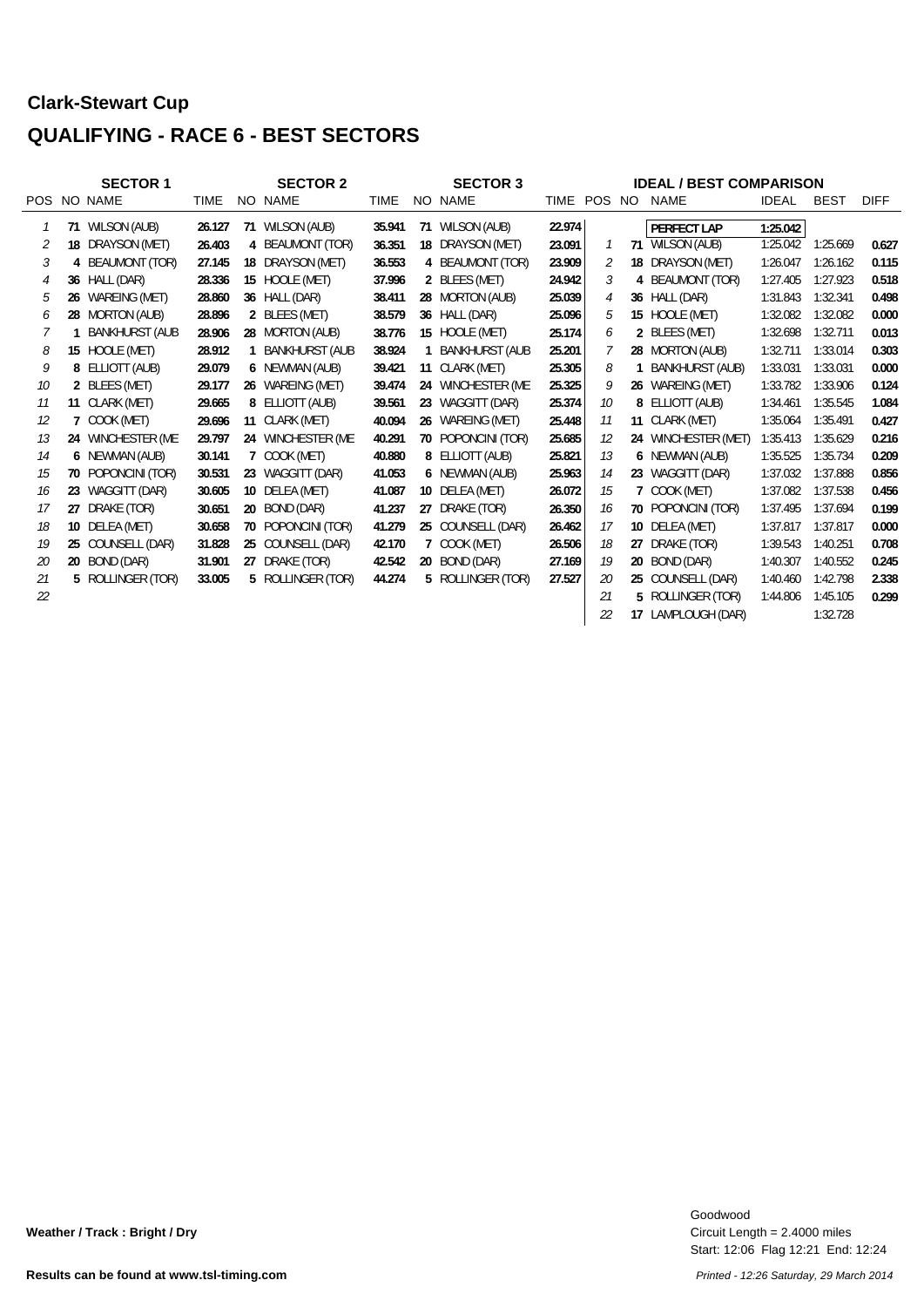# Clark-Stewart Cup

## QUALIFYING - RACE 6 - BEST SECTORS

| | | SECTOR 1 | | | SECTOR 2 | | | SECTOR 3 | | | | IDEAL / BEST COMPARISON | | | |
|---|---|---|---|---|---|---|---|---|---|---|---|---|---|---|---|
| POS | NO | NAME | TIME | NO | NAME | TIME | NO | NAME | TIME | POS | NO | NAME | IDEAL | BEST | DIFF |
| | | | | | | | | | | | | **PERFECT LAP** | **1:25.042** | | |
| 1 | **71** | WILSON (AUB) | **26.127** | **71** | WILSON (AUB) | **35.941** | **71** | WILSON (AUB) | **22.974** | 1 | **71** | WILSON (AUB) | 1:25.042 | 1:25.669 | **0.627** |
| 2 | **18** | DRAYSON (MET) | **26.403** | **4** | BEAUMONT (TOR) | **36.351** | **18** | DRAYSON (MET) | **23.091** | 2 | **18** | DRAYSON (MET) | 1:26.047 | 1:26.162 | **0.115** |
| 3 | **4** | BEAUMONT (TOR) | **27.145** | **18** | DRAYSON (MET) | **36.553** | **4** | BEAUMONT (TOR) | **23.909** | 3 | **4** | BEAUMONT (TOR) | 1:27.405 | 1:27.923 | **0.518** |
| 4 | **36** | HALL (DAR) | **28.336** | **15** | HOOLE (MET) | **37.996** | **2** | BLEES (MET) | **24.942** | 4 | **36** | HALL (DAR) | 1:31.843 | 1:32.341 | **0.498** |
| 5 | **26** | WAREING (MET) | **28.860** | **36** | HALL (DAR) | **38.411** | **28** | MORTON (AUB) | **25.039** | 5 | **15** | HOOLE (MET) | 1:32.082 | 1:32.082 | **0.000** |
| 6 | **28** | MORTON (AUB) | **28.896** | **2** | BLEES (MET) | **38.579** | **36** | HALL (DAR) | **25.096** | 6 | **2** | BLEES (MET) | 1:32.698 | 1:32.711 | **0.013** |
| 7 | **1** | BANKHURST (AUB | **28.906** | **28** | MORTON (AUB) | **38.776** | **15** | HOOLE (MET) | **25.174** | 7 | **28** | MORTON (AUB) | 1:32.711 | 1:33.014 | **0.303** |
| 8 | **15** | HOOLE (MET) | **28.912** | **1** | BANKHURST (AUB | **38.924** | **1** | BANKHURST (AUB | **25.201** | 8 | **1** | BANKHURST (AUB) | 1:33.031 | 1:33.031 | **0.000** |
| 9 | **8** | ELLIOTT (AUB) | **29.079** | **6** | NEWMAN (AUB) | **39.421** | **11** | CLARK (MET) | **25.305** | 9 | **26** | WAREING (MET) | 1:33.782 | 1:33.906 | **0.124** |
| 10 | **2** | BLEES (MET) | **29.177** | **26** | WAREING (MET) | **39.474** | **24** | WINCHESTER (ME | **25.325** | 10 | **8** | ELLIOTT (AUB) | 1:34.461 | 1:35.545 | **1.084** |
| 11 | **11** | CLARK (MET) | **29.665** | **8** | ELLIOTT (AUB) | **39.561** | **23** | WAGGITT (DAR) | **25.374** | 11 | **11** | CLARK (MET) | 1:35.064 | 1:35.491 | **0.427** |
| 12 | **7** | COOK (MET) | **29.696** | **11** | CLARK (MET) | **40.094** | **26** | WAREING (MET) | **25.448** | 12 | **24** | WINCHESTER (MET) | 1:35.413 | 1:35.629 | **0.216** |
| 13 | **24** | WINCHESTER (ME | **29.797** | **24** | WINCHESTER (ME | **40.291** | **70** | POPONCINI (TOR) | **25.685** | 13 | **6** | NEWMAN (AUB) | 1:35.525 | 1:35.734 | **0.209** |
| 14 | **6** | NEWMAN (AUB) | **30.141** | **7** | COOK (MET) | **40.880** | **8** | ELLIOTT (AUB) | **25.821** | 14 | **23** | WAGGITT (DAR) | 1:37.032 | 1:37.888 | **0.856** |
| 15 | **70** | POPONCINI (TOR) | **30.531** | **23** | WAGGITT (DAR) | **41.053** | **6** | NEWMAN (AUB) | **25.963** | 15 | **7** | COOK (MET) | 1:37.082 | 1:37.538 | **0.456** |
| 16 | **23** | WAGGITT (DAR) | **30.605** | **10** | DELEA (MET) | **41.087** | **10** | DELEA (MET) | **26.072** | 16 | **70** | POPONCINI (TOR) | 1:37.495 | 1:37.694 | **0.199** |
| 17 | **27** | DRAKE (TOR) | **30.651** | **20** | BOND (DAR) | **41.237** | **27** | DRAKE (TOR) | **26.350** | 17 | **10** | DELEA (MET) | 1:37.817 | 1:37.817 | **0.000** |
| 18 | **10** | DELEA (MET) | **30.658** | **70** | POPONCINI (TOR) | **41.279** | **25** | COUNSELL (DAR) | **26.462** | 18 | **27** | DRAKE (TOR) | 1:39.543 | 1:40.251 | **0.708** |
| 19 | **25** | COUNSELL (DAR) | **31.828** | **25** | COUNSELL (DAR) | **42.170** | **7** | COOK (MET) | **26.506** | 19 | **20** | BOND (DAR) | 1:40.307 | 1:40.552 | **0.245** |
| 20 | **20** | BOND (DAR) | **31.901** | **27** | DRAKE (TOR) | **42.542** | **20** | BOND (DAR) | **27.169** | 20 | **25** | COUNSELL (DAR) | 1:40.460 | 1:42.798 | **2.338** |
| 21 | **5** | ROLLINGER (TOR) | **33.005** | **5** | ROLLINGER (TOR) | **44.274** | **5** | ROLLINGER (TOR) | **27.527** | 21 | **5** | ROLLINGER (TOR) | 1:44.806 | 1:45.105 | **0.299** |
| 22 | | | | | | | | | | 22 | **17** | LAMPLOUGH (DAR) | | 1:32.728 | |

**Weather / Track : Bright / Dry**

Goodwood
Circuit Length = 2.4000 miles
Start: 12:06 Flag 12:21 End: 12:24

**Results can be found at www.tsl-timing.com**

*Printed - 12:26 Saturday, 29 March 2014*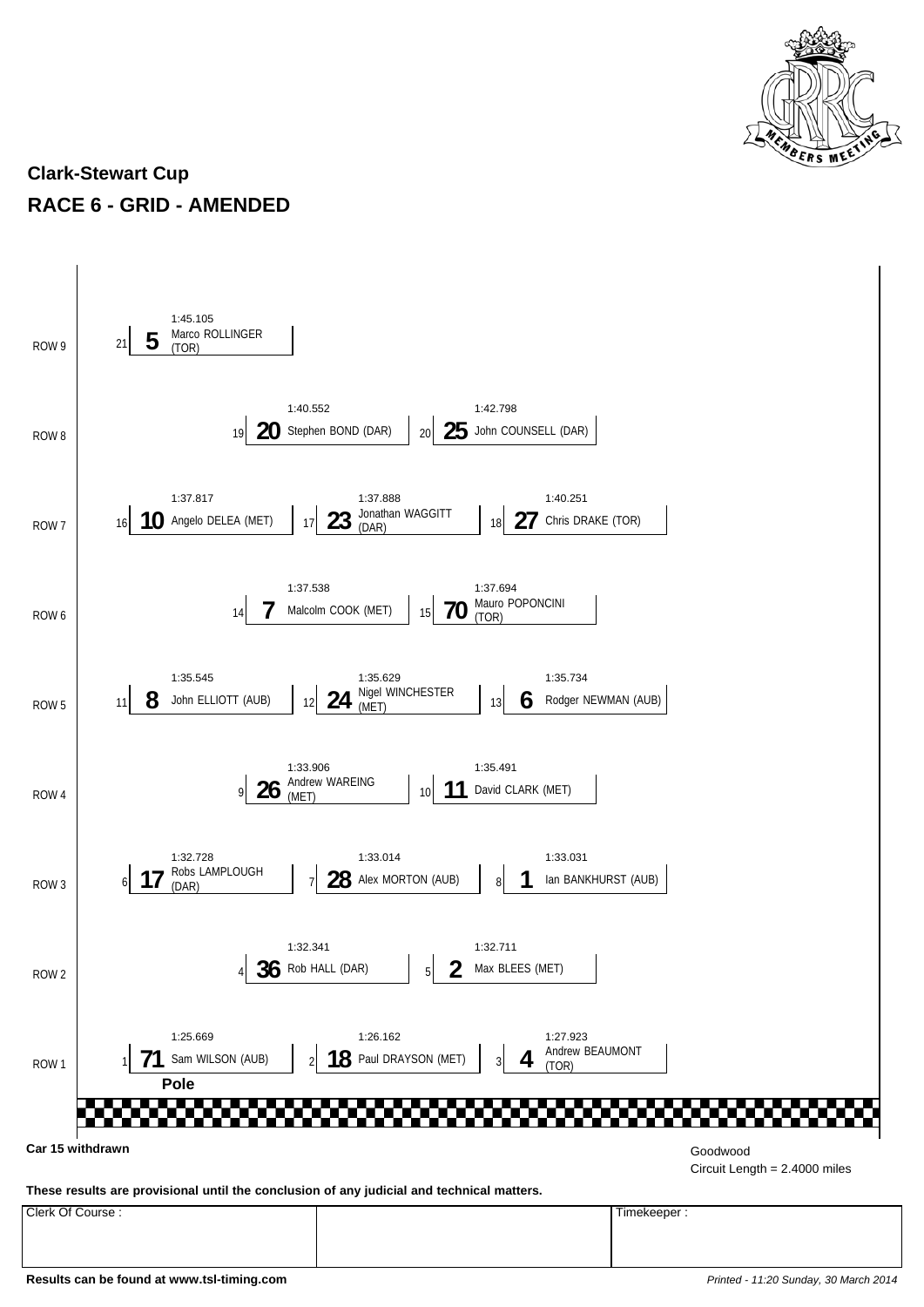## Clark-Stewart Cup

## RACE 6 - GRID - AMENDED

| Row | Pos | No | Driver | Time |
|---|---|---|---|---|
| ROW 9 | 21 | 5 | Marco ROLLINGER (TOR) | 1:45.105 |
| ROW 8 | 19 | 20 | Stephen BOND (DAR) | 1:40.552 |
| ROW 8 | 20 | 25 | John COUNSELL (DAR) | 1:42.798 |
| ROW 7 | 16 | 10 | Angelo DELEA (MET) | 1:37.817 |
| ROW 7 | 17 | 23 | Jonathan WAGGITT (DAR) | 1:37.888 |
| ROW 7 | 18 | 27 | Chris DRAKE (TOR) | 1:40.251 |
| ROW 6 | 14 | 7 | Malcolm COOK (MET) | 1:37.538 |
| ROW 6 | 15 | 70 | Mauro POPONCINI (TOR) | 1:37.694 |
| ROW 5 | 11 | 8 | John ELLIOTT (AUB) | 1:35.545 |
| ROW 5 | 12 | 24 | Nigel WINCHESTER (MET) | 1:35.629 |
| ROW 5 | 13 | 6 | Rodger NEWMAN (AUB) | 1:35.734 |
| ROW 4 | 9 | 26 | Andrew WAREING (MET) | 1:33.906 |
| ROW 4 | 10 | 11 | David CLARK (MET) | 1:35.491 |
| ROW 3 | 6 | 17 | Robs LAMPLOUGH (DAR) | 1:32.728 |
| ROW 3 | 7 | 28 | Alex MORTON (AUB) | 1:33.014 |
| ROW 3 | 8 | 1 | Ian BANKHURST (AUB) | 1:33.031 |
| ROW 2 | 4 | 36 | Rob HALL (DAR) | 1:32.341 |
| ROW 2 | 5 | 2 | Max BLEES (MET) | 1:32.711 |
| ROW 1 | 1 | 71 | Sam WILSON (AUB) | 1:25.669 |
| ROW 1 | 2 | 18 | Paul DRAYSON (MET) | 1:26.162 |
| ROW 1 | 3 | 4 | Andrew BEAUMONT (TOR) | 1:27.923 |

**Pole**

**Car 15 withdrawn**

Goodwood
Circuit Length = 2.4000 miles

**These results are provisional until the conclusion of any judicial and technical matters.**

| Clerk Of Course : | | Timekeeper : |
|---|---|---|
| | | |

**Results can be found at www.tsl-timing.com**

*Printed - 11:20 Sunday, 30 March 2014*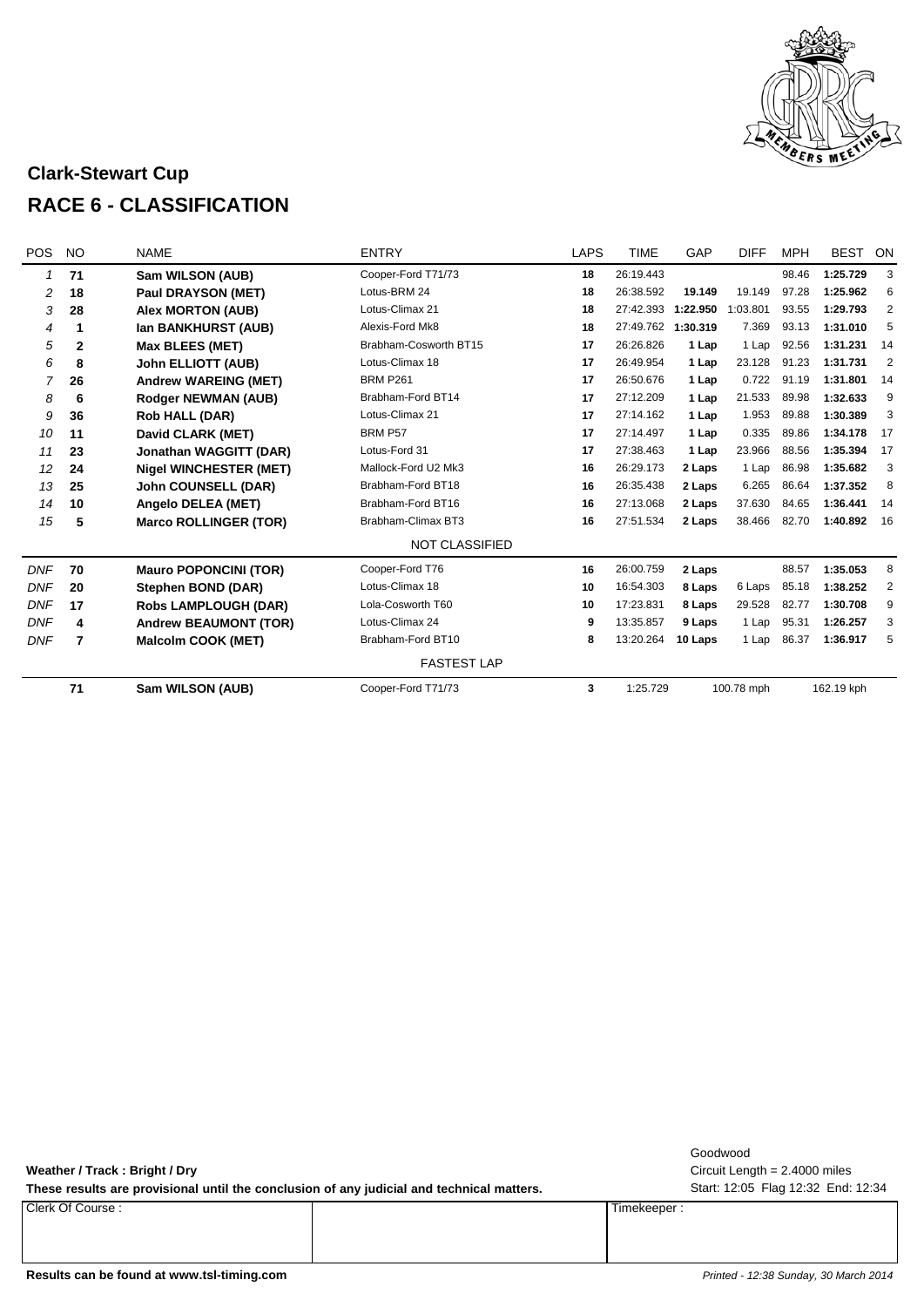## Clark-Stewart Cup

# RACE 6 - CLASSIFICATION

| POS | NO | NAME | ENTRY | LAPS | TIME | GAP | DIFF | MPH | BEST | ON |
|---|---|---|---|---|---|---|---|---|---|---|
| *1* | **71** | **Sam WILSON (AUB)** | Cooper-Ford T71/73 | **18** | 26:19.443 | | | 98.46 | **1:25.729** | 3 |
| *2* | **18** | **Paul DRAYSON (MET)** | Lotus-BRM 24 | **18** | 26:38.592 | **19.149** | 19.149 | 97.28 | **1:25.962** | 6 |
| *3* | **28** | **Alex MORTON (AUB)** | Lotus-Climax 21 | **18** | 27:42.393 | **1:22.950** | 1:03.801 | 93.55 | **1:29.793** | 2 |
| *4* | **1** | **Ian BANKHURST (AUB)** | Alexis-Ford Mk8 | **18** | 27:49.762 | **1:30.319** | 7.369 | 93.13 | **1:31.010** | 5 |
| *5* | **2** | **Max BLEES (MET)** | Brabham-Cosworth BT15 | **17** | 26:26.826 | **1 Lap** | 1 Lap | 92.56 | **1:31.231** | 14 |
| *6* | **8** | **John ELLIOTT (AUB)** | Lotus-Climax 18 | **17** | 26:49.954 | **1 Lap** | 23.128 | 91.23 | **1:31.731** | 2 |
| *7* | **26** | **Andrew WAREING (MET)** | BRM P261 | **17** | 26:50.676 | **1 Lap** | 0.722 | 91.19 | **1:31.801** | 14 |
| *8* | **6** | **Rodger NEWMAN (AUB)** | Brabham-Ford BT14 | **17** | 27:12.209 | **1 Lap** | 21.533 | 89.98 | **1:32.633** | 9 |
| *9* | **36** | **Rob HALL (DAR)** | Lotus-Climax 21 | **17** | 27:14.162 | **1 Lap** | 1.953 | 89.88 | **1:30.389** | 3 |
| *10* | **11** | **David CLARK (MET)** | BRM P57 | **17** | 27:14.497 | **1 Lap** | 0.335 | 89.86 | **1:34.178** | 17 |
| *11* | **23** | **Jonathan WAGGITT (DAR)** | Lotus-Ford 31 | **17** | 27:38.463 | **1 Lap** | 23.966 | 88.56 | **1:35.394** | 17 |
| *12* | **24** | **Nigel WINCHESTER (MET)** | Mallock-Ford U2 Mk3 | **16** | 26:29.173 | **2 Laps** | 1 Lap | 86.98 | **1:35.682** | 3 |
| *13* | **25** | **John COUNSELL (DAR)** | Brabham-Ford BT18 | **16** | 26:35.438 | **2 Laps** | 6.265 | 86.64 | **1:37.352** | 8 |
| *14* | **10** | **Angelo DELEA (MET)** | Brabham-Ford BT16 | **16** | 27:13.068 | **2 Laps** | 37.630 | 84.65 | **1:36.441** | 14 |
| *15* | **5** | **Marco ROLLINGER (TOR)** | Brabham-Climax BT3 | **16** | 27:51.534 | **2 Laps** | 38.466 | 82.70 | **1:40.892** | 16 |
| | | | NOT CLASSIFIED | | | | | | | |
| *DNF* | **70** | **Mauro POPONCINI (TOR)** | Cooper-Ford T76 | **16** | 26:00.759 | **2 Laps** | | 88.57 | **1:35.053** | 8 |
| *DNF* | **20** | **Stephen BOND (DAR)** | Lotus-Climax 18 | **10** | 16:54.303 | **8 Laps** | 6 Laps | 85.18 | **1:38.252** | 2 |
| *DNF* | **17** | **Robs LAMPLOUGH (DAR)** | Lola-Cosworth T60 | **10** | 17:23.831 | **8 Laps** | 29.528 | 82.77 | **1:30.708** | 9 |
| *DNF* | **4** | **Andrew BEAUMONT (TOR)** | Lotus-Climax 24 | **9** | 13:35.857 | **9 Laps** | 1 Lap | 95.31 | **1:26.257** | 3 |
| *DNF* | **7** | **Malcolm COOK (MET)** | Brabham-Ford BT10 | **8** | 13:20.264 | **10 Laps** | 1 Lap | 86.37 | **1:36.917** | 5 |
| | | | FASTEST LAP | | | | | | | |
| | **71** | **Sam WILSON (AUB)** | Cooper-Ford T71/73 | **3** | 1:25.729 | | 100.78 mph | | 162.19 kph | |

**Weather / Track : Bright / Dry**

**These results are provisional until the conclusion of any judicial and technical matters.**

Goodwood
Circuit Length = 2.4000 miles
Start: 12:05 Flag 12:32 End: 12:34

| Clerk Of Course : | | Timekeeper : |
|---|---|---|

**Results can be found at www.tsl-timing.com**

*Printed - 12:38 Sunday, 30 March 2014*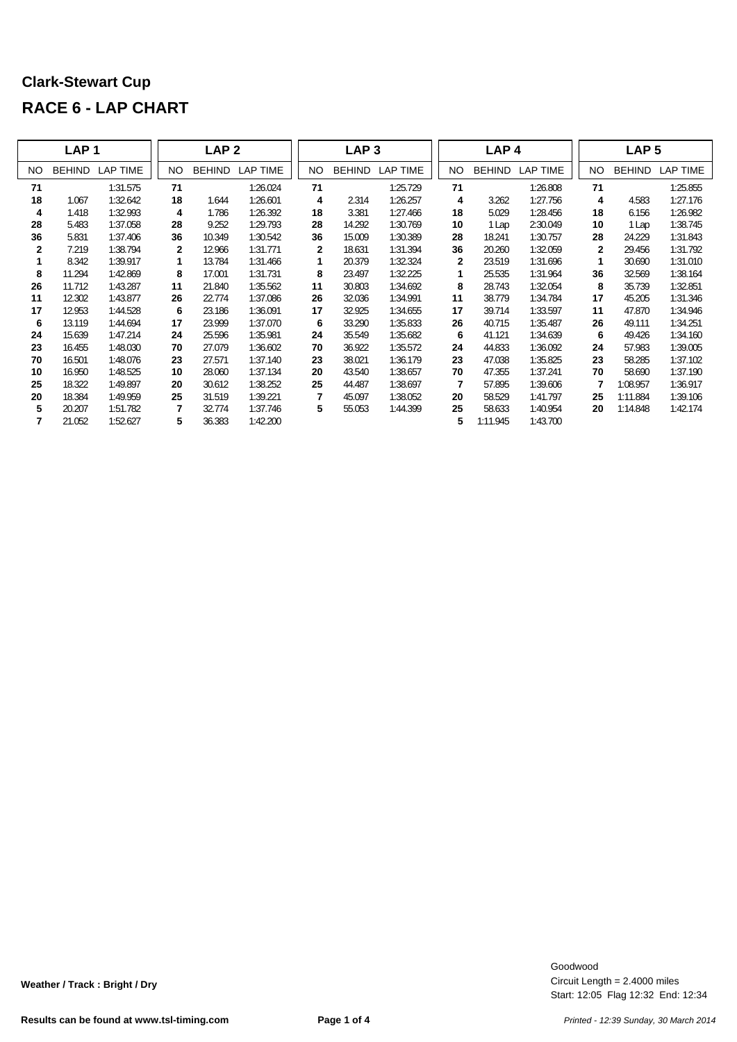# Clark-Stewart Cup

## RACE 6 - LAP CHART

| LAP 1 | | | LAP 2 | | | LAP 3 | | | LAP 4 | | | LAP 5 | | |
|---|---|---|---|---|---|---|---|---|---|---|---|---|---|---|
| NO | BEHIND | LAP TIME | NO | BEHIND | LAP TIME | NO | BEHIND | LAP TIME | NO | BEHIND | LAP TIME | NO | BEHIND | LAP TIME |
| **71** | | 1:31.575 | **71** | | 1:26.024 | **71** | | 1:25.729 | **71** | | 1:26.808 | **71** | | 1:25.855 |
| **18** | 1.067 | 1:32.642 | **18** | 1.644 | 1:26.601 | **4** | 2.314 | 1:26.257 | **4** | 3.262 | 1:27.756 | **4** | 4.583 | 1:27.176 |
| **4** | 1.418 | 1:32.993 | **4** | 1.786 | 1:26.392 | **18** | 3.381 | 1:27.466 | **18** | 5.029 | 1:28.456 | **18** | 6.156 | 1:26.982 |
| **28** | 5.483 | 1:37.058 | **28** | 9.252 | 1:29.793 | **28** | 14.292 | 1:30.769 | **10** | 1 Lap | 2:30.049 | **10** | 1 Lap | 1:38.745 |
| **36** | 5.831 | 1:37.406 | **36** | 10.349 | 1:30.542 | **36** | 15.009 | 1:30.389 | **28** | 18.241 | 1:30.757 | **28** | 24.229 | 1:31.843 |
| **2** | 7.219 | 1:38.794 | **2** | 12.966 | 1:31.771 | **2** | 18.631 | 1:31.394 | **36** | 20.260 | 1:32.059 | **2** | 29.456 | 1:31.792 |
| **1** | 8.342 | 1:39.917 | **1** | 13.784 | 1:31.466 | **1** | 20.379 | 1:32.324 | **2** | 23.519 | 1:31.696 | **1** | 30.690 | 1:31.010 |
| **8** | 11.294 | 1:42.869 | **8** | 17.001 | 1:31.731 | **8** | 23.497 | 1:32.225 | **1** | 25.535 | 1:31.964 | **36** | 32.569 | 1:38.164 |
| **26** | 11.712 | 1:43.287 | **11** | 21.840 | 1:35.562 | **11** | 30.803 | 1:34.692 | **8** | 28.743 | 1:32.054 | **8** | 35.739 | 1:32.851 |
| **11** | 12.302 | 1:43.877 | **26** | 22.774 | 1:37.086 | **26** | 32.036 | 1:34.991 | **11** | 38.779 | 1:34.784 | **17** | 45.205 | 1:31.346 |
| **17** | 12.953 | 1:44.528 | **6** | 23.186 | 1:36.091 | **17** | 32.925 | 1:34.655 | **17** | 39.714 | 1:33.597 | **11** | 47.870 | 1:34.946 |
| **6** | 13.119 | 1:44.694 | **17** | 23.999 | 1:37.070 | **6** | 33.290 | 1:35.833 | **26** | 40.715 | 1:35.487 | **26** | 49.111 | 1:34.251 |
| **24** | 15.639 | 1:47.214 | **24** | 25.596 | 1:35.981 | **24** | 35.549 | 1:35.682 | **6** | 41.121 | 1:34.639 | **6** | 49.426 | 1:34.160 |
| **23** | 16.455 | 1:48.030 | **70** | 27.079 | 1:36.602 | **70** | 36.922 | 1:35.572 | **24** | 44.833 | 1:36.092 | **24** | 57.983 | 1:39.005 |
| **70** | 16.501 | 1:48.076 | **23** | 27.571 | 1:37.140 | **23** | 38.021 | 1:36.179 | **23** | 47.038 | 1:35.825 | **23** | 58.285 | 1:37.102 |
| **10** | 16.950 | 1:48.525 | **10** | 28.060 | 1:37.134 | **20** | 43.540 | 1:38.657 | **70** | 47.355 | 1:37.241 | **70** | 58.690 | 1:37.190 |
| **25** | 18.322 | 1:49.897 | **20** | 30.612 | 1:38.252 | **25** | 44.487 | 1:38.697 | **7** | 57.895 | 1:39.606 | **7** | 1:08.957 | 1:36.917 |
| **20** | 18.384 | 1:49.959 | **25** | 31.519 | 1:39.221 | **7** | 45.097 | 1:38.052 | **20** | 58.529 | 1:41.797 | **25** | 1:11.884 | 1:39.106 |
| **5** | 20.207 | 1:51.782 | **7** | 32.774 | 1:37.746 | **5** | 55.053 | 1:44.399 | **25** | 58.633 | 1:40.954 | **20** | 1:14.848 | 1:42.174 |
| **7** | 21.052 | 1:52.627 | **5** | 36.383 | 1:42.200 | | | | **5** | 1:11.945 | 1:43.700 | | | |

**Weather / Track : Bright / Dry**

Goodwood
Circuit Length = 2.4000 miles
Start: 12:05 Flag 12:32 End: 12:34

**Results can be found at www.tsl-timing.com**

*Printed - 12:39 Sunday, 30 March 2014*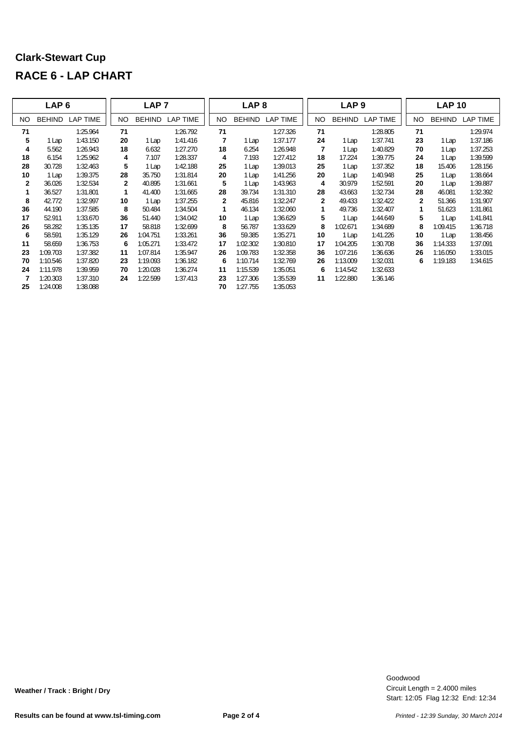## Clark-Stewart Cup

# RACE 6 - LAP CHART

| LAP 6 | | | LAP 7 | | | LAP 8 | | | LAP 9 | | | LAP 10 | | |
|---|---|---|---|---|---|---|---|---|---|---|---|---|---|---|
| NO | BEHIND | LAP TIME | NO | BEHIND | LAP TIME | NO | BEHIND | LAP TIME | NO | BEHIND | LAP TIME | NO | BEHIND | LAP TIME |
| **71** | | 1:25.964 | **71** | | 1:26.792 | **71** | | 1:27.326 | **71** | | 1:28.805 | **71** | | 1:29.974 |
| **5** | 1 Lap | 1:43.150 | **20** | 1 Lap | 1:41.416 | **7** | 1 Lap | 1:37.177 | **24** | 1 Lap | 1:37.741 | **23** | 1 Lap | 1:37.186 |
| **4** | 5.562 | 1:26.943 | **18** | 6.632 | 1:27.270 | **18** | 6.254 | 1:26.948 | **7** | 1 Lap | 1:40.829 | **70** | 1 Lap | 1:37.253 |
| **18** | 6.154 | 1:25.962 | **4** | 7.107 | 1:28.337 | **4** | 7.193 | 1:27.412 | **18** | 17.224 | 1:39.775 | **24** | 1 Lap | 1:39.599 |
| **28** | 30.728 | 1:32.463 | **5** | 1 Lap | 1:42.188 | **25** | 1 Lap | 1:39.013 | **25** | 1 Lap | 1:37.352 | **18** | 15.406 | 1:28.156 |
| **10** | 1 Lap | 1:39.375 | **28** | 35.750 | 1:31.814 | **20** | 1 Lap | 1:41.256 | **20** | 1 Lap | 1:40.948 | **25** | 1 Lap | 1:38.664 |
| **2** | 36.026 | 1:32.534 | **2** | 40.895 | 1:31.661 | **5** | 1 Lap | 1:43.963 | **4** | 30.979 | 1:52.591 | **20** | 1 Lap | 1:39.887 |
| **1** | 36.527 | 1:31.801 | **1** | 41.400 | 1:31.665 | **28** | 39.734 | 1:31.310 | **28** | 43.663 | 1:32.734 | **28** | 46.081 | 1:32.392 |
| **8** | 42.772 | 1:32.997 | **10** | 1 Lap | 1:37.255 | **2** | 45.816 | 1:32.247 | **2** | 49.433 | 1:32.422 | **2** | 51.366 | 1:31.907 |
| **36** | 44.190 | 1:37.585 | **8** | 50.484 | 1:34.504 | **1** | 46.134 | 1:32.060 | **1** | 49.736 | 1:32.407 | **1** | 51.623 | 1:31.861 |
| **17** | 52.911 | 1:33.670 | **36** | 51.440 | 1:34.042 | **10** | 1 Lap | 1:36.629 | **5** | 1 Lap | 1:44.649 | **5** | 1 Lap | 1:41.841 |
| **26** | 58.282 | 1:35.135 | **17** | 58.818 | 1:32.699 | **8** | 56.787 | 1:33.629 | **8** | 1:02.671 | 1:34.689 | **8** | 1:09.415 | 1:36.718 |
| **6** | 58.591 | 1:35.129 | **26** | 1:04.751 | 1:33.261 | **36** | 59.385 | 1:35.271 | **10** | 1 Lap | 1:41.226 | **10** | 1 Lap | 1:38.456 |
| **11** | 58.659 | 1:36.753 | **6** | 1:05.271 | 1:33.472 | **17** | 1:02.302 | 1:30.810 | **17** | 1:04.205 | 1:30.708 | **36** | 1:14.333 | 1:37.091 |
| **23** | 1:09.703 | 1:37.382 | **11** | 1:07.814 | 1:35.947 | **26** | 1:09.783 | 1:32.358 | **36** | 1:07.216 | 1:36.636 | **26** | 1:16.050 | 1:33.015 |
| **70** | 1:10.546 | 1:37.820 | **23** | 1:19.093 | 1:36.182 | **6** | 1:10.714 | 1:32.769 | **26** | 1:13.009 | 1:32.031 | **6** | 1:19.183 | 1:34.615 |
| **24** | 1:11.978 | 1:39.959 | **70** | 1:20.028 | 1:36.274 | **11** | 1:15.539 | 1:35.051 | **6** | 1:14.542 | 1:32.633 | | | |
| **7** | 1:20.303 | 1:37.310 | **24** | 1:22.599 | 1:37.413 | **23** | 1:27.306 | 1:35.539 | **11** | 1:22.880 | 1:36.146 | | | |
| **25** | 1:24.008 | 1:38.088 | | | | **70** | 1:27.755 | 1:35.053 | | | | | | |

**Weather / Track : Bright / Dry**

Goodwood
Circuit Length = 2.4000 miles
Start: 12:05 Flag 12:32 End: 12:34

**Results can be found at www.tsl-timing.com**

*Printed - 12:39 Sunday, 30 March 2014*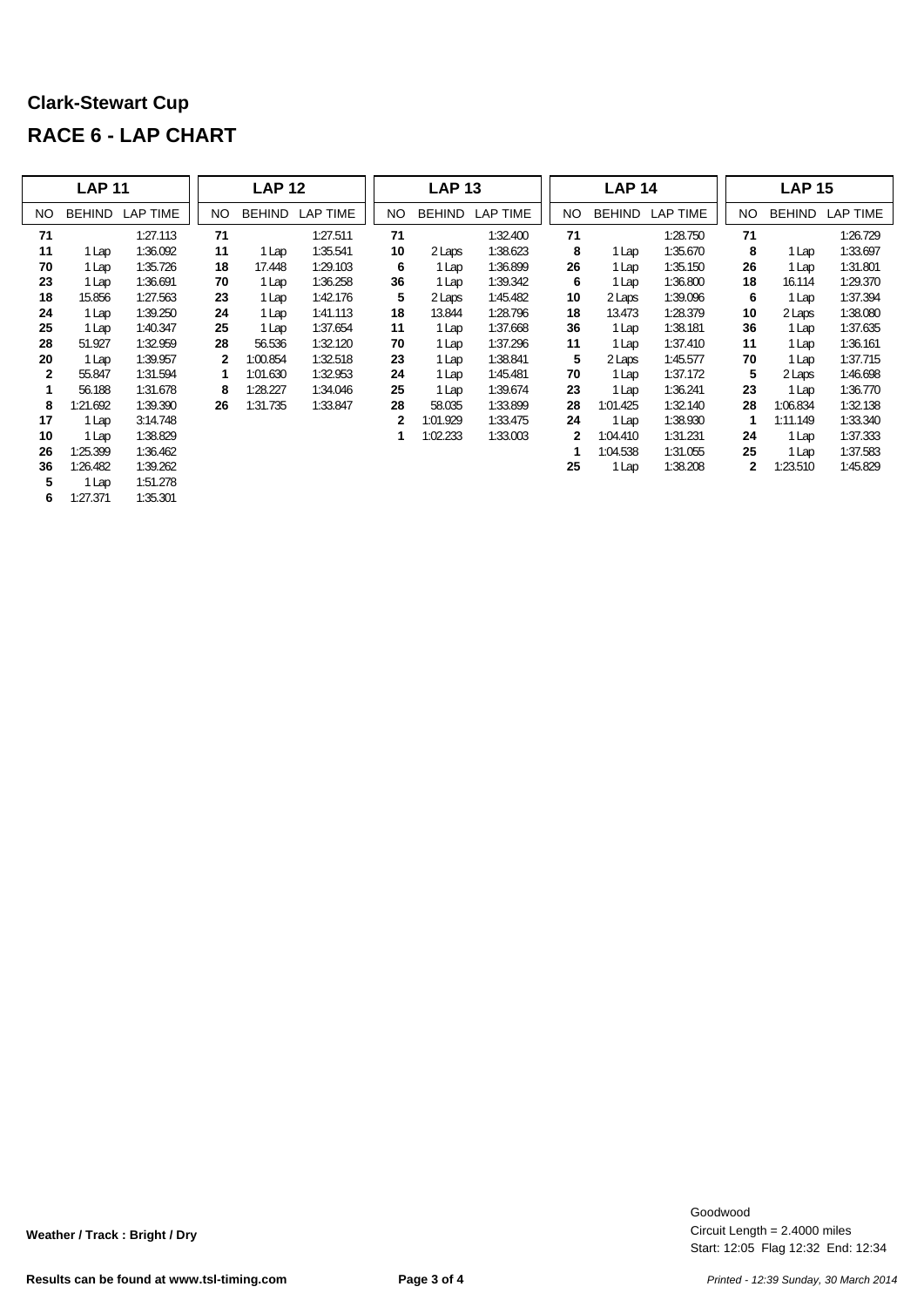## Clark-Stewart Cup

## RACE 6 - LAP CHART

| LAP 11 | | | LAP 12 | | | LAP 13 | | | LAP 14 | | | LAP 15 | | |
|---|---|---|---|---|---|---|---|---|---|---|---|---|---|---|
| NO | BEHIND | LAP TIME | NO | BEHIND | LAP TIME | NO | BEHIND | LAP TIME | NO | BEHIND | LAP TIME | NO | BEHIND | LAP TIME |
| **71** | | 1:27.113 | **71** | | 1:27.511 | **71** | | 1:32.400 | **71** | | 1:28.750 | **71** | | 1:26.729 |
| **11** | 1 Lap | 1:36.092 | **11** | 1 Lap | 1:35.541 | **10** | 2 Laps | 1:38.623 | **8** | 1 Lap | 1:35.670 | **8** | 1 Lap | 1:33.697 |
| **70** | 1 Lap | 1:35.726 | **18** | 17.448 | 1:29.103 | **6** | 1 Lap | 1:36.899 | **26** | 1 Lap | 1:35.150 | **26** | 1 Lap | 1:31.801 |
| **23** | 1 Lap | 1:36.691 | **70** | 1 Lap | 1:36.258 | **36** | 1 Lap | 1:39.342 | **6** | 1 Lap | 1:36.800 | **18** | 16.114 | 1:29.370 |
| **18** | 15.856 | 1:27.563 | **23** | 1 Lap | 1:42.176 | **5** | 2 Laps | 1:45.482 | **10** | 2 Laps | 1:39.096 | **6** | 1 Lap | 1:37.394 |
| **24** | 1 Lap | 1:39.250 | **24** | 1 Lap | 1:41.113 | **18** | 13.844 | 1:28.796 | **18** | 13.473 | 1:28.379 | **10** | 2 Laps | 1:38.080 |
| **25** | 1 Lap | 1:40.347 | **25** | 1 Lap | 1:37.654 | **11** | 1 Lap | 1:37.668 | **36** | 1 Lap | 1:38.181 | **36** | 1 Lap | 1:37.635 |
| **28** | 51.927 | 1:32.959 | **28** | 56.536 | 1:32.120 | **70** | 1 Lap | 1:37.296 | **11** | 1 Lap | 1:37.410 | **11** | 1 Lap | 1:36.161 |
| **20** | 1 Lap | 1:39.957 | **2** | 1:00.854 | 1:32.518 | **23** | 1 Lap | 1:38.841 | **5** | 2 Laps | 1:45.577 | **70** | 1 Lap | 1:37.715 |
| **2** | 55.847 | 1:31.594 | **1** | 1:01.630 | 1:32.953 | **24** | 1 Lap | 1:45.481 | **70** | 1 Lap | 1:37.172 | **5** | 2 Laps | 1:46.698 |
| **1** | 56.188 | 1:31.678 | **8** | 1:28.227 | 1:34.046 | **25** | 1 Lap | 1:39.674 | **23** | 1 Lap | 1:36.241 | **23** | 1 Lap | 1:36.770 |
| **8** | 1:21.692 | 1:39.390 | **26** | 1:31.735 | 1:33.847 | **28** | 58.035 | 1:33.899 | **28** | 1:01.425 | 1:32.140 | **28** | 1:06.834 | 1:32.138 |
| **17** | 1 Lap | 3:14.748 | | | | **2** | 1:01.929 | 1:33.475 | **24** | 1 Lap | 1:38.930 | **1** | 1:11.149 | 1:33.340 |
| **10** | 1 Lap | 1:38.829 | | | | **1** | 1:02.233 | 1:33.003 | **2** | 1:04.410 | 1:31.231 | **24** | 1 Lap | 1:37.333 |
| **26** | 1:25.399 | 1:36.462 | | | | | | | **1** | 1:04.538 | 1:31.055 | **25** | 1 Lap | 1:37.583 |
| **36** | 1:26.482 | 1:39.262 | | | | | | | **25** | 1 Lap | 1:38.208 | **2** | 1:23.510 | 1:45.829 |
| **5** | 1 Lap | 1:51.278 | | | | | | | | | | | | |
| **6** | 1:27.371 | 1:35.301 | | | | | | | | | | | | |

**Weather / Track : Bright / Dry**

Goodwood
Circuit Length = 2.4000 miles
Start: 12:05 Flag 12:32 End: 12:34

**Results can be found at www.tsl-timing.com**

*Printed - 12:39 Sunday, 30 March 2014*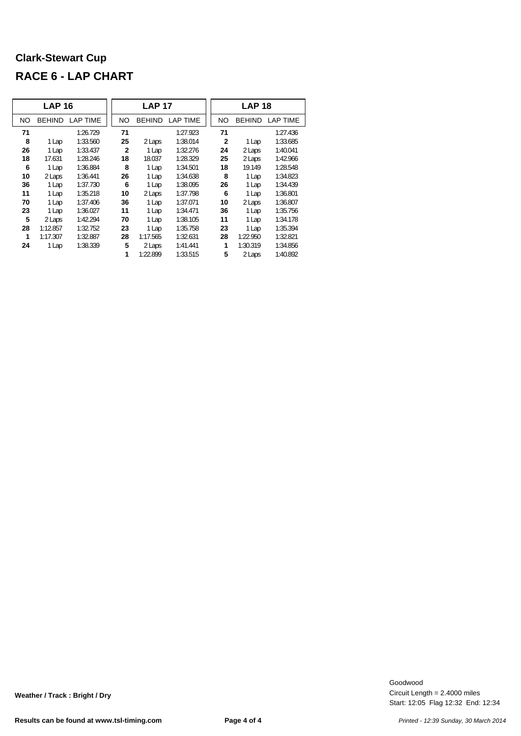# Clark-Stewart Cup

## RACE 6 - LAP CHART

| LAP 16 | | | LAP 17 | | | LAP 18 | | |
|---|---|---|---|---|---|---|---|---|
| NO | BEHIND | LAP TIME | NO | BEHIND | LAP TIME | NO | BEHIND | LAP TIME |
| **71** | | 1:26.729 | **71** | | 1:27.923 | **71** | | 1:27.436 |
| **8** | 1 Lap | 1:33.560 | **25** | 2 Laps | 1:38.014 | **2** | 1 Lap | 1:33.685 |
| **26** | 1 Lap | 1:33.437 | **2** | 1 Lap | 1:32.276 | **24** | 2 Laps | 1:40.041 |
| **18** | 17.631 | 1:28.246 | **18** | 18.037 | 1:28.329 | **25** | 2 Laps | 1:42.966 |
| **6** | 1 Lap | 1:36.884 | **8** | 1 Lap | 1:34.501 | **18** | 19.149 | 1:28.548 |
| **10** | 2 Laps | 1:36.441 | **26** | 1 Lap | 1:34.638 | **8** | 1 Lap | 1:34.823 |
| **36** | 1 Lap | 1:37.730 | **6** | 1 Lap | 1:38.095 | **26** | 1 Lap | 1:34.439 |
| **11** | 1 Lap | 1:35.218 | **10** | 2 Laps | 1:37.798 | **6** | 1 Lap | 1:36.801 |
| **70** | 1 Lap | 1:37.406 | **36** | 1 Lap | 1:37.071 | **10** | 2 Laps | 1:36.807 |
| **23** | 1 Lap | 1:36.027 | **11** | 1 Lap | 1:34.471 | **36** | 1 Lap | 1:35.756 |
| **5** | 2 Laps | 1:42.294 | **70** | 1 Lap | 1:38.105 | **11** | 1 Lap | 1:34.178 |
| **28** | 1:12.857 | 1:32.752 | **23** | 1 Lap | 1:35.758 | **23** | 1 Lap | 1:35.394 |
| **1** | 1:17.307 | 1:32.887 | **28** | 1:17.565 | 1:32.631 | **28** | 1:22.950 | 1:32.821 |
| **24** | 1 Lap | 1:38.339 | **5** | 2 Laps | 1:41.441 | **1** | 1:30.319 | 1:34.856 |
| | | | **1** | 1:22.899 | 1:33.515 | **5** | 2 Laps | 1:40.892 |

**Weather / Track : Bright / Dry**

Goodwood
Circuit Length = 2.4000 miles
Start: 12:05 Flag 12:32 End: 12:34

**Results can be found at www.tsl-timing.com**

*Printed - 12:39 Sunday, 30 March 2014*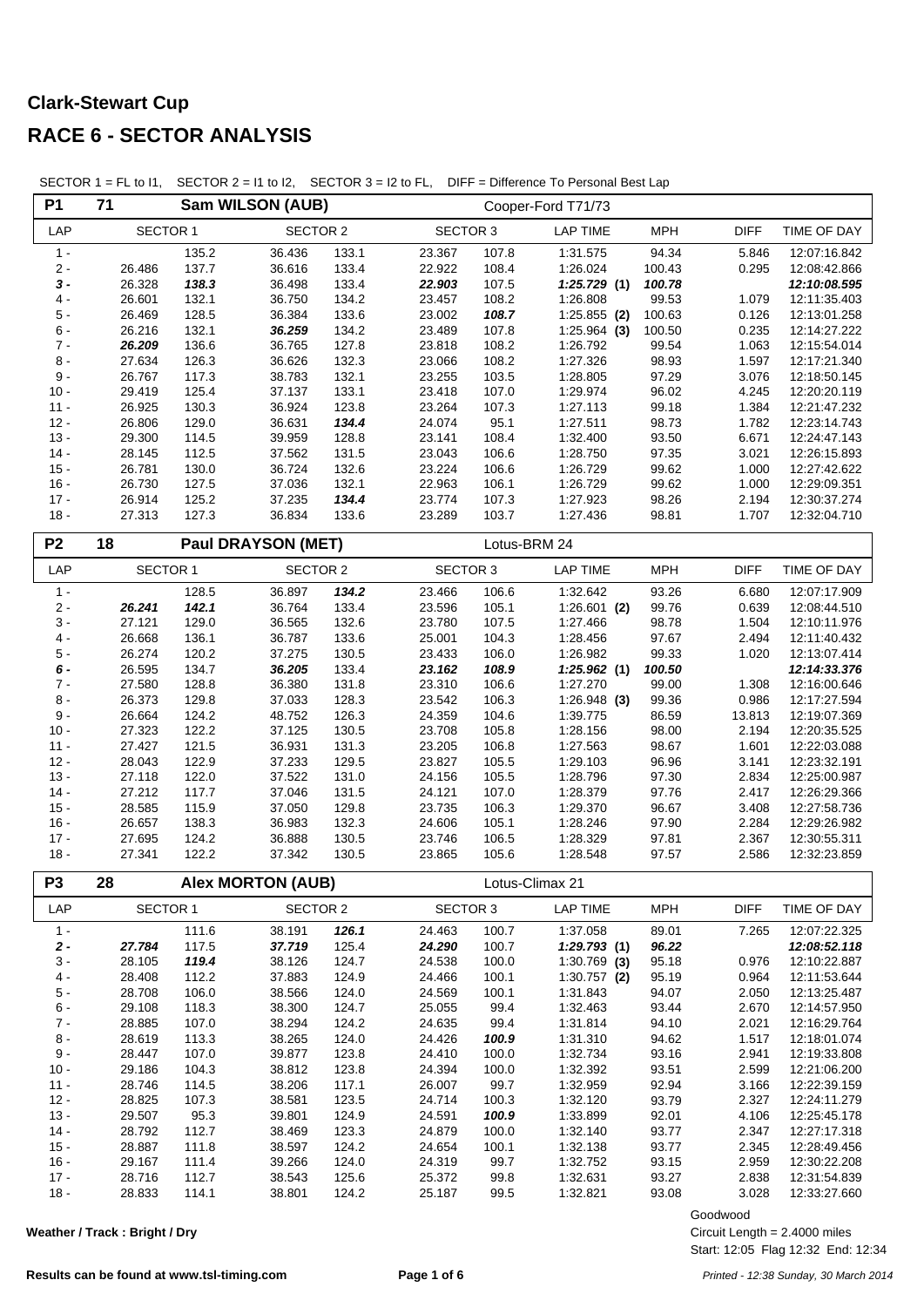# Clark-Stewart Cup

## RACE 6 - SECTOR ANALYSIS

SECTOR 1 = FL to I1, SECTOR 2 = I1 to I2, SECTOR 3 = I2 to FL, DIFF = Difference To Personal Best Lap

### P1 71 Sam WILSON (AUB) Cooper-Ford T71/73

| LAP | SECTOR 1 | | SECTOR 2 | | SECTOR 3 | | LAP TIME | MPH | DIFF | TIME OF DAY |
|---|---|---|---|---|---|---|---|---|---|---|
| 1 - | | 135.2 | 36.436 | 133.1 | 23.367 | 107.8 | 1:31.575 | 94.34 | 5.846 | 12:07:16.842 |
| 2 - | 26.486 | 137.7 | 36.616 | 133.4 | 22.922 | 108.4 | 1:26.024 | 100.43 | 0.295 | 12:08:42.866 |
| ***3 -*** | 26.328 | ***138.3*** | 36.498 | 133.4 | ***22.903*** | 107.5 | ***1:25.729*** **(1)** | ***100.78*** | | ***12:10:08.595*** |
| 4 - | 26.601 | 132.1 | 36.750 | 134.2 | 23.457 | 108.2 | 1:26.808 | 99.53 | 1.079 | 12:11:35.403 |
| 5 - | 26.469 | 128.5 | 36.384 | 133.6 | 23.002 | ***108.7*** | 1:25.855 **(2)** | 100.63 | 0.126 | 12:13:01.258 |
| 6 - | 26.216 | 132.1 | ***36.259*** | 134.2 | 23.489 | 107.8 | 1:25.964 **(3)** | 100.50 | 0.235 | 12:14:27.222 |
| 7 - | ***26.209*** | 136.6 | 36.765 | 127.8 | 23.818 | 108.2 | 1:26.792 | 99.54 | 1.063 | 12:15:54.014 |
| 8 - | 27.634 | 126.3 | 36.626 | 132.3 | 23.066 | 108.2 | 1:27.326 | 98.93 | 1.597 | 12:17:21.340 |
| 9 - | 26.767 | 117.3 | 38.783 | 132.1 | 23.255 | 103.5 | 1:28.805 | 97.29 | 3.076 | 12:18:50.145 |
| 10 - | 29.419 | 125.4 | 37.137 | 133.1 | 23.418 | 107.0 | 1:29.974 | 96.02 | 4.245 | 12:20:20.119 |
| 11 - | 26.925 | 130.3 | 36.924 | 123.8 | 23.264 | 107.3 | 1:27.113 | 99.18 | 1.384 | 12:21:47.232 |
| 12 - | 26.806 | 129.0 | 36.631 | ***134.4*** | 24.074 | 95.1 | 1:27.511 | 98.73 | 1.782 | 12:23:14.743 |
| 13 - | 29.300 | 114.5 | 39.959 | 128.8 | 23.141 | 108.4 | 1:32.400 | 93.50 | 6.671 | 12:24:47.143 |
| 14 - | 28.145 | 112.5 | 37.562 | 131.5 | 23.043 | 106.6 | 1:28.750 | 97.35 | 3.021 | 12:26:15.893 |
| 15 - | 26.781 | 130.0 | 36.724 | 132.6 | 23.224 | 106.6 | 1:26.729 | 99.62 | 1.000 | 12:27:42.622 |
| 16 - | 26.730 | 127.5 | 37.036 | 132.1 | 22.963 | 106.1 | 1:26.729 | 99.62 | 1.000 | 12:29:09.351 |
| 17 - | 26.914 | 125.2 | 37.235 | ***134.4*** | 23.774 | 107.3 | 1:27.923 | 98.26 | 2.194 | 12:30:37.274 |
| 18 - | 27.313 | 127.3 | 36.834 | 133.6 | 23.289 | 103.7 | 1:27.436 | 98.81 | 1.707 | 12:32:04.710 |

### P2 18 Paul DRAYSON (MET) Lotus-BRM 24

| LAP | SECTOR 1 | | SECTOR 2 | | SECTOR 3 | | LAP TIME | MPH | DIFF | TIME OF DAY |
|---|---|---|---|---|---|---|---|---|---|---|
| 1 - | | 128.5 | 36.897 | ***134.2*** | 23.466 | 106.6 | 1:32.642 | 93.26 | 6.680 | 12:07:17.909 |
| 2 - | ***26.241*** | ***142.1*** | 36.764 | 133.4 | 23.596 | 105.1 | 1:26.601 **(2)** | 99.76 | 0.639 | 12:08:44.510 |
| 3 - | 27.121 | 129.0 | 36.565 | 132.6 | 23.780 | 107.5 | 1:27.466 | 98.78 | 1.504 | 12:10:11.976 |
| 4 - | 26.668 | 136.1 | 36.787 | 133.6 | 25.001 | 104.3 | 1:28.456 | 97.67 | 2.494 | 12:11:40.432 |
| 5 - | 26.274 | 120.2 | 37.275 | 130.5 | 23.433 | 106.0 | 1:26.982 | 99.33 | 1.020 | 12:13:07.414 |
| ***6 -*** | 26.595 | 134.7 | ***36.205*** | 133.4 | ***23.162*** | ***108.9*** | ***1:25.962*** **(1)** | ***100.50*** | | ***12:14:33.376*** |
| 7 - | 27.580 | 128.8 | 36.380 | 131.8 | 23.310 | 106.6 | 1:27.270 | 99.00 | 1.308 | 12:16:00.646 |
| 8 - | 26.373 | 129.8 | 37.033 | 128.3 | 23.542 | 106.3 | 1:26.948 **(3)** | 99.36 | 0.986 | 12:17:27.594 |
| 9 - | 26.664 | 124.2 | 48.752 | 126.3 | 24.359 | 104.6 | 1:39.775 | 86.59 | 13.813 | 12:19:07.369 |
| 10 - | 27.323 | 122.2 | 37.125 | 130.5 | 23.708 | 105.8 | 1:28.156 | 98.00 | 2.194 | 12:20:35.525 |
| 11 - | 27.427 | 121.5 | 36.931 | 131.3 | 23.205 | 106.8 | 1:27.563 | 98.67 | 1.601 | 12:22:03.088 |
| 12 - | 28.043 | 122.9 | 37.233 | 129.5 | 23.827 | 105.5 | 1:29.103 | 96.96 | 3.141 | 12:23:32.191 |
| 13 - | 27.118 | 122.0 | 37.522 | 131.0 | 24.156 | 105.5 | 1:28.796 | 97.30 | 2.834 | 12:25:00.987 |
| 14 - | 27.212 | 117.7 | 37.046 | 131.5 | 24.121 | 107.0 | 1:28.379 | 97.76 | 2.417 | 12:26:29.366 |
| 15 - | 28.585 | 115.9 | 37.050 | 129.8 | 23.735 | 106.3 | 1:29.370 | 96.67 | 3.408 | 12:27:58.736 |
| 16 - | 26.657 | 138.3 | 36.983 | 132.3 | 24.606 | 105.1 | 1:28.246 | 97.90 | 2.284 | 12:29:26.982 |
| 17 - | 27.695 | 124.2 | 36.888 | 130.5 | 23.746 | 106.5 | 1:28.329 | 97.81 | 2.367 | 12:30:55.311 |
| 18 - | 27.341 | 122.2 | 37.342 | 130.5 | 23.865 | 105.6 | 1:28.548 | 97.57 | 2.586 | 12:32:23.859 |

### P3 28 Alex MORTON (AUB) Lotus-Climax 21

| LAP | SECTOR 1 | | SECTOR 2 | | SECTOR 3 | | LAP TIME | MPH | DIFF | TIME OF DAY |
|---|---|---|---|---|---|---|---|---|---|---|
| 1 - | | 111.6 | 38.191 | ***126.1*** | 24.463 | 100.7 | 1:37.058 | 89.01 | 7.265 | 12:07:22.325 |
| ***2 -*** | ***27.784*** | 117.5 | ***37.719*** | 125.4 | ***24.290*** | 100.7 | ***1:29.793*** **(1)** | ***96.22*** | | ***12:08:52.118*** |
| 3 - | 28.105 | ***119.4*** | 38.126 | 124.7 | 24.538 | 100.0 | 1:30.769 **(3)** | 95.18 | 0.976 | 12:10:22.887 |
| 4 - | 28.408 | 112.2 | 37.883 | 124.9 | 24.466 | 100.1 | 1:30.757 **(2)** | 95.19 | 0.964 | 12:11:53.644 |
| 5 - | 28.708 | 106.0 | 38.566 | 124.0 | 24.569 | 100.1 | 1:31.843 | 94.07 | 2.050 | 12:13:25.487 |
| 6 - | 29.108 | 118.3 | 38.300 | 124.7 | 25.055 | 99.4 | 1:32.463 | 93.44 | 2.670 | 12:14:57.950 |
| 7 - | 28.885 | 107.0 | 38.294 | 124.2 | 24.635 | 99.4 | 1:31.814 | 94.10 | 2.021 | 12:16:29.764 |
| 8 - | 28.619 | 113.3 | 38.265 | 124.0 | 24.426 | ***100.9*** | 1:31.310 | 94.62 | 1.517 | 12:18:01.074 |
| 9 - | 28.447 | 107.0 | 39.877 | 123.8 | 24.410 | 100.0 | 1:32.734 | 93.16 | 2.941 | 12:19:33.808 |
| 10 - | 29.186 | 104.3 | 38.812 | 123.8 | 24.394 | 100.0 | 1:32.392 | 93.51 | 2.599 | 12:21:06.200 |
| 11 - | 28.746 | 114.5 | 38.206 | 117.1 | 26.007 | 99.7 | 1:32.959 | 92.94 | 3.166 | 12:22:39.159 |
| 12 - | 28.825 | 107.3 | 38.581 | 123.5 | 24.714 | 100.3 | 1:32.120 | 93.79 | 2.327 | 12:24:11.279 |
| 13 - | 29.507 | 95.3 | 39.801 | 124.9 | 24.591 | ***100.9*** | 1:33.899 | 92.01 | 4.106 | 12:25:45.178 |
| 14 - | 28.792 | 112.7 | 38.469 | 123.3 | 24.879 | 100.0 | 1:32.140 | 93.77 | 2.347 | 12:27:17.318 |
| 15 - | 28.887 | 111.8 | 38.597 | 124.2 | 24.654 | 100.1 | 1:32.138 | 93.77 | 2.345 | 12:28:49.456 |
| 16 - | 29.167 | 111.4 | 39.266 | 124.0 | 24.319 | 99.7 | 1:32.752 | 93.15 | 2.959 | 12:30:22.208 |
| 17 - | 28.716 | 112.7 | 38.543 | 125.6 | 25.372 | 99.8 | 1:32.631 | 93.27 | 2.838 | 12:31:54.839 |
| 18 - | 28.833 | 114.1 | 38.801 | 124.2 | 25.187 | 99.5 | 1:32.821 | 93.08 | 3.028 | 12:33:27.660 |

**Weather / Track : Bright / Dry**

Goodwood
Circuit Length = 2.4000 miles
Start: 12:05 Flag 12:32 End: 12:34

**Results can be found at www.tsl-timing.com**

*Printed - 12:38 Sunday, 30 March 2014*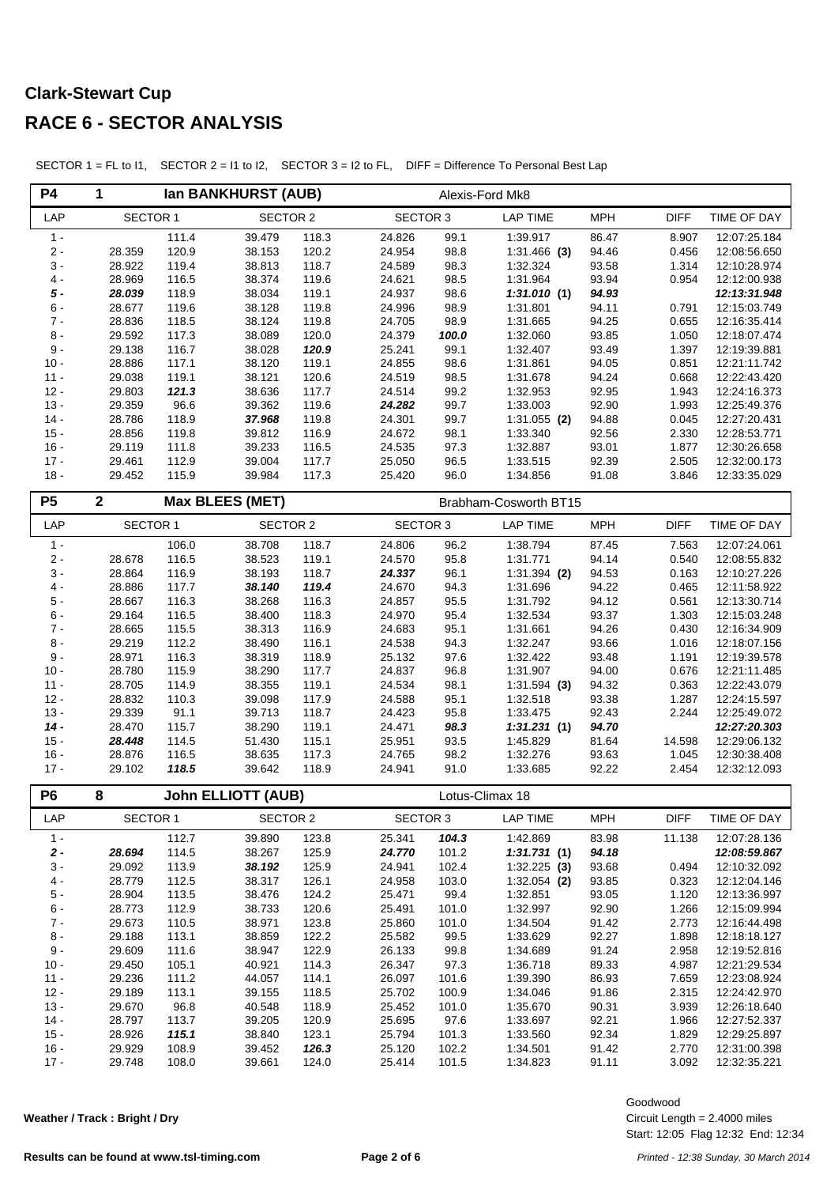# Clark-Stewart Cup

# RACE 6 - SECTOR ANALYSIS

SECTOR 1 = FL to I1, SECTOR 2 = I1 to I2, SECTOR 3 = I2 to FL, DIFF = Difference To Personal Best Lap

| P4 | 1 | Ian BANKHURST (AUB) | | | | Alexis-Ford Mk8 | | | | |
|---|---|---|---|---|---|---|---|---|---|---|
| LAP | SECTOR 1 | | SECTOR 2 | | SECTOR 3 | | LAP TIME | MPH | DIFF | TIME OF DAY |
| 1 - | | 111.4 | 39.479 | 118.3 | 24.826 | 99.1 | 1:39.917 | 86.47 | 8.907 | 12:07:25.184 |
| 2 - | 28.359 | 120.9 | 38.153 | 120.2 | 24.954 | 98.8 | 1:31.466 **(3)** | 94.46 | 0.456 | 12:08:56.650 |
| 3 - | 28.922 | 119.4 | 38.813 | 118.7 | 24.589 | 98.3 | 1:32.324 | 93.58 | 1.314 | 12:10:28.974 |
| 4 - | 28.969 | 116.5 | 38.374 | 119.6 | 24.621 | 98.5 | 1:31.964 | 93.94 | 0.954 | 12:12:00.938 |
| ***5 -*** | ***28.039*** | 118.9 | 38.034 | 119.1 | 24.937 | 98.6 | ***1:31.010*** **(1)** | ***94.93*** | | ***12:13:31.948*** |
| 6 - | 28.677 | 119.6 | 38.128 | 119.8 | 24.996 | 98.9 | 1:31.801 | 94.11 | 0.791 | 12:15:03.749 |
| 7 - | 28.836 | 118.5 | 38.124 | 119.8 | 24.705 | 98.9 | 1:31.665 | 94.25 | 0.655 | 12:16:35.414 |
| 8 - | 29.592 | 117.3 | 38.089 | 120.0 | 24.379 | ***100.0*** | 1:32.060 | 93.85 | 1.050 | 12:18:07.474 |
| 9 - | 29.138 | 116.7 | 38.028 | ***120.9*** | 25.241 | 99.1 | 1:32.407 | 93.49 | 1.397 | 12:19:39.881 |
| 10 - | 28.886 | 117.1 | 38.120 | 119.1 | 24.855 | 98.6 | 1:31.861 | 94.05 | 0.851 | 12:21:11.742 |
| 11 - | 29.038 | 119.1 | 38.121 | 120.6 | 24.519 | 98.5 | 1:31.678 | 94.24 | 0.668 | 12:22:43.420 |
| 12 - | 29.803 | ***121.3*** | 38.636 | 117.7 | 24.514 | 99.2 | 1:32.953 | 92.95 | 1.943 | 12:24:16.373 |
| 13 - | 29.359 | 96.6 | 39.362 | 119.6 | ***24.282*** | 99.7 | 1:33.003 | 92.90 | 1.993 | 12:25:49.376 |
| 14 - | 28.786 | 118.9 | ***37.968*** | 119.8 | 24.301 | 99.7 | 1:31.055 **(2)** | 94.88 | 0.045 | 12:27:20.431 |
| 15 - | 28.856 | 119.8 | 39.812 | 116.9 | 24.672 | 98.1 | 1:33.340 | 92.56 | 2.330 | 12:28:53.771 |
| 16 - | 29.119 | 111.8 | 39.233 | 116.5 | 24.535 | 97.3 | 1:32.887 | 93.01 | 1.877 | 12:30:26.658 |
| 17 - | 29.461 | 112.9 | 39.004 | 117.7 | 25.050 | 96.5 | 1:33.515 | 92.39 | 2.505 | 12:32:00.173 |
| 18 - | 29.452 | 115.9 | 39.984 | 117.3 | 25.420 | 96.0 | 1:34.856 | 91.08 | 3.846 | 12:33:35.029 |

| P5 | 2 | Max BLEES (MET) | | | | Brabham-Cosworth BT15 | | | | |
|---|---|---|---|---|---|---|---|---|---|---|
| LAP | SECTOR 1 | | SECTOR 2 | | SECTOR 3 | | LAP TIME | MPH | DIFF | TIME OF DAY |
| 1 - | | 106.0 | 38.708 | 118.7 | 24.806 | 96.2 | 1:38.794 | 87.45 | 7.563 | 12:07:24.061 |
| 2 - | 28.678 | 116.5 | 38.523 | 119.1 | 24.570 | 95.8 | 1:31.771 | 94.14 | 0.540 | 12:08:55.832 |
| 3 - | 28.864 | 116.9 | 38.193 | 118.7 | ***24.337*** | 96.1 | 1:31.394 **(2)** | 94.53 | 0.163 | 12:10:27.226 |
| 4 - | 28.886 | 117.7 | ***38.140*** | ***119.4*** | 24.670 | 94.3 | 1:31.696 | 94.22 | 0.465 | 12:11:58.922 |
| 5 - | 28.667 | 116.3 | 38.268 | 116.3 | 24.857 | 95.5 | 1:31.792 | 94.12 | 0.561 | 12:13:30.714 |
| 6 - | 29.164 | 116.5 | 38.400 | 118.3 | 24.970 | 95.4 | 1:32.534 | 93.37 | 1.303 | 12:15:03.248 |
| 7 - | 28.665 | 115.5 | 38.313 | 116.9 | 24.683 | 95.1 | 1:31.661 | 94.26 | 0.430 | 12:16:34.909 |
| 8 - | 29.219 | 112.2 | 38.490 | 116.1 | 24.538 | 94.3 | 1:32.247 | 93.66 | 1.016 | 12:18:07.156 |
| 9 - | 28.971 | 116.3 | 38.319 | 118.9 | 25.132 | 97.6 | 1:32.422 | 93.48 | 1.191 | 12:19:39.578 |
| 10 - | 28.780 | 115.9 | 38.290 | 117.7 | 24.837 | 96.8 | 1:31.907 | 94.00 | 0.676 | 12:21:11.485 |
| 11 - | 28.705 | 114.9 | 38.355 | 119.1 | 24.534 | 98.1 | 1:31.594 **(3)** | 94.32 | 0.363 | 12:22:43.079 |
| 12 - | 28.832 | 110.3 | 39.098 | 117.9 | 24.588 | 95.1 | 1:32.518 | 93.38 | 1.287 | 12:24:15.597 |
| 13 - | 29.339 | 91.1 | 39.713 | 118.7 | 24.423 | 95.8 | 1:33.475 | 92.43 | 2.244 | 12:25:49.072 |
| ***14 -*** | 28.470 | 115.7 | 38.290 | 119.1 | 24.471 | ***98.3*** | ***1:31.231*** **(1)** | ***94.70*** | | ***12:27:20.303*** |
| 15 - | ***28.448*** | 114.5 | 51.430 | 115.1 | 25.951 | 93.5 | 1:45.829 | 81.64 | 14.598 | 12:29:06.132 |
| 16 - | 28.876 | 116.5 | 38.635 | 117.3 | 24.765 | 98.2 | 1:32.276 | 93.63 | 1.045 | 12:30:38.408 |
| 17 - | 29.102 | ***118.5*** | 39.642 | 118.9 | 24.941 | 91.0 | 1:33.685 | 92.22 | 2.454 | 12:32:12.093 |

| P6 | 8 | John ELLIOTT (AUB) | | | | Lotus-Climax 18 | | | | |
|---|---|---|---|---|---|---|---|---|---|---|
| LAP | SECTOR 1 | | SECTOR 2 | | SECTOR 3 | | LAP TIME | MPH | DIFF | TIME OF DAY |
| 1 - | | 112.7 | 39.890 | 123.8 | 25.341 | ***104.3*** | 1:42.869 | 83.98 | 11.138 | 12:07:28.136 |
| ***2 -*** | ***28.694*** | 114.5 | 38.267 | 125.9 | ***24.770*** | 101.2 | ***1:31.731*** **(1)** | ***94.18*** | | ***12:08:59.867*** |
| 3 - | 29.092 | 113.9 | ***38.192*** | 125.9 | 24.941 | 102.4 | 1:32.225 **(3)** | 93.68 | 0.494 | 12:10:32.092 |
| 4 - | 28.779 | 112.5 | 38.317 | 126.1 | 24.958 | 103.0 | 1:32.054 **(2)** | 93.85 | 0.323 | 12:12:04.146 |
| 5 - | 28.904 | 113.5 | 38.476 | 124.2 | 25.471 | 99.4 | 1:32.851 | 93.05 | 1.120 | 12:13:36.997 |
| 6 - | 28.773 | 112.9 | 38.733 | 120.6 | 25.491 | 101.0 | 1:32.997 | 92.90 | 1.266 | 12:15:09.994 |
| 7 - | 29.673 | 110.5 | 38.971 | 123.8 | 25.860 | 101.0 | 1:34.504 | 91.42 | 2.773 | 12:16:44.498 |
| 8 - | 29.188 | 113.1 | 38.859 | 122.2 | 25.582 | 99.5 | 1:33.629 | 92.27 | 1.898 | 12:18:18.127 |
| 9 - | 29.609 | 111.6 | 38.947 | 122.9 | 26.133 | 99.8 | 1:34.689 | 91.24 | 2.958 | 12:19:52.816 |
| 10 - | 29.450 | 105.1 | 40.921 | 114.3 | 26.347 | 97.3 | 1:36.718 | 89.33 | 4.987 | 12:21:29.534 |
| 11 - | 29.236 | 111.2 | 44.057 | 114.1 | 26.097 | 101.6 | 1:39.390 | 86.93 | 7.659 | 12:23:08.924 |
| 12 - | 29.189 | 113.1 | 39.155 | 118.5 | 25.702 | 100.9 | 1:34.046 | 91.86 | 2.315 | 12:24:42.970 |
| 13 - | 29.670 | 96.8 | 40.548 | 118.9 | 25.452 | 101.0 | 1:35.670 | 90.31 | 3.939 | 12:26:18.640 |
| 14 - | 28.797 | 113.7 | 39.205 | 120.9 | 25.695 | 97.6 | 1:33.697 | 92.21 | 1.966 | 12:27:52.337 |
| 15 - | 28.926 | ***115.1*** | 38.840 | 123.1 | 25.794 | 101.3 | 1:33.560 | 92.34 | 1.829 | 12:29:25.897 |
| 16 - | 29.929 | 108.9 | 39.452 | ***126.3*** | 25.120 | 102.2 | 1:34.501 | 91.42 | 2.770 | 12:31:00.398 |
| 17 - | 29.748 | 108.0 | 39.661 | 124.0 | 25.414 | 101.5 | 1:34.823 | 91.11 | 3.092 | 12:32:35.221 |

**Weather / Track : Bright / Dry**

Goodwood
Circuit Length = 2.4000 miles
Start: 12:05 Flag 12:32 End: 12:34

**Results can be found at www.tsl-timing.com**

*Printed - 12:38 Sunday, 30 March 2014*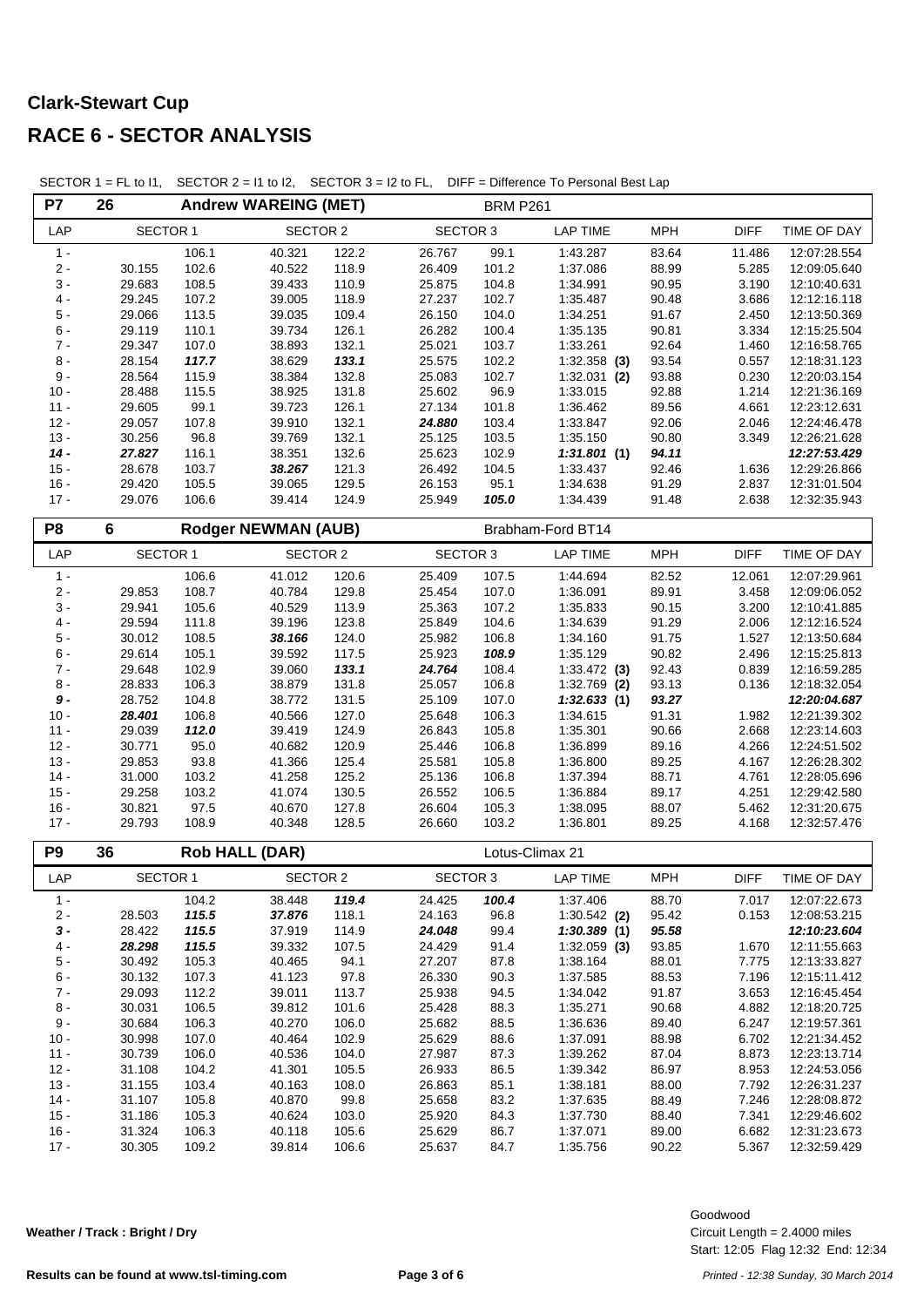# Clark-Stewart Cup

# RACE 6 - SECTOR ANALYSIS

SECTOR 1 = FL to I1, SECTOR 2 = I1 to I2, SECTOR 3 = I2 to FL, DIFF = Difference To Personal Best Lap

**P7 — 26 — Andrew WAREING (MET) — BRM P261**

| LAP | SECTOR 1 | | SECTOR 2 | | SECTOR 3 | | LAP TIME | MPH | DIFF | TIME OF DAY |
|---|---|---|---|---|---|---|---|---|---|---|
| 1 - | | 106.1 | 40.321 | 122.2 | 26.767 | 99.1 | 1:43.287 | 83.64 | 11.486 | 12:07:28.554 |
| 2 - | 30.155 | 102.6 | 40.522 | 118.9 | 26.409 | 101.2 | 1:37.086 | 88.99 | 5.285 | 12:09:05.640 |
| 3 - | 29.683 | 108.5 | 39.433 | 110.9 | 25.875 | 104.8 | 1:34.991 | 90.95 | 3.190 | 12:10:40.631 |
| 4 - | 29.245 | 107.2 | 39.005 | 118.9 | 27.237 | 102.7 | 1:35.487 | 90.48 | 3.686 | 12:12:16.118 |
| 5 - | 29.066 | 113.5 | 39.035 | 109.4 | 26.150 | 104.0 | 1:34.251 | 91.67 | 2.450 | 12:13:50.369 |
| 6 - | 29.119 | 110.1 | 39.734 | 126.1 | 26.282 | 100.4 | 1:35.135 | 90.81 | 3.334 | 12:15:25.504 |
| 7 - | 29.347 | 107.0 | 38.893 | 132.1 | 25.021 | 103.7 | 1:33.261 | 92.64 | 1.460 | 12:16:58.765 |
| 8 - | 28.154 | ***117.7*** | 38.629 | ***133.1*** | 25.575 | 102.2 | 1:32.358 **(3)** | 93.54 | 0.557 | 12:18:31.123 |
| 9 - | 28.564 | 115.9 | 38.384 | 132.8 | 25.083 | 102.7 | 1:32.031 **(2)** | 93.88 | 0.230 | 12:20:03.154 |
| 10 - | 28.488 | 115.5 | 38.925 | 131.8 | 25.602 | 96.9 | 1:33.015 | 92.88 | 1.214 | 12:21:36.169 |
| 11 - | 29.605 | 99.1 | 39.723 | 126.1 | 27.134 | 101.8 | 1:36.462 | 89.56 | 4.661 | 12:23:12.631 |
| 12 - | 29.057 | 107.8 | 39.910 | 132.1 | ***24.880*** | 103.4 | 1:33.847 | 92.06 | 2.046 | 12:24:46.478 |
| 13 - | 30.256 | 96.8 | 39.769 | 132.1 | 25.125 | 103.5 | 1:35.150 | 90.80 | 3.349 | 12:26:21.628 |
| ***14 -*** | ***27.827*** | 116.1 | 38.351 | 132.6 | 25.623 | 102.9 | ***1:31.801*** **(1)** | ***94.11*** | | ***12:27:53.429*** |
| 15 - | 28.678 | 103.7 | ***38.267*** | 121.3 | 26.492 | 104.5 | 1:33.437 | 92.46 | 1.636 | 12:29:26.866 |
| 16 - | 29.420 | 105.5 | 39.065 | 129.5 | 26.153 | 95.1 | 1:34.638 | 91.29 | 2.837 | 12:31:01.504 |
| 17 - | 29.076 | 106.6 | 39.414 | 124.9 | 25.949 | ***105.0*** | 1:34.439 | 91.48 | 2.638 | 12:32:35.943 |

**P8 — 6 — Rodger NEWMAN (AUB) — Brabham-Ford BT14**

| LAP | SECTOR 1 | | SECTOR 2 | | SECTOR 3 | | LAP TIME | MPH | DIFF | TIME OF DAY |
|---|---|---|---|---|---|---|---|---|---|---|
| 1 - | | 106.6 | 41.012 | 120.6 | 25.409 | 107.5 | 1:44.694 | 82.52 | 12.061 | 12:07:29.961 |
| 2 - | 29.853 | 108.7 | 40.784 | 129.8 | 25.454 | 107.0 | 1:36.091 | 89.91 | 3.458 | 12:09:06.052 |
| 3 - | 29.941 | 105.6 | 40.529 | 113.9 | 25.363 | 107.2 | 1:35.833 | 90.15 | 3.200 | 12:10:41.885 |
| 4 - | 29.594 | 111.8 | 39.196 | 123.8 | 25.849 | 104.6 | 1:34.639 | 91.29 | 2.006 | 12:12:16.524 |
| 5 - | 30.012 | 108.5 | ***38.166*** | 124.0 | 25.982 | 106.8 | 1:34.160 | 91.75 | 1.527 | 12:13:50.684 |
| 6 - | 29.614 | 105.1 | 39.592 | 117.5 | 25.923 | ***108.9*** | 1:35.129 | 90.82 | 2.496 | 12:15:25.813 |
| 7 - | 29.648 | 102.9 | 39.060 | ***133.1*** | ***24.764*** | 108.4 | 1:33.472 **(3)** | 92.43 | 0.839 | 12:16:59.285 |
| 8 - | 28.833 | 106.3 | 38.879 | 131.8 | 25.057 | 106.8 | 1:32.769 **(2)** | 93.13 | 0.136 | 12:18:32.054 |
| ***9 -*** | 28.752 | 104.8 | 38.772 | 131.5 | 25.109 | 107.0 | ***1:32.633*** **(1)** | ***93.27*** | | ***12:20:04.687*** |
| 10 - | ***28.401*** | 106.8 | 40.566 | 127.0 | 25.648 | 106.3 | 1:34.615 | 91.31 | 1.982 | 12:21:39.302 |
| 11 - | 29.039 | ***112.0*** | 39.419 | 124.9 | 26.843 | 105.8 | 1:35.301 | 90.66 | 2.668 | 12:23:14.603 |
| 12 - | 30.771 | 95.0 | 40.682 | 120.9 | 25.446 | 106.8 | 1:36.899 | 89.16 | 4.266 | 12:24:51.502 |
| 13 - | 29.853 | 93.8 | 41.366 | 125.4 | 25.581 | 105.8 | 1:36.800 | 89.25 | 4.167 | 12:26:28.302 |
| 14 - | 31.000 | 103.2 | 41.258 | 125.2 | 25.136 | 106.8 | 1:37.394 | 88.71 | 4.761 | 12:28:05.696 |
| 15 - | 29.258 | 103.2 | 41.074 | 130.5 | 26.552 | 106.5 | 1:36.884 | 89.17 | 4.251 | 12:29:42.580 |
| 16 - | 30.821 | 97.5 | 40.670 | 127.8 | 26.604 | 105.3 | 1:38.095 | 88.07 | 5.462 | 12:31:20.675 |
| 17 - | 29.793 | 108.9 | 40.348 | 128.5 | 26.660 | 103.2 | 1:36.801 | 89.25 | 4.168 | 12:32:57.476 |

**P9 — 36 — Rob HALL (DAR) — Lotus-Climax 21**

| LAP | SECTOR 1 | | SECTOR 2 | | SECTOR 3 | | LAP TIME | MPH | DIFF | TIME OF DAY |
|---|---|---|---|---|---|---|---|---|---|---|
| 1 - | | 104.2 | 38.448 | ***119.4*** | 24.425 | ***100.4*** | 1:37.406 | 88.70 | 7.017 | 12:07:22.673 |
| 2 - | 28.503 | ***115.5*** | ***37.876*** | 118.1 | 24.163 | 96.8 | 1:30.542 **(2)** | 95.42 | 0.153 | 12:08:53.215 |
| ***3 -*** | 28.422 | ***115.5*** | 37.919 | 114.9 | ***24.048*** | 99.4 | ***1:30.389*** **(1)** | ***95.58*** | | ***12:10:23.604*** |
| 4 - | ***28.298*** | ***115.5*** | 39.332 | 107.5 | 24.429 | 91.4 | 1:32.059 **(3)** | 93.85 | 1.670 | 12:11:55.663 |
| 5 - | 30.492 | 105.3 | 40.465 | 94.1 | 27.207 | 87.8 | 1:38.164 | 88.01 | 7.775 | 12:13:33.827 |
| 6 - | 30.132 | 107.3 | 41.123 | 97.8 | 26.330 | 90.3 | 1:37.585 | 88.53 | 7.196 | 12:15:11.412 |
| 7 - | 29.093 | 112.2 | 39.011 | 113.7 | 25.938 | 94.5 | 1:34.042 | 91.87 | 3.653 | 12:16:45.454 |
| 8 - | 30.031 | 106.5 | 39.812 | 101.6 | 25.428 | 88.3 | 1:35.271 | 90.68 | 4.882 | 12:18:20.725 |
| 9 - | 30.684 | 106.3 | 40.270 | 106.0 | 25.682 | 88.5 | 1:36.636 | 89.40 | 6.247 | 12:19:57.361 |
| 10 - | 30.998 | 107.0 | 40.464 | 102.9 | 25.629 | 88.6 | 1:37.091 | 88.98 | 6.702 | 12:21:34.452 |
| 11 - | 30.739 | 106.0 | 40.536 | 104.0 | 27.987 | 87.3 | 1:39.262 | 87.04 | 8.873 | 12:23:13.714 |
| 12 - | 31.108 | 104.2 | 41.301 | 105.5 | 26.933 | 86.5 | 1:39.342 | 86.97 | 8.953 | 12:24:53.056 |
| 13 - | 31.155 | 103.4 | 40.163 | 108.0 | 26.863 | 85.1 | 1:38.181 | 88.00 | 7.792 | 12:26:31.237 |
| 14 - | 31.107 | 105.8 | 40.870 | 99.8 | 25.658 | 83.2 | 1:37.635 | 88.49 | 7.246 | 12:28:08.872 |
| 15 - | 31.186 | 105.3 | 40.624 | 103.0 | 25.920 | 84.3 | 1:37.730 | 88.40 | 7.341 | 12:29:46.602 |
| 16 - | 31.324 | 106.3 | 40.118 | 105.6 | 25.629 | 86.7 | 1:37.071 | 89.00 | 6.682 | 12:31:23.673 |
| 17 - | 30.305 | 109.2 | 39.814 | 106.6 | 25.637 | 84.7 | 1:35.756 | 90.22 | 5.367 | 12:32:59.429 |

**Weather / Track : Bright / Dry**

Goodwood
Circuit Length = 2.4000 miles
Start: 12:05 Flag 12:32 End: 12:34

**Results can be found at www.tsl-timing.com**

*Printed - 12:38 Sunday, 30 March 2014*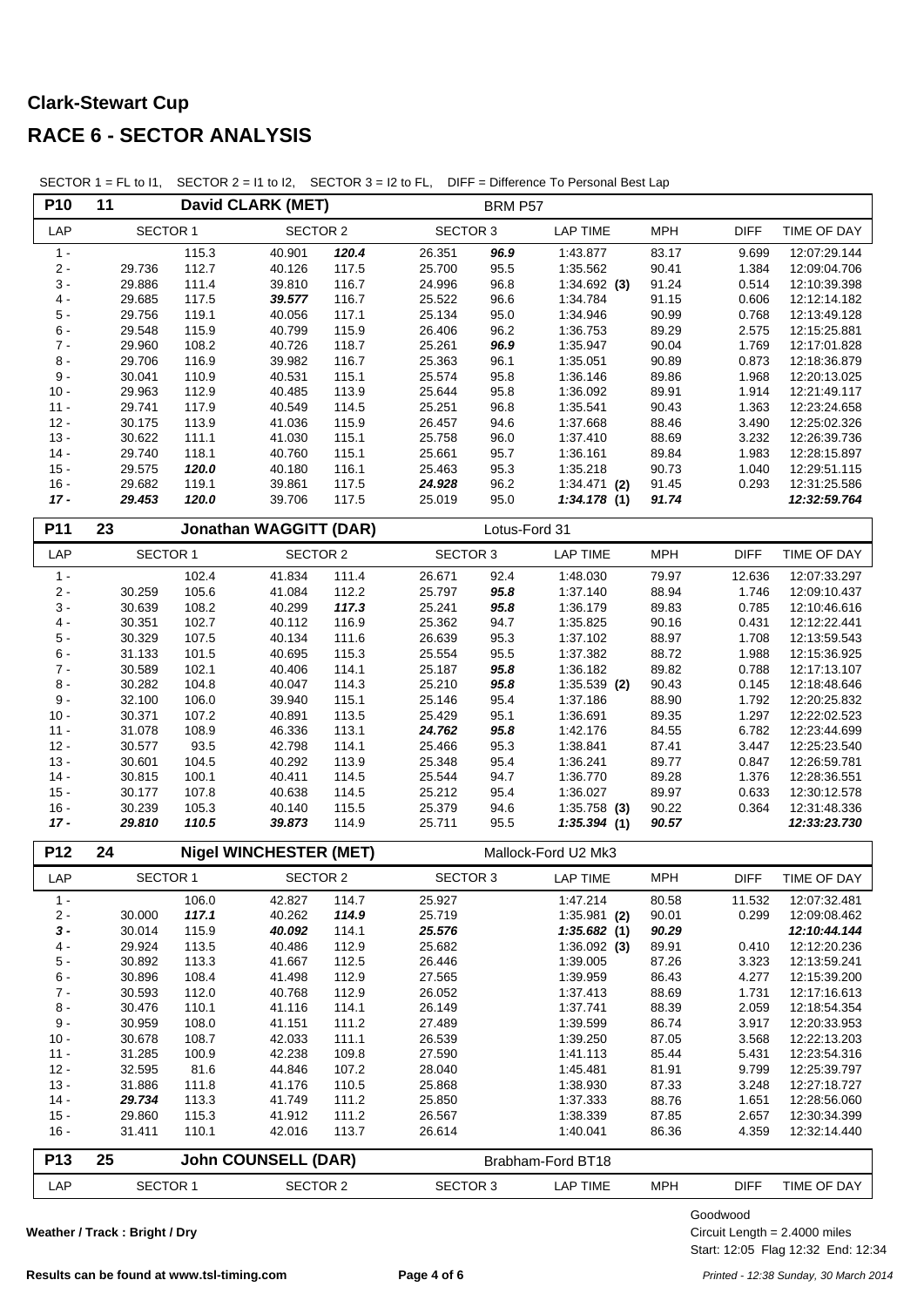# Clark-Stewart Cup

## RACE 6 - SECTOR ANALYSIS

SECTOR 1 = FL to I1, SECTOR 2 = I1 to I2, SECTOR 3 = I2 to FL, DIFF = Difference To Personal Best Lap

| P10 | 11 | David CLARK (MET) | | | | | BRM P57 | | | |
|---|---|---|---|---|---|---|---|---|---|---|
| LAP | SECTOR 1 | | SECTOR 2 | | SECTOR 3 | | LAP TIME | MPH | DIFF | TIME OF DAY |
| 1 - | | 115.3 | 40.901 | ***120.4*** | 26.351 | ***96.9*** | 1:43.877 | 83.17 | 9.699 | 12:07:29.144 |
| 2 - | 29.736 | 112.7 | 40.126 | 117.5 | 25.700 | 95.5 | 1:35.562 | 90.41 | 1.384 | 12:09:04.706 |
| 3 - | 29.886 | 111.4 | 39.810 | 116.7 | 24.996 | 96.8 | 1:34.692 **(3)** | 91.24 | 0.514 | 12:10:39.398 |
| 4 - | 29.685 | 117.5 | ***39.577*** | 116.7 | 25.522 | 96.6 | 1:34.784 | 91.15 | 0.606 | 12:12:14.182 |
| 5 - | 29.756 | 119.1 | 40.056 | 117.1 | 25.134 | 95.0 | 1:34.946 | 90.99 | 0.768 | 12:13:49.128 |
| 6 - | 29.548 | 115.9 | 40.799 | 115.9 | 26.406 | 96.2 | 1:36.753 | 89.29 | 2.575 | 12:15:25.881 |
| 7 - | 29.960 | 108.2 | 40.726 | 118.7 | 25.261 | ***96.9*** | 1:35.947 | 90.04 | 1.769 | 12:17:01.828 |
| 8 - | 29.706 | 116.9 | 39.982 | 116.7 | 25.363 | 96.1 | 1:35.051 | 90.89 | 0.873 | 12:18:36.879 |
| 9 - | 30.041 | 110.9 | 40.531 | 115.1 | 25.574 | 95.8 | 1:36.146 | 89.86 | 1.968 | 12:20:13.025 |
| 10 - | 29.963 | 112.9 | 40.485 | 113.9 | 25.644 | 95.8 | 1:36.092 | 89.91 | 1.914 | 12:21:49.117 |
| 11 - | 29.741 | 117.9 | 40.549 | 114.5 | 25.251 | 96.8 | 1:35.541 | 90.43 | 1.363 | 12:23:24.658 |
| 12 - | 30.175 | 113.9 | 41.036 | 115.9 | 26.457 | 94.6 | 1:37.668 | 88.46 | 3.490 | 12:25:02.326 |
| 13 - | 30.622 | 111.1 | 41.030 | 115.1 | 25.758 | 96.0 | 1:37.410 | 88.69 | 3.232 | 12:26:39.736 |
| 14 - | 29.740 | 118.1 | 40.760 | 115.1 | 25.661 | 95.7 | 1:36.161 | 89.84 | 1.983 | 12:28:15.897 |
| 15 - | 29.575 | ***120.0*** | 40.180 | 116.1 | 25.463 | 95.3 | 1:35.218 | 90.73 | 1.040 | 12:29:51.115 |
| 16 - | 29.682 | 119.1 | 39.861 | 117.5 | ***24.928*** | 96.2 | 1:34.471 **(2)** | 91.45 | 0.293 | 12:31:25.586 |
| ***17 -*** | ***29.453*** | ***120.0*** | 39.706 | 117.5 | 25.019 | 95.0 | ***1:34.178*** **(1)** | ***91.74*** | | ***12:32:59.764*** |

| P11 | 23 | Jonathan WAGGITT (DAR) | | | | | Lotus-Ford 31 | | | |
|---|---|---|---|---|---|---|---|---|---|---|
| LAP | SECTOR 1 | | SECTOR 2 | | SECTOR 3 | | LAP TIME | MPH | DIFF | TIME OF DAY |
| 1 - | | 102.4 | 41.834 | 111.4 | 26.671 | 92.4 | 1:48.030 | 79.97 | 12.636 | 12:07:33.297 |
| 2 - | 30.259 | 105.6 | 41.084 | 112.2 | 25.797 | ***95.8*** | 1:37.140 | 88.94 | 1.746 | 12:09:10.437 |
| 3 - | 30.639 | 108.2 | 40.299 | ***117.3*** | 25.241 | ***95.8*** | 1:36.179 | 89.83 | 0.785 | 12:10:46.616 |
| 4 - | 30.351 | 102.7 | 40.112 | 116.9 | 25.362 | 94.7 | 1:35.825 | 90.16 | 0.431 | 12:12:22.441 |
| 5 - | 30.329 | 107.5 | 40.134 | 111.6 | 26.639 | 95.3 | 1:37.102 | 88.97 | 1.708 | 12:13:59.543 |
| 6 - | 31.133 | 101.5 | 40.695 | 115.3 | 25.554 | 95.5 | 1:37.382 | 88.72 | 1.988 | 12:15:36.925 |
| 7 - | 30.589 | 102.1 | 40.406 | 114.1 | 25.187 | ***95.8*** | 1:36.182 | 89.82 | 0.788 | 12:17:13.107 |
| 8 - | 30.282 | 104.8 | 40.047 | 114.3 | 25.210 | ***95.8*** | 1:35.539 **(2)** | 90.43 | 0.145 | 12:18:48.646 |
| 9 - | 32.100 | 106.0 | 39.940 | 115.1 | 25.146 | 95.4 | 1:37.186 | 88.90 | 1.792 | 12:20:25.832 |
| 10 - | 30.371 | 107.2 | 40.891 | 113.5 | 25.429 | 95.1 | 1:36.691 | 89.35 | 1.297 | 12:22:02.523 |
| 11 - | 31.078 | 108.9 | 46.336 | 113.1 | ***24.762*** | ***95.8*** | 1:42.176 | 84.55 | 6.782 | 12:23:44.699 |
| 12 - | 30.577 | 93.5 | 42.798 | 114.1 | 25.466 | 95.3 | 1:38.841 | 87.41 | 3.447 | 12:25:23.540 |
| 13 - | 30.601 | 104.5 | 40.292 | 113.9 | 25.348 | 95.4 | 1:36.241 | 89.77 | 0.847 | 12:26:59.781 |
| 14 - | 30.815 | 100.1 | 40.411 | 114.5 | 25.544 | 94.7 | 1:36.770 | 89.28 | 1.376 | 12:28:36.551 |
| 15 - | 30.177 | 107.8 | 40.638 | 114.5 | 25.212 | 95.4 | 1:36.027 | 89.97 | 0.633 | 12:30:12.578 |
| 16 - | 30.239 | 105.3 | 40.140 | 115.5 | 25.379 | 94.6 | 1:35.758 **(3)** | 90.22 | 0.364 | 12:31:48.336 |
| ***17 -*** | ***29.810*** | ***110.5*** | ***39.873*** | 114.9 | 25.711 | 95.5 | ***1:35.394*** **(1)** | ***90.57*** | | ***12:33:23.730*** |

| P12 | 24 | Nigel WINCHESTER (MET) | | | | | Mallock-Ford U2 Mk3 | | | |
|---|---|---|---|---|---|---|---|---|---|---|
| LAP | SECTOR 1 | | SECTOR 2 | | SECTOR 3 | | LAP TIME | MPH | DIFF | TIME OF DAY |
| 1 - | | 106.0 | 42.827 | 114.7 | 25.927 | | 1:47.214 | 80.58 | 11.532 | 12:07:32.481 |
| 2 - | 30.000 | ***117.1*** | 40.262 | ***114.9*** | 25.719 | | 1:35.981 **(2)** | 90.01 | 0.299 | 12:09:08.462 |
| ***3 -*** | 30.014 | 115.9 | ***40.092*** | 114.1 | ***25.576*** | | ***1:35.682*** **(1)** | ***90.29*** | | ***12:10:44.144*** |
| 4 - | 29.924 | 113.5 | 40.486 | 112.9 | 25.682 | | 1:36.092 **(3)** | 89.91 | 0.410 | 12:12:20.236 |
| 5 - | 30.892 | 113.3 | 41.667 | 112.5 | 26.446 | | 1:39.005 | 87.26 | 3.323 | 12:13:59.241 |
| 6 - | 30.896 | 108.4 | 41.498 | 112.9 | 27.565 | | 1:39.959 | 86.43 | 4.277 | 12:15:39.200 |
| 7 - | 30.593 | 112.0 | 40.768 | 112.9 | 26.052 | | 1:37.413 | 88.69 | 1.731 | 12:17:16.613 |
| 8 - | 30.476 | 110.1 | 41.116 | 114.1 | 26.149 | | 1:37.741 | 88.39 | 2.059 | 12:18:54.354 |
| 9 - | 30.959 | 108.0 | 41.151 | 111.2 | 27.489 | | 1:39.599 | 86.74 | 3.917 | 12:20:33.953 |
| 10 - | 30.678 | 108.7 | 42.033 | 111.1 | 26.539 | | 1:39.250 | 87.05 | 3.568 | 12:22:13.203 |
| 11 - | 31.285 | 100.9 | 42.238 | 109.8 | 27.590 | | 1:41.113 | 85.44 | 5.431 | 12:23:54.316 |
| 12 - | 32.595 | 81.6 | 44.846 | 107.2 | 28.040 | | 1:45.481 | 81.91 | 9.799 | 12:25:39.797 |
| 13 - | 31.886 | 111.8 | 41.176 | 110.5 | 25.868 | | 1:38.930 | 87.33 | 3.248 | 12:27:18.727 |
| 14 - | ***29.734*** | 113.3 | 41.749 | 111.2 | 25.850 | | 1:37.333 | 88.76 | 1.651 | 12:28:56.060 |
| 15 - | 29.860 | 115.3 | 41.912 | 111.2 | 26.567 | | 1:38.339 | 87.85 | 2.657 | 12:30:34.399 |
| 16 - | 31.411 | 110.1 | 42.016 | 113.7 | 26.614 | | 1:40.041 | 86.36 | 4.359 | 12:32:14.440 |

| P13 | 25 | John COUNSELL (DAR) | | | | | Brabham-Ford BT18 | | | |
|---|---|---|---|---|---|---|---|---|---|---|
| LAP | SECTOR 1 | | SECTOR 2 | | SECTOR 3 | | LAP TIME | MPH | DIFF | TIME OF DAY |

**Weather / Track : Bright / Dry**

Goodwood
Circuit Length = 2.4000 miles
Start: 12:05 Flag 12:32 End: 12:34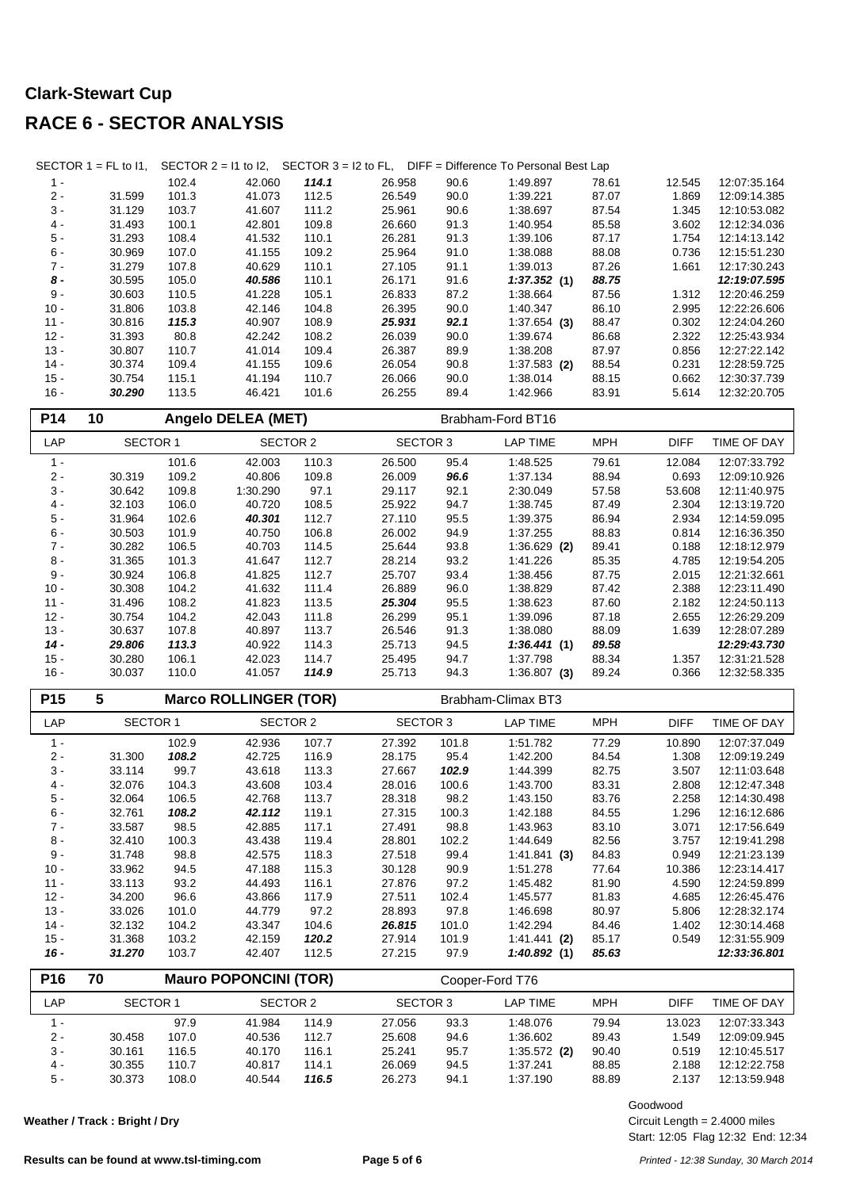# Clark-Stewart Cup

## RACE 6 - SECTOR ANALYSIS

SECTOR 1 = FL to I1, SECTOR 2 = I1 to I2, SECTOR 3 = I2 to FL, DIFF = Difference To Personal Best Lap

| LAP | SECTOR 1 | | SECTOR 2 | | SECTOR 3 | | LAP TIME | MPH | DIFF | TIME OF DAY |
|---|---|---|---|---|---|---|---|---|---|---|
| 1 - | | 102.4 | 42.060 | ***114.1*** | 26.958 | 90.6 | 1:49.897 | 78.61 | 12.545 | 12:07:35.164 |
| 2 - | 31.599 | 101.3 | 41.073 | 112.5 | 26.549 | 90.0 | 1:39.221 | 87.07 | 1.869 | 12:09:14.385 |
| 3 - | 31.129 | 103.7 | 41.607 | 111.2 | 25.961 | 90.6 | 1:38.697 | 87.54 | 1.345 | 12:10:53.082 |
| 4 - | 31.493 | 100.1 | 42.801 | 109.8 | 26.660 | 91.3 | 1:40.954 | 85.58 | 3.602 | 12:12:34.036 |
| 5 - | 31.293 | 108.4 | 41.532 | 110.1 | 26.281 | 91.3 | 1:39.106 | 87.17 | 1.754 | 12:14:13.142 |
| 6 - | 30.969 | 107.0 | 41.155 | 109.2 | 25.964 | 91.0 | 1:38.088 | 88.08 | 0.736 | 12:15:51.230 |
| 7 - | 31.279 | 107.8 | 40.629 | 110.1 | 27.105 | 91.1 | 1:39.013 | 87.26 | 1.661 | 12:17:30.243 |
| ***8 -*** | 30.595 | 105.0 | ***40.586*** | 110.1 | 26.171 | 91.6 | ***1:37.352*** **(1)** | ***88.75*** | | ***12:19:07.595*** |
| 9 - | 30.603 | 110.5 | 41.228 | 105.1 | 26.833 | 87.2 | 1:38.664 | 87.56 | 1.312 | 12:20:46.259 |
| 10 - | 31.806 | 103.8 | 42.146 | 104.8 | 26.395 | 90.0 | 1:40.347 | 86.10 | 2.995 | 12:22:26.606 |
| 11 - | 30.816 | ***115.3*** | 40.907 | 108.9 | ***25.931*** | ***92.1*** | 1:37.654 **(3)** | 88.47 | 0.302 | 12:24:04.260 |
| 12 - | 31.393 | 80.8 | 42.242 | 108.2 | 26.039 | 90.0 | 1:39.674 | 86.68 | 2.322 | 12:25:43.934 |
| 13 - | 30.807 | 110.7 | 41.014 | 109.4 | 26.387 | 89.9 | 1:38.208 | 87.97 | 0.856 | 12:27:22.142 |
| 14 - | 30.374 | 109.4 | 41.155 | 109.6 | 26.054 | 90.8 | 1:37.583 **(2)** | 88.54 | 0.231 | 12:28:59.725 |
| 15 - | 30.754 | 115.1 | 41.194 | 110.7 | 26.066 | 90.0 | 1:38.014 | 88.15 | 0.662 | 12:30:37.739 |
| 16 - | ***30.290*** | 113.5 | 46.421 | 101.6 | 26.255 | 89.4 | 1:42.966 | 83.91 | 5.614 | 12:32:20.705 |

**P14 — 10 — Angelo DELEA (MET) — Brabham-Ford BT16**

| LAP | SECTOR 1 | | SECTOR 2 | | SECTOR 3 | | LAP TIME | MPH | DIFF | TIME OF DAY |
|---|---|---|---|---|---|---|---|---|---|---|
| 1 - | | 101.6 | 42.003 | 110.3 | 26.500 | 95.4 | 1:48.525 | 79.61 | 12.084 | 12:07:33.792 |
| 2 - | 30.319 | 109.2 | 40.806 | 109.8 | 26.009 | ***96.6*** | 1:37.134 | 88.94 | 0.693 | 12:09:10.926 |
| 3 - | 30.642 | 109.8 | 1:30.290 | 97.1 | 29.117 | 92.1 | 2:30.049 | 57.58 | 53.608 | 12:11:40.975 |
| 4 - | 32.103 | 106.0 | 40.720 | 108.5 | 25.922 | 94.7 | 1:38.745 | 87.49 | 2.304 | 12:13:19.720 |
| 5 - | 31.964 | 102.6 | ***40.301*** | 112.7 | 27.110 | 95.5 | 1:39.375 | 86.94 | 2.934 | 12:14:59.095 |
| 6 - | 30.503 | 101.9 | 40.750 | 106.8 | 26.002 | 94.9 | 1:37.255 | 88.83 | 0.814 | 12:16:36.350 |
| 7 - | 30.282 | 106.5 | 40.703 | 114.5 | 25.644 | 93.8 | 1:36.629 **(2)** | 89.41 | 0.188 | 12:18:12.979 |
| 8 - | 31.365 | 101.3 | 41.647 | 112.7 | 28.214 | 93.2 | 1:41.226 | 85.35 | 4.785 | 12:19:54.205 |
| 9 - | 30.924 | 106.8 | 41.825 | 112.7 | 25.707 | 93.4 | 1:38.456 | 87.75 | 2.015 | 12:21:32.661 |
| 10 - | 30.308 | 104.2 | 41.632 | 111.4 | 26.889 | 96.0 | 1:38.829 | 87.42 | 2.388 | 12:23:11.490 |
| 11 - | 31.496 | 108.2 | 41.823 | 113.5 | ***25.304*** | 95.5 | 1:38.623 | 87.60 | 2.182 | 12:24:50.113 |
| 12 - | 30.754 | 104.2 | 42.043 | 111.8 | 26.299 | 95.1 | 1:39.096 | 87.18 | 2.655 | 12:26:29.209 |
| 13 - | 30.637 | 107.8 | 40.897 | 113.7 | 26.546 | 91.3 | 1:38.080 | 88.09 | 1.639 | 12:28:07.289 |
| ***14 -*** | ***29.806*** | ***113.3*** | 40.922 | 114.3 | 25.713 | 94.5 | ***1:36.441*** **(1)** | ***89.58*** | | ***12:29:43.730*** |
| 15 - | 30.280 | 106.1 | 42.023 | 114.7 | 25.495 | 94.7 | 1:37.798 | 88.34 | 1.357 | 12:31:21.528 |
| 16 - | 30.037 | 110.0 | 41.057 | ***114.9*** | 25.713 | 94.3 | 1:36.807 **(3)** | 89.24 | 0.366 | 12:32:58.335 |

**P15 — 5 — Marco ROLLINGER (TOR) — Brabham-Climax BT3**

| LAP | SECTOR 1 | | SECTOR 2 | | SECTOR 3 | | LAP TIME | MPH | DIFF | TIME OF DAY |
|---|---|---|---|---|---|---|---|---|---|---|
| 1 - | | 102.9 | 42.936 | 107.7 | 27.392 | 101.8 | 1:51.782 | 77.29 | 10.890 | 12:07:37.049 |
| 2 - | 31.300 | ***108.2*** | 42.725 | 116.9 | 28.175 | 95.4 | 1:42.200 | 84.54 | 1.308 | 12:09:19.249 |
| 3 - | 33.114 | 99.7 | 43.618 | 113.3 | 27.667 | ***102.9*** | 1:44.399 | 82.75 | 3.507 | 12:11:03.648 |
| 4 - | 32.076 | 104.3 | 43.608 | 103.4 | 28.016 | 100.6 | 1:43.700 | 83.31 | 2.808 | 12:12:47.348 |
| 5 - | 32.064 | 106.5 | 42.768 | 113.7 | 28.318 | 98.2 | 1:43.150 | 83.76 | 2.258 | 12:14:30.498 |
| 6 - | 32.761 | ***108.2*** | ***42.112*** | 119.1 | 27.315 | 100.3 | 1:42.188 | 84.55 | 1.296 | 12:16:12.686 |
| 7 - | 33.587 | 98.5 | 42.885 | 117.1 | 27.491 | 98.8 | 1:43.963 | 83.10 | 3.071 | 12:17:56.649 |
| 8 - | 32.410 | 100.3 | 43.438 | 119.4 | 28.801 | 102.2 | 1:44.649 | 82.56 | 3.757 | 12:19:41.298 |
| 9 - | 31.748 | 98.8 | 42.575 | 118.3 | 27.518 | 99.4 | 1:41.841 **(3)** | 84.83 | 0.949 | 12:21:23.139 |
| 10 - | 33.962 | 94.5 | 47.188 | 115.3 | 30.128 | 90.9 | 1:51.278 | 77.64 | 10.386 | 12:23:14.417 |
| 11 - | 33.113 | 93.2 | 44.493 | 116.1 | 27.876 | 97.2 | 1:45.482 | 81.90 | 4.590 | 12:24:59.899 |
| 12 - | 34.200 | 96.6 | 43.866 | 117.9 | 27.511 | 102.4 | 1:45.577 | 81.83 | 4.685 | 12:26:45.476 |
| 13 - | 33.026 | 101.0 | 44.779 | 97.2 | 28.893 | 97.8 | 1:46.698 | 80.97 | 5.806 | 12:28:32.174 |
| 14 - | 32.132 | 104.2 | 43.347 | 104.6 | ***26.815*** | 101.0 | 1:42.294 | 84.46 | 1.402 | 12:30:14.468 |
| 15 - | 31.368 | 103.2 | 42.159 | ***120.2*** | 27.914 | 101.9 | 1:41.441 **(2)** | 85.17 | 0.549 | 12:31:55.909 |
| ***16 -*** | ***31.270*** | 103.7 | 42.407 | 112.5 | 27.215 | 97.9 | ***1:40.892*** **(1)** | ***85.63*** | | ***12:33:36.801*** |

**P16 — 70 — Mauro POPONCINI (TOR) — Cooper-Ford T76**

| LAP | SECTOR 1 | | SECTOR 2 | | SECTOR 3 | | LAP TIME | MPH | DIFF | TIME OF DAY |
|---|---|---|---|---|---|---|---|---|---|---|
| 1 - | | 97.9 | 41.984 | 114.9 | 27.056 | 93.3 | 1:48.076 | 79.94 | 13.023 | 12:07:33.343 |
| 2 - | 30.458 | 107.0 | 40.536 | 112.7 | 25.608 | 94.6 | 1:36.602 | 89.43 | 1.549 | 12:09:09.945 |
| 3 - | 30.161 | 116.5 | 40.170 | 116.1 | 25.241 | 95.7 | 1:35.572 **(2)** | 90.40 | 0.519 | 12:10:45.517 |
| 4 - | 30.355 | 110.7 | 40.817 | 114.1 | 26.069 | 94.5 | 1:37.241 | 88.85 | 2.188 | 12:12:22.758 |
| 5 - | 30.373 | 108.0 | 40.544 | ***116.5*** | 26.273 | 94.1 | 1:37.190 | 88.89 | 2.137 | 12:13:59.948 |

**Weather / Track : Bright / Dry**

Goodwood
Circuit Length = 2.4000 miles
Start: 12:05 Flag 12:32 End: 12:34

Results can be found at www.tsl-timing.com

*Printed - 12:38 Sunday, 30 March 2014*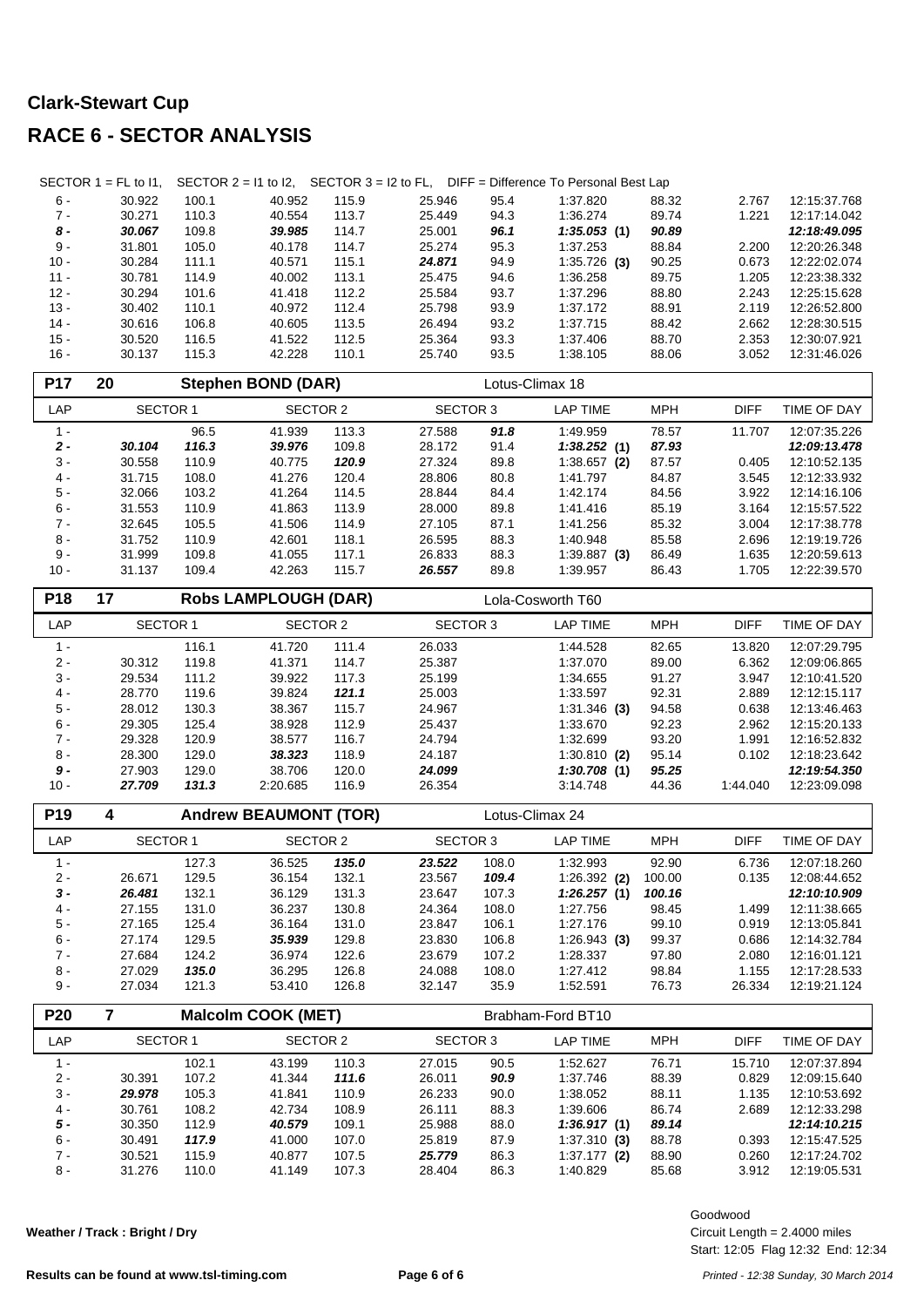# Clark-Stewart Cup

## RACE 6 - SECTOR ANALYSIS

SECTOR 1 = FL to I1, SECTOR 2 = I1 to I2, SECTOR 3 = I2 to FL, DIFF = Difference To Personal Best Lap

| LAP | SECTOR 1 | | SECTOR 2 | | SECTOR 3 | | LAP TIME | MPH | DIFF | TIME OF DAY |
|---|---|---|---|---|---|---|---|---|---|---|
| 6 - | 30.922 | 100.1 | 40.952 | 115.9 | 25.946 | 95.4 | 1:37.820 | 88.32 | 2.767 | 12:15:37.768 |
| 7 - | 30.271 | 110.3 | 40.554 | 113.7 | 25.449 | 94.3 | 1:36.274 | 89.74 | 1.221 | 12:17:14.042 |
| ***8 -*** | ***30.067*** | 109.8 | ***39.985*** | 114.7 | 25.001 | ***96.1*** | ***1:35.053* (1)** | ***90.89*** | | ***12:18:49.095*** |
| 9 - | 31.801 | 105.0 | 40.178 | 114.7 | 25.274 | 95.3 | 1:37.253 | 88.84 | 2.200 | 12:20:26.348 |
| 10 - | 30.284 | 111.1 | 40.571 | 115.1 | ***24.871*** | 94.9 | 1:35.726 **(3)** | 90.25 | 0.673 | 12:22:02.074 |
| 11 - | 30.781 | 114.9 | 40.002 | 113.1 | 25.475 | 94.6 | 1:36.258 | 89.75 | 1.205 | 12:23:38.332 |
| 12 - | 30.294 | 101.6 | 41.418 | 112.2 | 25.584 | 93.7 | 1:37.296 | 88.80 | 2.243 | 12:25:15.628 |
| 13 - | 30.402 | 110.1 | 40.972 | 112.4 | 25.798 | 93.9 | 1:37.172 | 88.91 | 2.119 | 12:26:52.800 |
| 14 - | 30.616 | 106.8 | 40.605 | 113.5 | 26.494 | 93.2 | 1:37.715 | 88.42 | 2.662 | 12:28:30.515 |
| 15 - | 30.520 | 116.5 | 41.522 | 112.5 | 25.364 | 93.3 | 1:37.406 | 88.70 | 2.353 | 12:30:07.921 |
| 16 - | 30.137 | 115.3 | 42.228 | 110.1 | 25.740 | 93.5 | 1:38.105 | 88.06 | 3.052 | 12:31:46.026 |

**P17 20 Stephen BOND (DAR)** — Lotus-Climax 18

| LAP | SECTOR 1 | | SECTOR 2 | | SECTOR 3 | | LAP TIME | MPH | DIFF | TIME OF DAY |
|---|---|---|---|---|---|---|---|---|---|---|
| 1 - | | 96.5 | 41.939 | 113.3 | 27.588 | ***91.8*** | 1:49.959 | 78.57 | 11.707 | 12:07:35.226 |
| ***2 -*** | ***30.104*** | ***116.3*** | ***39.976*** | 109.8 | 28.172 | 91.4 | ***1:38.252* (1)** | ***87.93*** | | ***12:09:13.478*** |
| 3 - | 30.558 | 110.9 | 40.775 | ***120.9*** | 27.324 | 89.8 | 1:38.657 **(2)** | 87.57 | 0.405 | 12:10:52.135 |
| 4 - | 31.715 | 108.0 | 41.276 | 120.4 | 28.806 | 80.8 | 1:41.797 | 84.87 | 3.545 | 12:12:33.932 |
| 5 - | 32.066 | 103.2 | 41.264 | 114.5 | 28.844 | 84.4 | 1:42.174 | 84.56 | 3.922 | 12:14:16.106 |
| 6 - | 31.553 | 110.9 | 41.863 | 113.9 | 28.000 | 89.8 | 1:41.416 | 85.19 | 3.164 | 12:15:57.522 |
| 7 - | 32.645 | 105.5 | 41.506 | 114.9 | 27.105 | 87.1 | 1:41.256 | 85.32 | 3.004 | 12:17:38.778 |
| 8 - | 31.752 | 110.9 | 42.601 | 118.1 | 26.595 | 88.3 | 1:40.948 | 85.58 | 2.696 | 12:19:19.726 |
| 9 - | 31.999 | 109.8 | 41.055 | 117.1 | 26.833 | 88.3 | 1:39.887 **(3)** | 86.49 | 1.635 | 12:20:59.613 |
| 10 - | 31.137 | 109.4 | 42.263 | 115.7 | ***26.557*** | 89.8 | 1:39.957 | 86.43 | 1.705 | 12:22:39.570 |

**P18 17 Robs LAMPLOUGH (DAR)** — Lola-Cosworth T60

| LAP | SECTOR 1 | | SECTOR 2 | | SECTOR 3 | | LAP TIME | MPH | DIFF | TIME OF DAY |
|---|---|---|---|---|---|---|---|---|---|---|
| 1 - | | 116.1 | 41.720 | 111.4 | 26.033 | | 1:44.528 | 82.65 | 13.820 | 12:07:29.795 |
| 2 - | 30.312 | 119.8 | 41.371 | 114.7 | 25.387 | | 1:37.070 | 89.00 | 6.362 | 12:09:06.865 |
| 3 - | 29.534 | 111.2 | 39.922 | 117.3 | 25.199 | | 1:34.655 | 91.27 | 3.947 | 12:10:41.520 |
| 4 - | 28.770 | 119.6 | 39.824 | ***121.1*** | 25.003 | | 1:33.597 | 92.31 | 2.889 | 12:12:15.117 |
| 5 - | 28.012 | 130.3 | 38.367 | 115.7 | 24.967 | | 1:31.346 **(3)** | 94.58 | 0.638 | 12:13:46.463 |
| 6 - | 29.305 | 125.4 | 38.928 | 112.9 | 25.437 | | 1:33.670 | 92.23 | 2.962 | 12:15:20.133 |
| 7 - | 29.328 | 120.9 | 38.577 | 116.7 | 24.794 | | 1:32.699 | 93.20 | 1.991 | 12:16:52.832 |
| 8 - | 28.300 | 129.0 | ***38.323*** | 118.9 | 24.187 | | 1:30.810 **(2)** | 95.14 | 0.102 | 12:18:23.642 |
| ***9 -*** | 27.903 | 129.0 | 38.706 | 120.0 | ***24.099*** | | ***1:30.708* (1)** | ***95.25*** | | ***12:19:54.350*** |
| 10 - | ***27.709*** | ***131.3*** | 2:20.685 | 116.9 | 26.354 | | 3:14.748 | 44.36 | 1:44.040 | 12:23:09.098 |

**P19 4 Andrew BEAUMONT (TOR)** — Lotus-Climax 24

| LAP | SECTOR 1 | | SECTOR 2 | | SECTOR 3 | | LAP TIME | MPH | DIFF | TIME OF DAY |
|---|---|---|---|---|---|---|---|---|---|---|
| 1 - | | 127.3 | 36.525 | ***135.0*** | ***23.522*** | 108.0 | 1:32.993 | 92.90 | 6.736 | 12:07:18.260 |
| 2 - | 26.671 | 129.5 | 36.154 | 132.1 | 23.567 | ***109.4*** | 1:26.392 **(2)** | 100.00 | 0.135 | 12:08:44.652 |
| ***3 -*** | ***26.481*** | 132.1 | 36.129 | 131.3 | 23.647 | 107.3 | ***1:26.257* (1)** | ***100.16*** | | ***12:10:10.909*** |
| 4 - | 27.155 | 131.0 | 36.237 | 130.8 | 24.364 | 108.0 | 1:27.756 | 98.45 | 1.499 | 12:11:38.665 |
| 5 - | 27.165 | 125.4 | 36.164 | 131.0 | 23.847 | 106.1 | 1:27.176 | 99.10 | 0.919 | 12:13:05.841 |
| 6 - | 27.174 | 129.5 | ***35.939*** | 129.8 | 23.830 | 106.8 | 1:26.943 **(3)** | 99.37 | 0.686 | 12:14:32.784 |
| 7 - | 27.684 | 124.2 | 36.974 | 122.6 | 23.679 | 107.2 | 1:28.337 | 97.80 | 2.080 | 12:16:01.121 |
| 8 - | 27.029 | ***135.0*** | 36.295 | 126.8 | 24.088 | 108.0 | 1:27.412 | 98.84 | 1.155 | 12:17:28.533 |
| 9 - | 27.034 | 121.3 | 53.410 | 126.8 | 32.147 | 35.9 | 1:52.591 | 76.73 | 26.334 | 12:19:21.124 |

**P20 7 Malcolm COOK (MET)** — Brabham-Ford BT10

| LAP | SECTOR 1 | | SECTOR 2 | | SECTOR 3 | | LAP TIME | MPH | DIFF | TIME OF DAY |
|---|---|---|---|---|---|---|---|---|---|---|
| 1 - | | 102.1 | 43.199 | 110.3 | 27.015 | 90.5 | 1:52.627 | 76.71 | 15.710 | 12:07:37.894 |
| 2 - | 30.391 | 107.2 | 41.344 | ***111.6*** | 26.011 | ***90.9*** | 1:37.746 | 88.39 | 0.829 | 12:09:15.640 |
| 3 - | ***29.978*** | 105.3 | 41.841 | 110.9 | 26.233 | 90.0 | 1:38.052 | 88.11 | 1.135 | 12:10:53.692 |
| 4 - | 30.761 | 108.2 | 42.734 | 108.9 | 26.111 | 88.3 | 1:39.606 | 86.74 | 2.689 | 12:12:33.298 |
| ***5 -*** | 30.350 | 112.9 | ***40.579*** | 109.1 | 25.988 | 88.0 | ***1:36.917* (1)** | ***89.14*** | | ***12:14:10.215*** |
| 6 - | 30.491 | ***117.9*** | 41.000 | 107.0 | 25.819 | 87.9 | 1:37.310 **(3)** | 88.78 | 0.393 | 12:15:47.525 |
| 7 - | 30.521 | 115.9 | 40.877 | 107.5 | ***25.779*** | 86.3 | 1:37.177 **(2)** | 88.90 | 0.260 | 12:17:24.702 |
| 8 - | 31.276 | 110.0 | 41.149 | 107.3 | 28.404 | 86.3 | 1:40.829 | 85.68 | 3.912 | 12:19:05.531 |

**Weather / Track : Bright / Dry**

Goodwood
Circuit Length = 2.4000 miles
Start: 12:05 Flag 12:32 End: 12:34

**Results can be found at www.tsl-timing.com**

*Printed - 12:38 Sunday, 30 March 2014*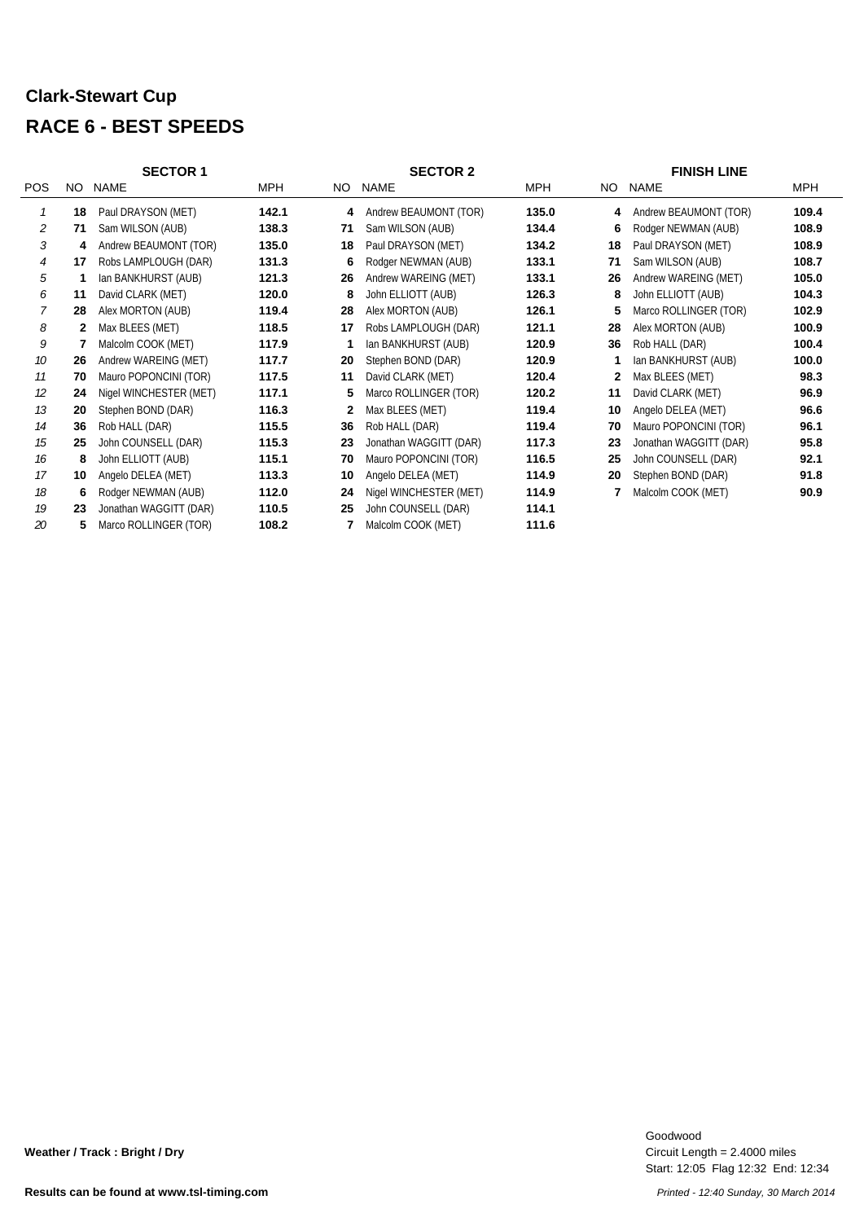# Clark-Stewart Cup

## RACE 6 - BEST SPEEDS

| | SECTOR 1 | | | SECTOR 2 | | | FINISH LINE | | |
|---|---|---|---|---|---|---|---|---|---|
| POS | NO | NAME | MPH | NO | NAME | MPH | NO | NAME | MPH |
| 1 | 18 | Paul DRAYSON (MET) | 142.1 | 4 | Andrew BEAUMONT (TOR) | 135.0 | 4 | Andrew BEAUMONT (TOR) | 109.4 |
| 2 | 71 | Sam WILSON (AUB) | 138.3 | 71 | Sam WILSON (AUB) | 134.4 | 6 | Rodger NEWMAN (AUB) | 108.9 |
| 3 | 4 | Andrew BEAUMONT (TOR) | 135.0 | 18 | Paul DRAYSON (MET) | 134.2 | 18 | Paul DRAYSON (MET) | 108.9 |
| 4 | 17 | Robs LAMPLOUGH (DAR) | 131.3 | 6 | Rodger NEWMAN (AUB) | 133.1 | 71 | Sam WILSON (AUB) | 108.7 |
| 5 | 1 | Ian BANKHURST (AUB) | 121.3 | 26 | Andrew WAREING (MET) | 133.1 | 26 | Andrew WAREING (MET) | 105.0 |
| 6 | 11 | David CLARK (MET) | 120.0 | 8 | John ELLIOTT (AUB) | 126.3 | 8 | John ELLIOTT (AUB) | 104.3 |
| 7 | 28 | Alex MORTON (AUB) | 119.4 | 28 | Alex MORTON (AUB) | 126.1 | 5 | Marco ROLLINGER (TOR) | 102.9 |
| 8 | 2 | Max BLEES (MET) | 118.5 | 17 | Robs LAMPLOUGH (DAR) | 121.1 | 28 | Alex MORTON (AUB) | 100.9 |
| 9 | 7 | Malcolm COOK (MET) | 117.9 | 1 | Ian BANKHURST (AUB) | 120.9 | 36 | Rob HALL (DAR) | 100.4 |
| 10 | 26 | Andrew WAREING (MET) | 117.7 | 20 | Stephen BOND (DAR) | 120.9 | 1 | Ian BANKHURST (AUB) | 100.0 |
| 11 | 70 | Mauro POPONCINI (TOR) | 117.5 | 11 | David CLARK (MET) | 120.4 | 2 | Max BLEES (MET) | 98.3 |
| 12 | 24 | Nigel WINCHESTER (MET) | 117.1 | 5 | Marco ROLLINGER (TOR) | 120.2 | 11 | David CLARK (MET) | 96.9 |
| 13 | 20 | Stephen BOND (DAR) | 116.3 | 2 | Max BLEES (MET) | 119.4 | 10 | Angelo DELEA (MET) | 96.6 |
| 14 | 36 | Rob HALL (DAR) | 115.5 | 36 | Rob HALL (DAR) | 119.4 | 70 | Mauro POPONCINI (TOR) | 96.1 |
| 15 | 25 | John COUNSELL (DAR) | 115.3 | 23 | Jonathan WAGGITT (DAR) | 117.3 | 23 | Jonathan WAGGITT (DAR) | 95.8 |
| 16 | 8 | John ELLIOTT (AUB) | 115.1 | 70 | Mauro POPONCINI (TOR) | 116.5 | 25 | John COUNSELL (DAR) | 92.1 |
| 17 | 10 | Angelo DELEA (MET) | 113.3 | 10 | Angelo DELEA (MET) | 114.9 | 20 | Stephen BOND (DAR) | 91.8 |
| 18 | 6 | Rodger NEWMAN (AUB) | 112.0 | 24 | Nigel WINCHESTER (MET) | 114.9 | 7 | Malcolm COOK (MET) | 90.9 |
| 19 | 23 | Jonathan WAGGITT (DAR) | 110.5 | 25 | John COUNSELL (DAR) | 114.1 | | | |
| 20 | 5 | Marco ROLLINGER (TOR) | 108.2 | 7 | Malcolm COOK (MET) | 111.6 | | | |

**Weather / Track : Bright / Dry**

Goodwood
Circuit Length = 2.4000 miles
Start: 12:05 Flag 12:32 End: 12:34

**Results can be found at www.tsl-timing.com**

*Printed - 12:40 Sunday, 30 March 2014*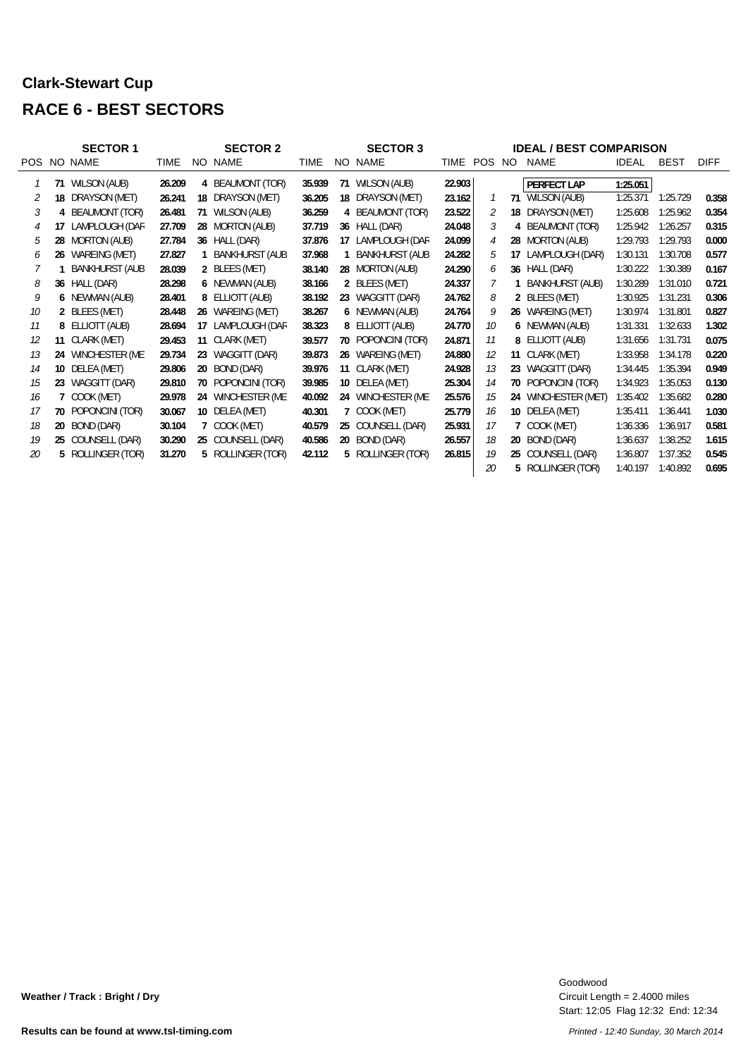## Clark-Stewart Cup

## RACE 6 - BEST SECTORS

| SECTOR 1 | | | | SECTOR 2 | | | SECTOR 3 | | | IDEAL / BEST COMPARISON | | | | | |
|---|---|---|---|---|---|---|---|---|---|---|---|---|---|---|---|
| POS | NO | NAME | TIME | NO | NAME | TIME | NO | NAME | TIME | POS | NO | NAME | IDEAL | BEST | DIFF |
| | | | | | | | | | | | | **PERFECT LAP** | **1:25.051** | | |
| 1 | **71** | WILSON (AUB) | **26.209** | **4** | BEAUMONT (TOR) | **35.939** | **71** | WILSON (AUB) | **22.903** | 1 | **71** | WILSON (AUB) | 1:25.371 | 1:25.729 | **0.358** |
| 2 | **18** | DRAYSON (MET) | **26.241** | **18** | DRAYSON (MET) | **36.205** | **18** | DRAYSON (MET) | **23.162** | 2 | **18** | DRAYSON (MET) | 1:25.608 | 1:25.962 | **0.354** |
| 3 | **4** | BEAUMONT (TOR) | **26.481** | **71** | WILSON (AUB) | **36.259** | **4** | BEAUMONT (TOR) | **23.522** | 3 | **4** | BEAUMONT (TOR) | 1:25.942 | 1:26.257 | **0.315** |
| 4 | **17** | LAMPLOUGH (DAR | **27.709** | **28** | MORTON (AUB) | **37.719** | **36** | HALL (DAR) | **24.048** | 4 | **28** | MORTON (AUB) | 1:29.793 | 1:29.793 | **0.000** |
| 5 | **28** | MORTON (AUB) | **27.784** | **36** | HALL (DAR) | **37.876** | **17** | LAMPLOUGH (DAR | **24.099** | 5 | **17** | LAMPLOUGH (DAR) | 1:30.131 | 1:30.708 | **0.577** |
| 6 | **26** | WAREING (MET) | **27.827** | **1** | BANKHURST (AUB | **37.968** | **1** | BANKHURST (AUB | **24.282** | 6 | **36** | HALL (DAR) | 1:30.222 | 1:30.389 | **0.167** |
| 7 | **1** | BANKHURST (AUB | **28.039** | **2** | BLEES (MET) | **38.140** | **28** | MORTON (AUB) | **24.290** | 7 | **1** | BANKHURST (AUB) | 1:30.289 | 1:31.010 | **0.721** |
| 8 | **36** | HALL (DAR) | **28.298** | **6** | NEWMAN (AUB) | **38.166** | **2** | BLEES (MET) | **24.337** | 8 | **2** | BLEES (MET) | 1:30.925 | 1:31.231 | **0.306** |
| 9 | **6** | NEWMAN (AUB) | **28.401** | **8** | ELLIOTT (AUB) | **38.192** | **23** | WAGGITT (DAR) | **24.762** | 9 | **26** | WAREING (MET) | 1:30.974 | 1:31.801 | **0.827** |
| 10 | **2** | BLEES (MET) | **28.448** | **26** | WAREING (MET) | **38.267** | **6** | NEWMAN (AUB) | **24.764** | 10 | **6** | NEWMAN (AUB) | 1:31.331 | 1:32.633 | **1.302** |
| 11 | **8** | ELLIOTT (AUB) | **28.694** | **17** | LAMPLOUGH (DAR | **38.323** | **8** | ELLIOTT (AUB) | **24.770** | 11 | **8** | ELLIOTT (AUB) | 1:31.656 | 1:31.731 | **0.075** |
| 12 | **11** | CLARK (MET) | **29.453** | **11** | CLARK (MET) | **39.577** | **70** | POPONCINI (TOR) | **24.871** | 12 | **11** | CLARK (MET) | 1:33.958 | 1:34.178 | **0.220** |
| 13 | **24** | WINCHESTER (ME | **29.734** | **23** | WAGGITT (DAR) | **39.873** | **26** | WAREING (MET) | **24.880** | 13 | **23** | WAGGITT (DAR) | 1:34.445 | 1:35.394 | **0.949** |
| 14 | **10** | DELEA (MET) | **29.806** | **20** | BOND (DAR) | **39.976** | **11** | CLARK (MET) | **24.928** | 14 | **70** | POPONCINI (TOR) | 1:34.923 | 1:35.053 | **0.130** |
| 15 | **23** | WAGGITT (DAR) | **29.810** | **70** | POPONCINI (TOR) | **39.985** | **10** | DELEA (MET) | **25.304** | 15 | **24** | WINCHESTER (MET) | 1:35.402 | 1:35.682 | **0.280** |
| 16 | **7** | COOK (MET) | **29.978** | **24** | WINCHESTER (ME | **40.092** | **24** | WINCHESTER (ME | **25.576** | 16 | **10** | DELEA (MET) | 1:35.411 | 1:36.441 | **1.030** |
| 17 | **70** | POPONCINI (TOR) | **30.067** | **10** | DELEA (MET) | **40.301** | **7** | COOK (MET) | **25.779** | 17 | **7** | COOK (MET) | 1:36.336 | 1:36.917 | **0.581** |
| 18 | **20** | BOND (DAR) | **30.104** | **7** | COOK (MET) | **40.579** | **25** | COUNSELL (DAR) | **25.931** | 18 | **20** | BOND (DAR) | 1:36.637 | 1:38.252 | **1.615** |
| 19 | **25** | COUNSELL (DAR) | **30.290** | **25** | COUNSELL (DAR) | **40.586** | **20** | BOND (DAR) | **26.557** | 19 | **25** | COUNSELL (DAR) | 1:36.807 | 1:37.352 | **0.545** |
| 20 | **5** | ROLLINGER (TOR) | **31.270** | **5** | ROLLINGER (TOR) | **42.112** | **5** | ROLLINGER (TOR) | **26.815** | 20 | **5** | ROLLINGER (TOR) | 1:40.197 | 1:40.892 | **0.695** |

**Weather / Track : Bright / Dry**

Goodwood
Circuit Length = 2.4000 miles
Start: 12:05 Flag 12:32 End: 12:34

**Results can be found at www.tsl-timing.com**

*Printed - 12:40 Sunday, 30 March 2014*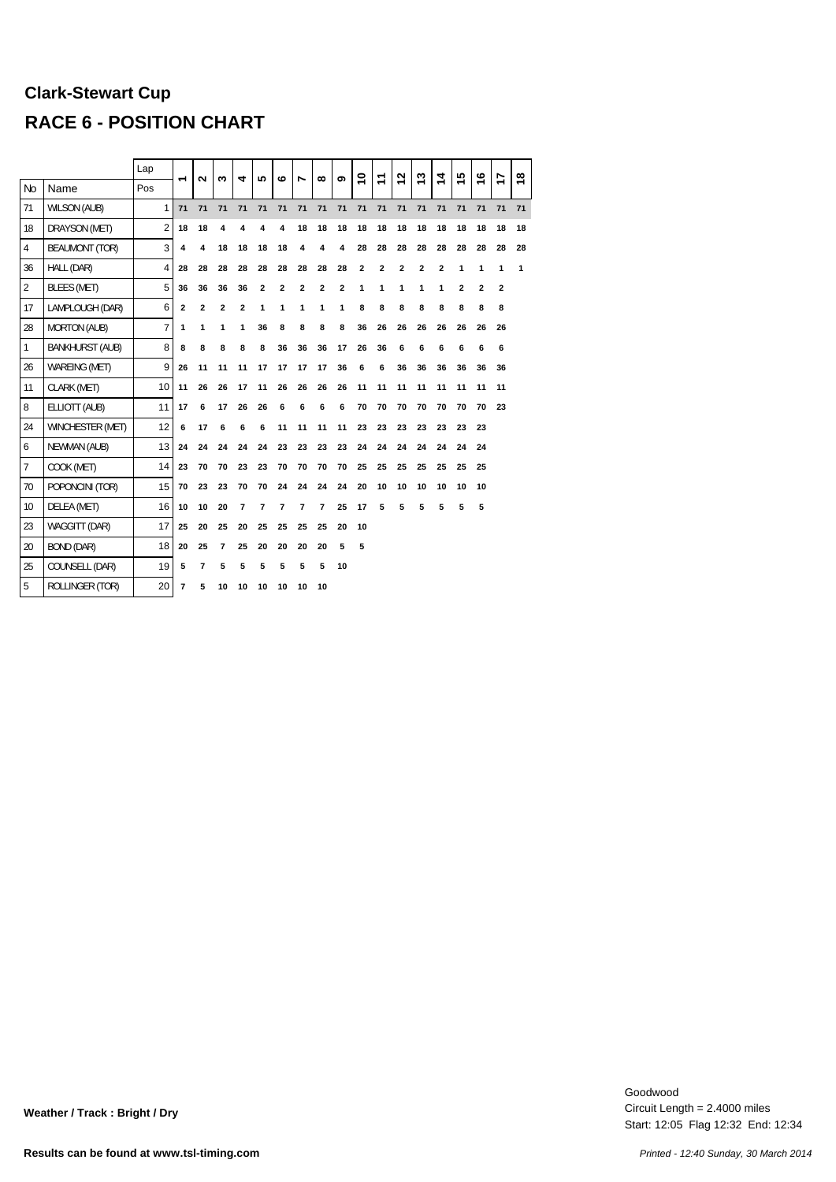# Clark-Stewart Cup

## RACE 6 - POSITION CHART

| No | Name | Lap / Pos | 1 | 2 | 3 | 4 | 5 | 6 | 7 | 8 | 9 | 10 | 11 | 12 | 13 | 14 | 15 | 16 | 17 | 18 |
|---|---|---|---|---|---|---|---|---|---|---|---|---|---|---|---|---|---|---|---|---|
| 71 | WILSON (AUB) | 1 | 71 | 71 | 71 | 71 | 71 | 71 | 71 | 71 | 71 | 71 | 71 | 71 | 71 | 71 | 71 | 71 | 71 | 71 |
| 18 | DRAYSON (MET) | 2 | 18 | 18 | 4 | 4 | 4 | 4 | 18 | 18 | 18 | 18 | 18 | 18 | 18 | 18 | 18 | 18 | 18 | 18 |
| 4 | BEAUMONT (TOR) | 3 | 4 | 4 | 18 | 18 | 18 | 18 | 4 | 4 | 4 | 28 | 28 | 28 | 28 | 28 | 28 | 28 | 28 | 28 |
| 36 | HALL (DAR) | 4 | 28 | 28 | 28 | 28 | 28 | 28 | 28 | 28 | 28 | 2 | 2 | 2 | 2 | 2 | 1 | 1 | 1 | 1 |
| 2 | BLEES (MET) | 5 | 36 | 36 | 36 | 36 | 2 | 2 | 2 | 2 | 2 | 1 | 1 | 1 | 1 | 1 | 2 | 2 | 2 | |
| 17 | LAMPLOUGH (DAR) | 6 | 2 | 2 | 2 | 2 | 1 | 1 | 1 | 1 | 1 | 8 | 8 | 8 | 8 | 8 | 8 | 8 | 8 | |
| 28 | MORTON (AUB) | 7 | 1 | 1 | 1 | 1 | 36 | 8 | 8 | 8 | 8 | 36 | 26 | 26 | 26 | 26 | 26 | 26 | 26 | |
| 1 | BANKHURST (AUB) | 8 | 8 | 8 | 8 | 8 | 8 | 36 | 36 | 36 | 17 | 26 | 36 | 6 | 6 | 6 | 6 | 6 | 6 | |
| 26 | WAREING (MET) | 9 | 26 | 11 | 11 | 11 | 17 | 17 | 17 | 17 | 36 | 6 | 6 | 36 | 36 | 36 | 36 | 36 | 36 | |
| 11 | CLARK (MET) | 10 | 11 | 26 | 26 | 17 | 11 | 26 | 26 | 26 | 26 | 11 | 11 | 11 | 11 | 11 | 11 | 11 | 11 | |
| 8 | ELLIOTT (AUB) | 11 | 17 | 6 | 17 | 26 | 26 | 6 | 6 | 6 | 6 | 70 | 70 | 70 | 70 | 70 | 70 | 70 | 23 | |
| 24 | WINCHESTER (MET) | 12 | 6 | 17 | 6 | 6 | 6 | 11 | 11 | 11 | 11 | 23 | 23 | 23 | 23 | 23 | 23 | 23 | | |
| 6 | NEWMAN (AUB) | 13 | 24 | 24 | 24 | 24 | 24 | 23 | 23 | 23 | 23 | 24 | 24 | 24 | 24 | 24 | 24 | 24 | | |
| 7 | COOK (MET) | 14 | 23 | 70 | 70 | 23 | 23 | 70 | 70 | 70 | 70 | 25 | 25 | 25 | 25 | 25 | 25 | 25 | | |
| 70 | POPONCINI (TOR) | 15 | 70 | 23 | 23 | 70 | 70 | 24 | 24 | 24 | 24 | 20 | 10 | 10 | 10 | 10 | 10 | 10 | | |
| 10 | DELEA (MET) | 16 | 10 | 10 | 20 | 7 | 7 | 7 | 7 | 7 | 25 | 17 | 5 | 5 | 5 | 5 | 5 | 5 | | |
| 23 | WAGGITT (DAR) | 17 | 25 | 20 | 25 | 20 | 25 | 25 | 25 | 25 | 20 | 10 | | | | | | | | |
| 20 | BOND (DAR) | 18 | 20 | 25 | 7 | 25 | 20 | 20 | 20 | 20 | 5 | 5 | | | | | | | | |
| 25 | COUNSELL (DAR) | 19 | 5 | 7 | 5 | 5 | 5 | 5 | 5 | 5 | 10 | | | | | | | | | |
| 5 | ROLLINGER (TOR) | 20 | 7 | 5 | 10 | 10 | 10 | 10 | 10 | 10 | | | | | | | | | | |

**Weather / Track : Bright / Dry**

Goodwood
Circuit Length = 2.4000 miles
Start: 12:05 Flag 12:32 End: 12:34

**Results can be found at www.tsl-timing.com**

*Printed - 12:40 Sunday, 30 March 2014*